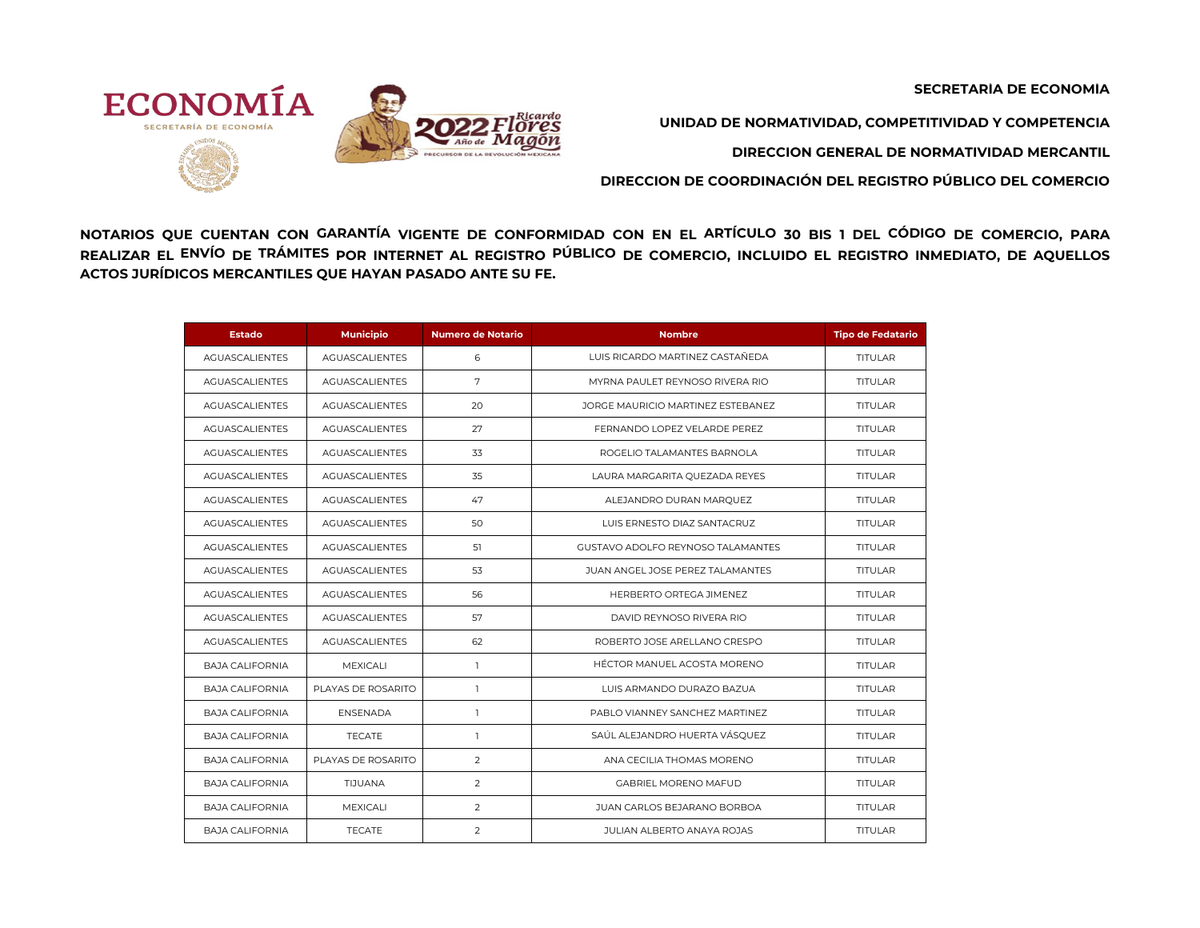SECRETARIA DE ECONOMIA

UNIDAD DE NORMATIVIDAD, COMPETITIVIDAD Y COMPETENCIA

DIRECCION GENERAL DE NORMATIVIDAD MERCANTIL

DIRECCION DE COORDINACIÓN DEL REGISTRO PÚBLICO DEL COMERCIO

**NOTARIOS QUE CUENTAN CON GARANTÍA VIGENTE DE CONFORMIDAD CON EN EL ARTÍCULO 30 BIS 1 DEL CÓDIGO DE COMERCIO, PARA REALIZAR EL ENVÍO DE TRÁMITES POR INTERNET AL REGISTRO PÚBLICO DE COMERCIO, INCLUIDO EL REGISTRO INMEDIATO, DE AQUELLOS ACTOS JURÍDICOS MERCANTILES QUE HAYAN PASADO ANTE SU FE.**

| Estado | Municipio | Numero de Notario | Nombre | Tipo de Fedatario |
|---|---|---|---|---|
| AGUASCALIENTES | AGUASCALIENTES | 6 | LUIS RICARDO MARTINEZ CASTAÑEDA | TITULAR |
| AGUASCALIENTES | AGUASCALIENTES | 7 | MYRNA PAULET REYNOSO RIVERA RIO | TITULAR |
| AGUASCALIENTES | AGUASCALIENTES | 20 | JORGE MAURICIO MARTINEZ ESTEBANEZ | TITULAR |
| AGUASCALIENTES | AGUASCALIENTES | 27 | FERNANDO LOPEZ VELARDE PEREZ | TITULAR |
| AGUASCALIENTES | AGUASCALIENTES | 33 | ROGELIO TALAMANTES BARNOLA | TITULAR |
| AGUASCALIENTES | AGUASCALIENTES | 35 | LAURA MARGARITA QUEZADA REYES | TITULAR |
| AGUASCALIENTES | AGUASCALIENTES | 47 | ALEJANDRO DURAN MARQUEZ | TITULAR |
| AGUASCALIENTES | AGUASCALIENTES | 50 | LUIS ERNESTO DIAZ SANTACRUZ | TITULAR |
| AGUASCALIENTES | AGUASCALIENTES | 51 | GUSTAVO ADOLFO REYNOSO TALAMANTES | TITULAR |
| AGUASCALIENTES | AGUASCALIENTES | 53 | JUAN ANGEL JOSE PEREZ TALAMANTES | TITULAR |
| AGUASCALIENTES | AGUASCALIENTES | 56 | HERBERTO ORTEGA JIMENEZ | TITULAR |
| AGUASCALIENTES | AGUASCALIENTES | 57 | DAVID REYNOSO RIVERA RIO | TITULAR |
| AGUASCALIENTES | AGUASCALIENTES | 62 | ROBERTO JOSE ARELLANO CRESPO | TITULAR |
| BAJA CALIFORNIA | MEXICALI | 1 | HÉCTOR MANUEL ACOSTA MORENO | TITULAR |
| BAJA CALIFORNIA | PLAYAS DE ROSARITO | 1 | LUIS ARMANDO DURAZO BAZUA | TITULAR |
| BAJA CALIFORNIA | ENSENADA | 1 | PABLO VIANNEY SANCHEZ MARTINEZ | TITULAR |
| BAJA CALIFORNIA | TECATE | 1 | SAÚL ALEJANDRO HUERTA VÁSQUEZ | TITULAR |
| BAJA CALIFORNIA | PLAYAS DE ROSARITO | 2 | ANA CECILIA THOMAS MORENO | TITULAR |
| BAJA CALIFORNIA | TIJUANA | 2 | GABRIEL MORENO MAFUD | TITULAR |
| BAJA CALIFORNIA | MEXICALI | 2 | JUAN CARLOS BEJARANO BORBOA | TITULAR |
| BAJA CALIFORNIA | TECATE | 2 | JULIAN ALBERTO ANAYA ROJAS | TITULAR |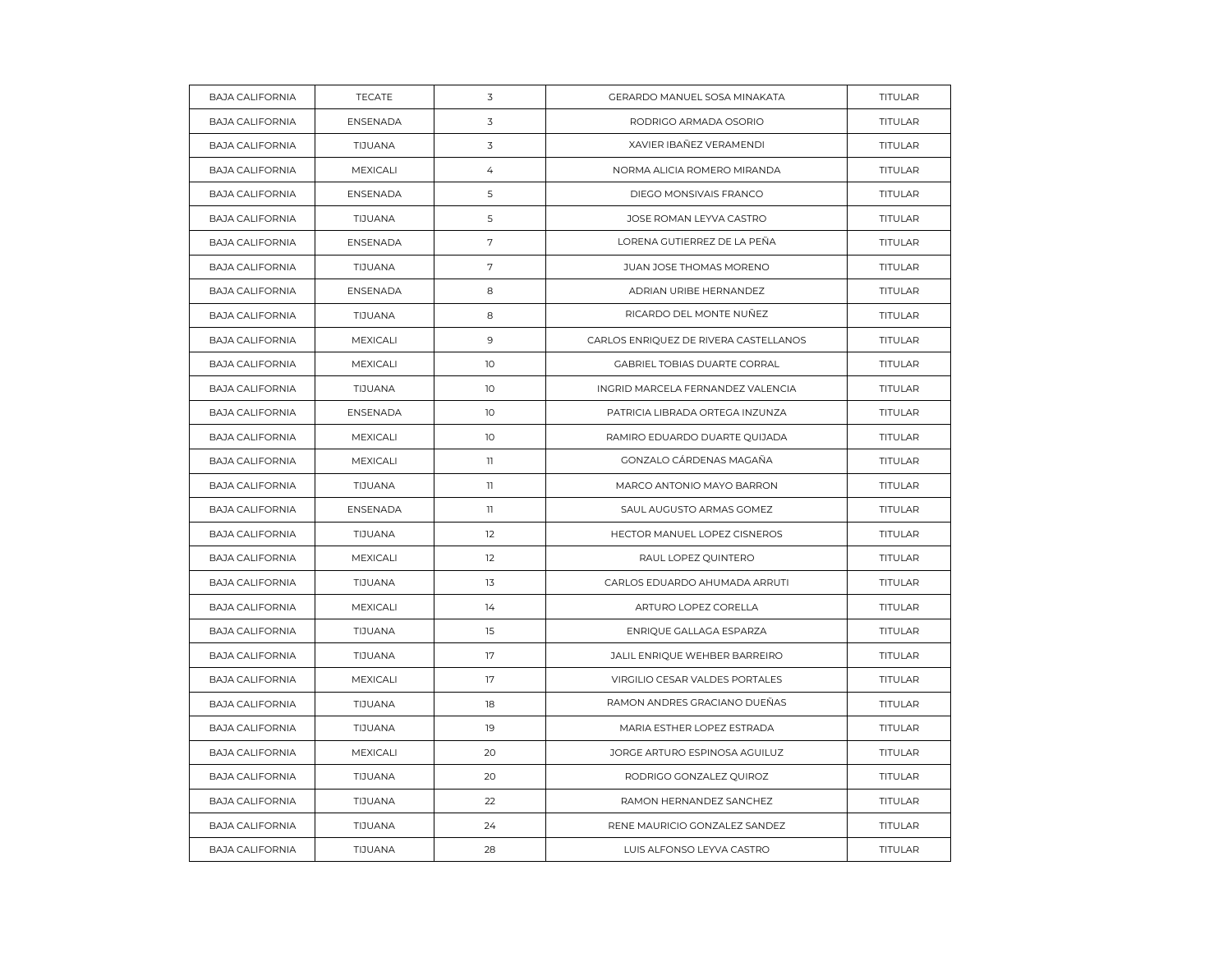| BAJA CALIFORNIA | TECATE | 3 | GERARDO MANUEL SOSA MINAKATA | TITULAR |
|---|---|---|---|---|
| BAJA CALIFORNIA | ENSENADA | 3 | RODRIGO ARMADA OSORIO | TITULAR |
| BAJA CALIFORNIA | TIJUANA | 3 | XAVIER IBAÑEZ VERAMENDI | TITULAR |
| BAJA CALIFORNIA | MEXICALI | 4 | NORMA ALICIA ROMERO MIRANDA | TITULAR |
| BAJA CALIFORNIA | ENSENADA | 5 | DIEGO MONSIVAIS FRANCO | TITULAR |
| BAJA CALIFORNIA | TIJUANA | 5 | JOSE ROMAN LEYVA CASTRO | TITULAR |
| BAJA CALIFORNIA | ENSENADA | 7 | LORENA GUTIERREZ DE LA PEÑA | TITULAR |
| BAJA CALIFORNIA | TIJUANA | 7 | JUAN JOSE THOMAS MORENO | TITULAR |
| BAJA CALIFORNIA | ENSENADA | 8 | ADRIAN URIBE HERNANDEZ | TITULAR |
| BAJA CALIFORNIA | TIJUANA | 8 | RICARDO DEL MONTE NUÑEZ | TITULAR |
| BAJA CALIFORNIA | MEXICALI | 9 | CARLOS ENRIQUEZ DE RIVERA CASTELLANOS | TITULAR |
| BAJA CALIFORNIA | MEXICALI | 10 | GABRIEL TOBIAS DUARTE CORRAL | TITULAR |
| BAJA CALIFORNIA | TIJUANA | 10 | INGRID MARCELA FERNANDEZ VALENCIA | TITULAR |
| BAJA CALIFORNIA | ENSENADA | 10 | PATRICIA LIBRADA ORTEGA INZUNZA | TITULAR |
| BAJA CALIFORNIA | MEXICALI | 10 | RAMIRO EDUARDO DUARTE QUIJADA | TITULAR |
| BAJA CALIFORNIA | MEXICALI | 11 | GONZALO CÁRDENAS MAGAÑA | TITULAR |
| BAJA CALIFORNIA | TIJUANA | 11 | MARCO ANTONIO MAYO BARRON | TITULAR |
| BAJA CALIFORNIA | ENSENADA | 11 | SAUL AUGUSTO ARMAS GOMEZ | TITULAR |
| BAJA CALIFORNIA | TIJUANA | 12 | HECTOR MANUEL LOPEZ CISNEROS | TITULAR |
| BAJA CALIFORNIA | MEXICALI | 12 | RAUL LOPEZ QUINTERO | TITULAR |
| BAJA CALIFORNIA | TIJUANA | 13 | CARLOS EDUARDO AHUMADA ARRUTI | TITULAR |
| BAJA CALIFORNIA | MEXICALI | 14 | ARTURO LOPEZ CORELLA | TITULAR |
| BAJA CALIFORNIA | TIJUANA | 15 | ENRIQUE GALLAGA ESPARZA | TITULAR |
| BAJA CALIFORNIA | TIJUANA | 17 | JALIL ENRIQUE WEHBER BARREIRO | TITULAR |
| BAJA CALIFORNIA | MEXICALI | 17 | VIRGILIO CESAR VALDES PORTALES | TITULAR |
| BAJA CALIFORNIA | TIJUANA | 18 | RAMON ANDRES GRACIANO DUEÑAS | TITULAR |
| BAJA CALIFORNIA | TIJUANA | 19 | MARIA ESTHER LOPEZ ESTRADA | TITULAR |
| BAJA CALIFORNIA | MEXICALI | 20 | JORGE ARTURO ESPINOSA AGUILUZ | TITULAR |
| BAJA CALIFORNIA | TIJUANA | 20 | RODRIGO GONZALEZ QUIROZ | TITULAR |
| BAJA CALIFORNIA | TIJUANA | 22 | RAMON HERNANDEZ SANCHEZ | TITULAR |
| BAJA CALIFORNIA | TIJUANA | 24 | RENE MAURICIO GONZALEZ SANDEZ | TITULAR |
| BAJA CALIFORNIA | TIJUANA | 28 | LUIS ALFONSO LEYVA CASTRO | TITULAR |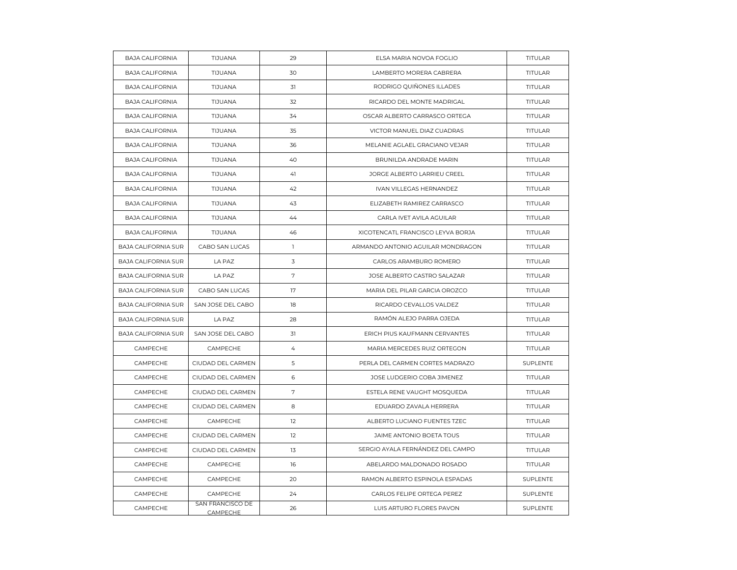| BAJA CALIFORNIA | TIJUANA | 29 | ELSA MARIA NOVOA FOGLIO | TITULAR |
|---|---|---|---|---|
| BAJA CALIFORNIA | TIJUANA | 30 | LAMBERTO MORERA CABRERA | TITULAR |
| BAJA CALIFORNIA | TIJUANA | 31 | RODRIGO QUIÑONES ILLADES | TITULAR |
| BAJA CALIFORNIA | TIJUANA | 32 | RICARDO DEL MONTE MADRIGAL | TITULAR |
| BAJA CALIFORNIA | TIJUANA | 34 | OSCAR ALBERTO CARRASCO ORTEGA | TITULAR |
| BAJA CALIFORNIA | TIJUANA | 35 | VICTOR MANUEL DIAZ CUADRAS | TITULAR |
| BAJA CALIFORNIA | TIJUANA | 36 | MELANIE AGLAEL GRACIANO VEJAR | TITULAR |
| BAJA CALIFORNIA | TIJUANA | 40 | BRUNILDA ANDRADE MARIN | TITULAR |
| BAJA CALIFORNIA | TIJUANA | 41 | JORGE ALBERTO LARRIEU CREEL | TITULAR |
| BAJA CALIFORNIA | TIJUANA | 42 | IVAN VILLEGAS HERNANDEZ | TITULAR |
| BAJA CALIFORNIA | TIJUANA | 43 | ELIZABETH RAMIREZ CARRASCO | TITULAR |
| BAJA CALIFORNIA | TIJUANA | 44 | CARLA IVET AVILA AGUILAR | TITULAR |
| BAJA CALIFORNIA | TIJUANA | 46 | XICOTENCATL FRANCISCO LEYVA BORJA | TITULAR |
| BAJA CALIFORNIA SUR | CABO SAN LUCAS | 1 | ARMANDO ANTONIO AGUILAR MONDRAGON | TITULAR |
| BAJA CALIFORNIA SUR | LA PAZ | 3 | CARLOS ARAMBURO ROMERO | TITULAR |
| BAJA CALIFORNIA SUR | LA PAZ | 7 | JOSE ALBERTO CASTRO SALAZAR | TITULAR |
| BAJA CALIFORNIA SUR | CABO SAN LUCAS | 17 | MARIA DEL PILAR GARCIA OROZCO | TITULAR |
| BAJA CALIFORNIA SUR | SAN JOSE DEL CABO | 18 | RICARDO CEVALLOS VALDEZ | TITULAR |
| BAJA CALIFORNIA SUR | LA PAZ | 28 | RAMÓN ALEJO PARRA OJEDA | TITULAR |
| BAJA CALIFORNIA SUR | SAN JOSE DEL CABO | 31 | ERICH PIUS KAUFMANN CERVANTES | TITULAR |
| CAMPECHE | CAMPECHE | 4 | MARIA MERCEDES RUIZ ORTEGON | TITULAR |
| CAMPECHE | CIUDAD DEL CARMEN | 5 | PERLA DEL CARMEN CORTES MADRAZO | SUPLENTE |
| CAMPECHE | CIUDAD DEL CARMEN | 6 | JOSE LUDGERIO COBA JIMENEZ | TITULAR |
| CAMPECHE | CIUDAD DEL CARMEN | 7 | ESTELA RENE VAUGHT MOSQUEDA | TITULAR |
| CAMPECHE | CIUDAD DEL CARMEN | 8 | EDUARDO ZAVALA HERRERA | TITULAR |
| CAMPECHE | CAMPECHE | 12 | ALBERTO LUCIANO FUENTES TZEC | TITULAR |
| CAMPECHE | CIUDAD DEL CARMEN | 12 | JAIME ANTONIO BOETA TOUS | TITULAR |
| CAMPECHE | CIUDAD DEL CARMEN | 13 | SERGIO AYALA FERNÁNDEZ DEL CAMPO | TITULAR |
| CAMPECHE | CAMPECHE | 16 | ABELARDO MALDONADO ROSADO | TITULAR |
| CAMPECHE | CAMPECHE | 20 | RAMON ALBERTO ESPINOLA ESPADAS | SUPLENTE |
| CAMPECHE | CAMPECHE | 24 | CARLOS FELIPE ORTEGA PEREZ | SUPLENTE |
| CAMPECHE | SAN FRANCISCO DE CAMPECHE | 26 | LUIS ARTURO FLORES PAVON | SUPLENTE |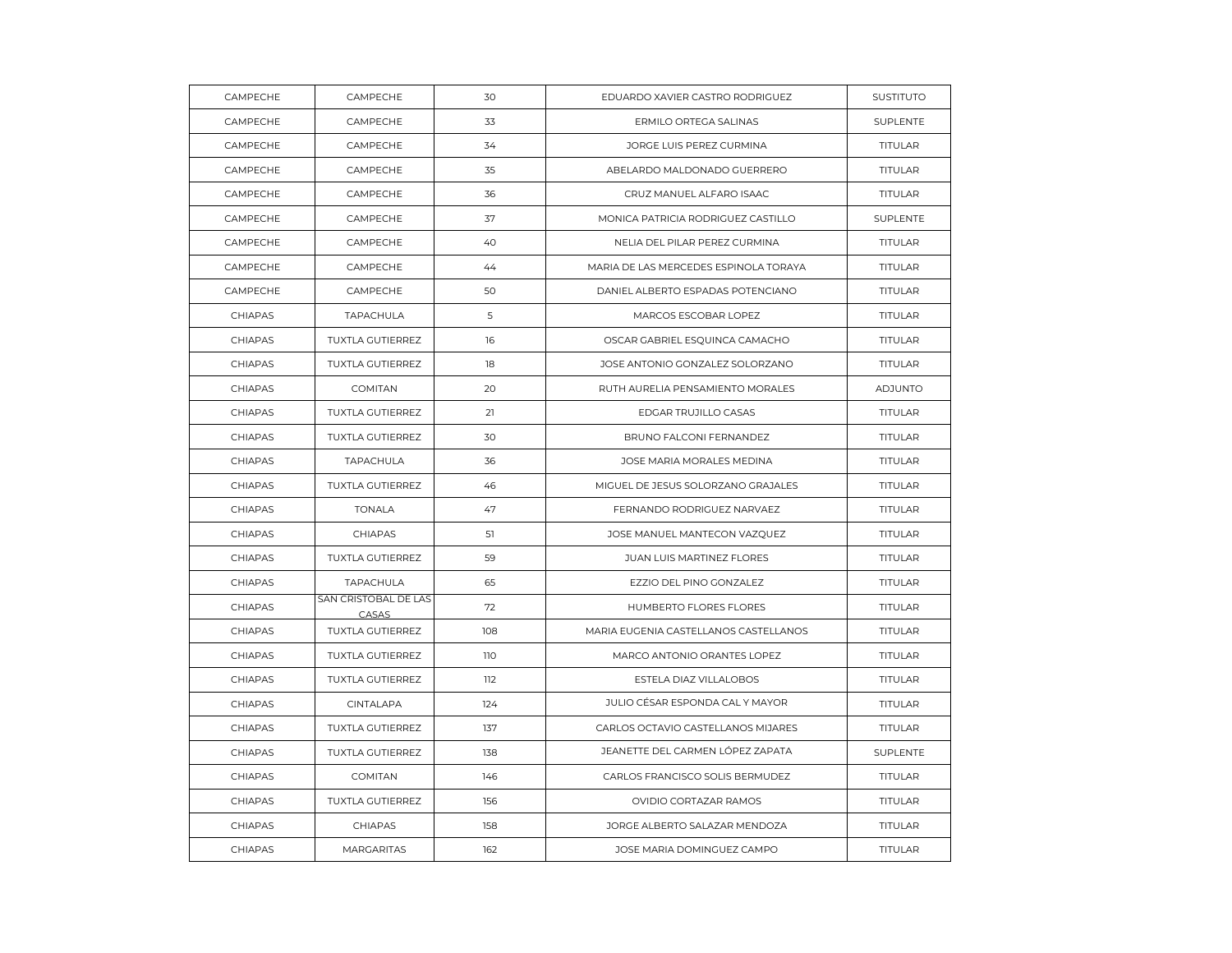| CAMPECHE | CAMPECHE | 30 | EDUARDO XAVIER CASTRO RODRIGUEZ | SUSTITUTO |
|---|---|---|---|---|
| CAMPECHE | CAMPECHE | 33 | ERMILO ORTEGA SALINAS | SUPLENTE |
| CAMPECHE | CAMPECHE | 34 | JORGE LUIS PEREZ CURMINA | TITULAR |
| CAMPECHE | CAMPECHE | 35 | ABELARDO MALDONADO GUERRERO | TITULAR |
| CAMPECHE | CAMPECHE | 36 | CRUZ MANUEL ALFARO ISAAC | TITULAR |
| CAMPECHE | CAMPECHE | 37 | MONICA PATRICIA RODRIGUEZ CASTILLO | SUPLENTE |
| CAMPECHE | CAMPECHE | 40 | NELIA DEL PILAR PEREZ CURMINA | TITULAR |
| CAMPECHE | CAMPECHE | 44 | MARIA DE LAS MERCEDES ESPINOLA TORAYA | TITULAR |
| CAMPECHE | CAMPECHE | 50 | DANIEL ALBERTO ESPADAS POTENCIANO | TITULAR |
| CHIAPAS | TAPACHULA | 5 | MARCOS ESCOBAR LOPEZ | TITULAR |
| CHIAPAS | TUXTLA GUTIERREZ | 16 | OSCAR GABRIEL ESQUINCA CAMACHO | TITULAR |
| CHIAPAS | TUXTLA GUTIERREZ | 18 | JOSE ANTONIO GONZALEZ SOLORZANO | TITULAR |
| CHIAPAS | COMITAN | 20 | RUTH AURELIA PENSAMIENTO MORALES | ADJUNTO |
| CHIAPAS | TUXTLA GUTIERREZ | 21 | EDGAR TRUJILLO CASAS | TITULAR |
| CHIAPAS | TUXTLA GUTIERREZ | 30 | BRUNO FALCONI FERNANDEZ | TITULAR |
| CHIAPAS | TAPACHULA | 36 | JOSE MARIA MORALES MEDINA | TITULAR |
| CHIAPAS | TUXTLA GUTIERREZ | 46 | MIGUEL DE JESUS SOLORZANO GRAJALES | TITULAR |
| CHIAPAS | TONALA | 47 | FERNANDO RODRIGUEZ NARVAEZ | TITULAR |
| CHIAPAS | CHIAPAS | 51 | JOSE MANUEL MANTECON VAZQUEZ | TITULAR |
| CHIAPAS | TUXTLA GUTIERREZ | 59 | JUAN LUIS MARTINEZ FLORES | TITULAR |
| CHIAPAS | TAPACHULA | 65 | EZZIO DEL PINO GONZALEZ | TITULAR |
| CHIAPAS | SAN CRISTOBAL DE LAS CASAS | 72 | HUMBERTO FLORES FLORES | TITULAR |
| CHIAPAS | TUXTLA GUTIERREZ | 108 | MARIA EUGENIA CASTELLANOS CASTELLANOS | TITULAR |
| CHIAPAS | TUXTLA GUTIERREZ | 110 | MARCO ANTONIO ORANTES LOPEZ | TITULAR |
| CHIAPAS | TUXTLA GUTIERREZ | 112 | ESTELA DIAZ VILLALOBOS | TITULAR |
| CHIAPAS | CINTALAPA | 124 | JULIO CÉSAR ESPONDA CAL Y MAYOR | TITULAR |
| CHIAPAS | TUXTLA GUTIERREZ | 137 | CARLOS OCTAVIO CASTELLANOS MIJARES | TITULAR |
| CHIAPAS | TUXTLA GUTIERREZ | 138 | JEANETTE DEL CARMEN LÓPEZ ZAPATA | SUPLENTE |
| CHIAPAS | COMITAN | 146 | CARLOS FRANCISCO SOLIS BERMUDEZ | TITULAR |
| CHIAPAS | TUXTLA GUTIERREZ | 156 | OVIDIO CORTAZAR RAMOS | TITULAR |
| CHIAPAS | CHIAPAS | 158 | JORGE ALBERTO SALAZAR MENDOZA | TITULAR |
| CHIAPAS | MARGARITAS | 162 | JOSE MARIA DOMINGUEZ CAMPO | TITULAR |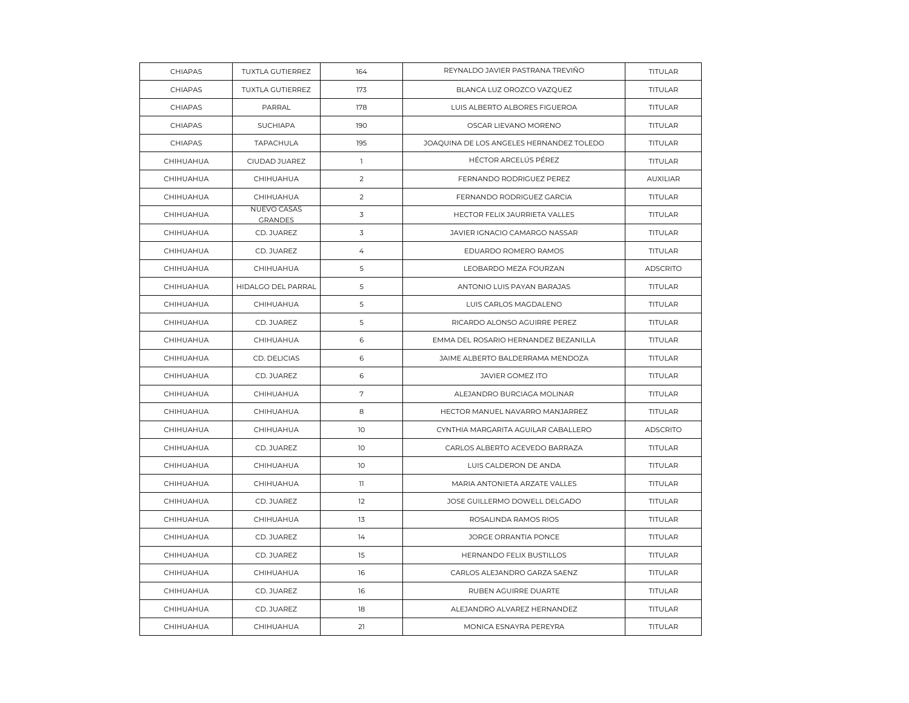| | | | | |
|---|---|---|---|---|
| CHIAPAS | TUXTLA GUTIERREZ | 164 | REYNALDO JAVIER PASTRANA TREVIÑO | TITULAR |
| CHIAPAS | TUXTLA GUTIERREZ | 173 | BLANCA LUZ OROZCO VAZQUEZ | TITULAR |
| CHIAPAS | PARRAL | 178 | LUIS ALBERTO ALBORES FIGUEROA | TITULAR |
| CHIAPAS | SUCHIAPA | 190 | OSCAR LIEVANO MORENO | TITULAR |
| CHIAPAS | TAPACHULA | 195 | JOAQUINA DE LOS ANGELES HERNANDEZ TOLEDO | TITULAR |
| CHIHUAHUA | CIUDAD JUAREZ | 1 | HÉCTOR ARCELÚS PÉREZ | TITULAR |
| CHIHUAHUA | CHIHUAHUA | 2 | FERNANDO RODRIGUEZ PEREZ | AUXILIAR |
| CHIHUAHUA | CHIHUAHUA | 2 | FERNANDO RODRIGUEZ GARCIA | TITULAR |
| CHIHUAHUA | NUEVO CASAS GRANDES | 3 | HECTOR FELIX JAURRIETA VALLES | TITULAR |
| CHIHUAHUA | CD. JUAREZ | 3 | JAVIER IGNACIO CAMARGO NASSAR | TITULAR |
| CHIHUAHUA | CD. JUAREZ | 4 | EDUARDO ROMERO RAMOS | TITULAR |
| CHIHUAHUA | CHIHUAHUA | 5 | LEOBARDO MEZA FOURZAN | ADSCRITO |
| CHIHUAHUA | HIDALGO DEL PARRAL | 5 | ANTONIO LUIS PAYAN BARAJAS | TITULAR |
| CHIHUAHUA | CHIHUAHUA | 5 | LUIS CARLOS MAGDALENO | TITULAR |
| CHIHUAHUA | CD. JUAREZ | 5 | RICARDO ALONSO AGUIRRE PEREZ | TITULAR |
| CHIHUAHUA | CHIHUAHUA | 6 | EMMA DEL ROSARIO HERNANDEZ BEZANILLA | TITULAR |
| CHIHUAHUA | CD. DELICIAS | 6 | JAIME ALBERTO BALDERRAMA MENDOZA | TITULAR |
| CHIHUAHUA | CD. JUAREZ | 6 | JAVIER GOMEZ ITO | TITULAR |
| CHIHUAHUA | CHIHUAHUA | 7 | ALEJANDRO BURCIAGA MOLINAR | TITULAR |
| CHIHUAHUA | CHIHUAHUA | 8 | HECTOR MANUEL NAVARRO MANJARREZ | TITULAR |
| CHIHUAHUA | CHIHUAHUA | 10 | CYNTHIA MARGARITA AGUILAR CABALLERO | ADSCRITO |
| CHIHUAHUA | CD. JUAREZ | 10 | CARLOS ALBERTO ACEVEDO BARRAZA | TITULAR |
| CHIHUAHUA | CHIHUAHUA | 10 | LUIS CALDERON DE ANDA | TITULAR |
| CHIHUAHUA | CHIHUAHUA | 11 | MARIA ANTONIETA ARZATE VALLES | TITULAR |
| CHIHUAHUA | CD. JUAREZ | 12 | JOSE GUILLERMO DOWELL DELGADO | TITULAR |
| CHIHUAHUA | CHIHUAHUA | 13 | ROSALINDA RAMOS RIOS | TITULAR |
| CHIHUAHUA | CD. JUAREZ | 14 | JORGE ORRANTIA PONCE | TITULAR |
| CHIHUAHUA | CD. JUAREZ | 15 | HERNANDO FELIX BUSTILLOS | TITULAR |
| CHIHUAHUA | CHIHUAHUA | 16 | CARLOS ALEJANDRO GARZA SAENZ | TITULAR |
| CHIHUAHUA | CD. JUAREZ | 16 | RUBEN AGUIRRE DUARTE | TITULAR |
| CHIHUAHUA | CD. JUAREZ | 18 | ALEJANDRO ALVAREZ HERNANDEZ | TITULAR |
| CHIHUAHUA | CHIHUAHUA | 21 | MONICA ESNAYRA PEREYRA | TITULAR |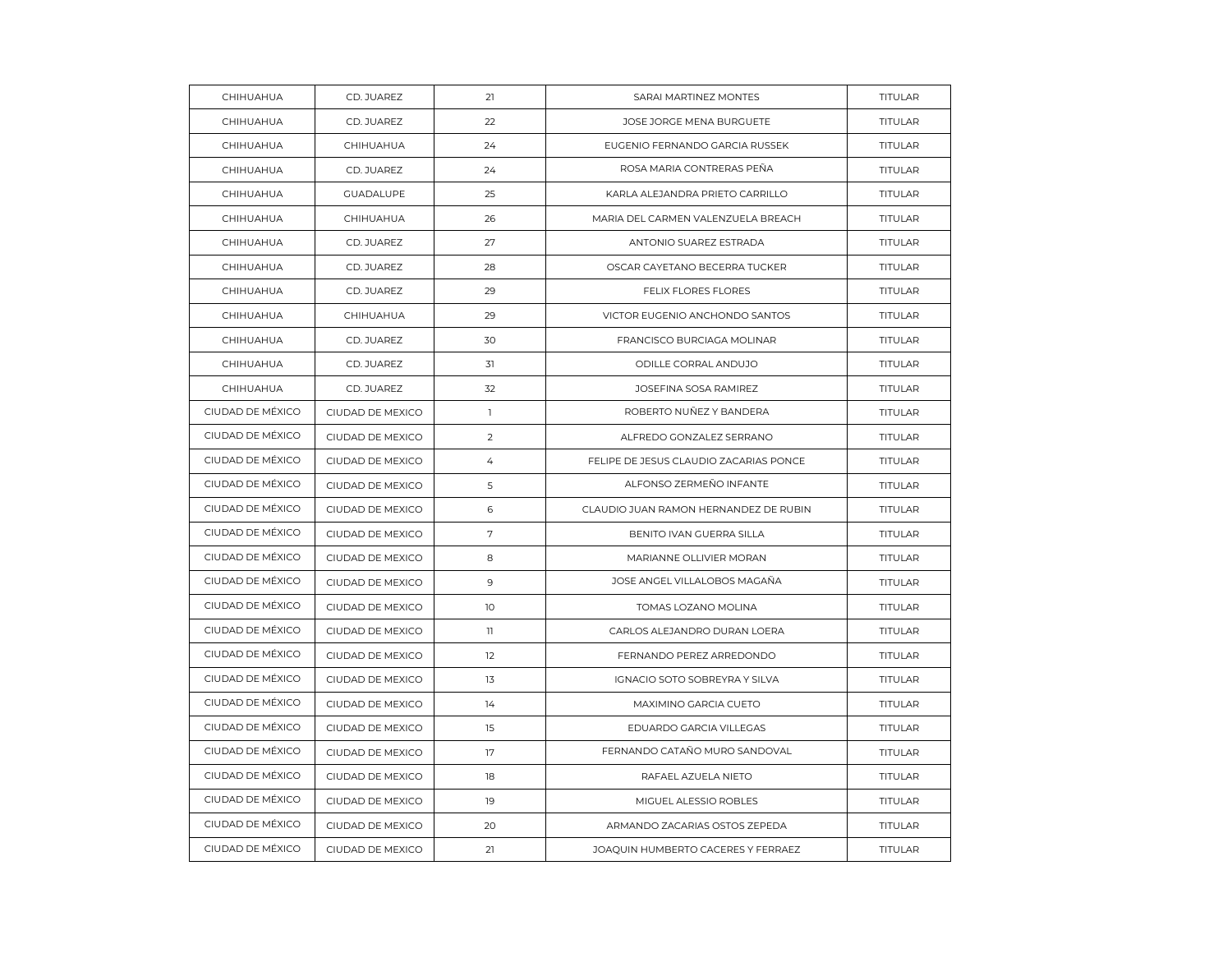| CHIHUAHUA | CD. JUAREZ | 21 | SARAI MARTINEZ MONTES | TITULAR |
|---|---|---|---|---|
| CHIHUAHUA | CD. JUAREZ | 22 | JOSE JORGE MENA BURGUETE | TITULAR |
| CHIHUAHUA | CHIHUAHUA | 24 | EUGENIO FERNANDO GARCIA RUSSEK | TITULAR |
| CHIHUAHUA | CD. JUAREZ | 24 | ROSA MARIA CONTRERAS PEÑA | TITULAR |
| CHIHUAHUA | GUADALUPE | 25 | KARLA ALEJANDRA PRIETO CARRILLO | TITULAR |
| CHIHUAHUA | CHIHUAHUA | 26 | MARIA DEL CARMEN VALENZUELA BREACH | TITULAR |
| CHIHUAHUA | CD. JUAREZ | 27 | ANTONIO SUAREZ ESTRADA | TITULAR |
| CHIHUAHUA | CD. JUAREZ | 28 | OSCAR CAYETANO BECERRA TUCKER | TITULAR |
| CHIHUAHUA | CD. JUAREZ | 29 | FELIX FLORES FLORES | TITULAR |
| CHIHUAHUA | CHIHUAHUA | 29 | VICTOR EUGENIO ANCHONDO SANTOS | TITULAR |
| CHIHUAHUA | CD. JUAREZ | 30 | FRANCISCO BURCIAGA MOLINAR | TITULAR |
| CHIHUAHUA | CD. JUAREZ | 31 | ODILLE CORRAL ANDUJO | TITULAR |
| CHIHUAHUA | CD. JUAREZ | 32 | JOSEFINA SOSA RAMIREZ | TITULAR |
| CIUDAD DE MÉXICO | CIUDAD DE MEXICO | 1 | ROBERTO NUÑEZ Y BANDERA | TITULAR |
| CIUDAD DE MÉXICO | CIUDAD DE MEXICO | 2 | ALFREDO GONZALEZ SERRANO | TITULAR |
| CIUDAD DE MÉXICO | CIUDAD DE MEXICO | 4 | FELIPE DE JESUS CLAUDIO ZACARIAS PONCE | TITULAR |
| CIUDAD DE MÉXICO | CIUDAD DE MEXICO | 5 | ALFONSO ZERMEÑO INFANTE | TITULAR |
| CIUDAD DE MÉXICO | CIUDAD DE MEXICO | 6 | CLAUDIO JUAN RAMON HERNANDEZ DE RUBIN | TITULAR |
| CIUDAD DE MÉXICO | CIUDAD DE MEXICO | 7 | BENITO IVAN GUERRA SILLA | TITULAR |
| CIUDAD DE MÉXICO | CIUDAD DE MEXICO | 8 | MARIANNE OLLIVIER MORAN | TITULAR |
| CIUDAD DE MÉXICO | CIUDAD DE MEXICO | 9 | JOSE ANGEL VILLALOBOS MAGAÑA | TITULAR |
| CIUDAD DE MÉXICO | CIUDAD DE MEXICO | 10 | TOMAS LOZANO MOLINA | TITULAR |
| CIUDAD DE MÉXICO | CIUDAD DE MEXICO | 11 | CARLOS ALEJANDRO DURAN LOERA | TITULAR |
| CIUDAD DE MÉXICO | CIUDAD DE MEXICO | 12 | FERNANDO PEREZ ARREDONDO | TITULAR |
| CIUDAD DE MÉXICO | CIUDAD DE MEXICO | 13 | IGNACIO SOTO SOBREYRA Y SILVA | TITULAR |
| CIUDAD DE MÉXICO | CIUDAD DE MEXICO | 14 | MAXIMINO GARCIA CUETO | TITULAR |
| CIUDAD DE MÉXICO | CIUDAD DE MEXICO | 15 | EDUARDO GARCIA VILLEGAS | TITULAR |
| CIUDAD DE MÉXICO | CIUDAD DE MEXICO | 17 | FERNANDO CATAÑO MURO SANDOVAL | TITULAR |
| CIUDAD DE MÉXICO | CIUDAD DE MEXICO | 18 | RAFAEL AZUELA NIETO | TITULAR |
| CIUDAD DE MÉXICO | CIUDAD DE MEXICO | 19 | MIGUEL ALESSIO ROBLES | TITULAR |
| CIUDAD DE MÉXICO | CIUDAD DE MEXICO | 20 | ARMANDO ZACARIAS OSTOS ZEPEDA | TITULAR |
| CIUDAD DE MÉXICO | CIUDAD DE MEXICO | 21 | JOAQUIN HUMBERTO CACERES Y FERRAEZ | TITULAR |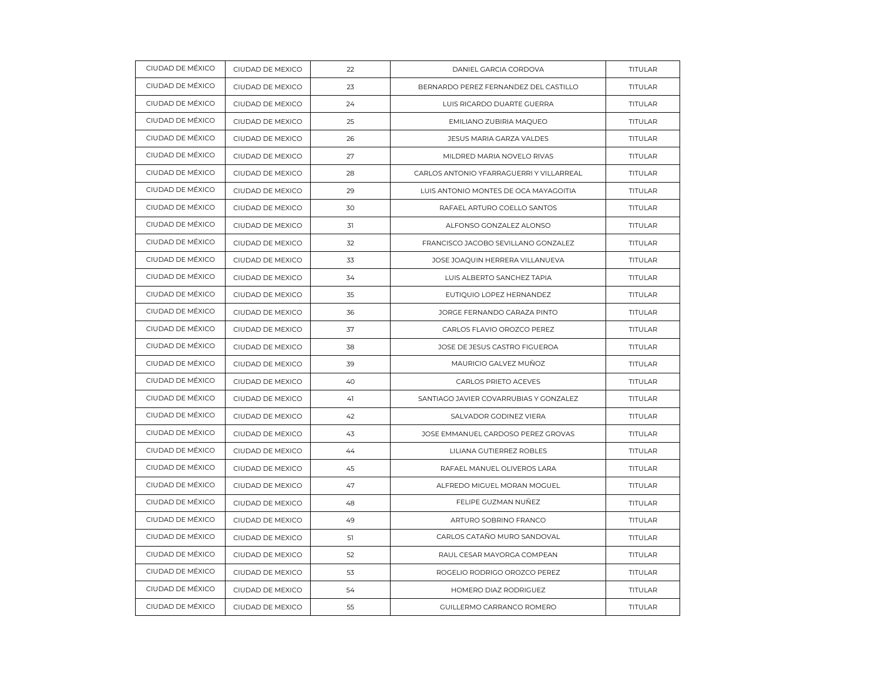| CIUDAD DE MÉXICO | CIUDAD DE MEXICO | 22 | DANIEL GARCIA CORDOVA | TITULAR |
|---|---|---|---|---|
| CIUDAD DE MÉXICO | CIUDAD DE MEXICO | 23 | BERNARDO PEREZ FERNANDEZ DEL CASTILLO | TITULAR |
| CIUDAD DE MÉXICO | CIUDAD DE MEXICO | 24 | LUIS RICARDO DUARTE GUERRA | TITULAR |
| CIUDAD DE MÉXICO | CIUDAD DE MEXICO | 25 | EMILIANO ZUBIRIA MAQUEO | TITULAR |
| CIUDAD DE MÉXICO | CIUDAD DE MEXICO | 26 | JESUS MARIA GARZA VALDES | TITULAR |
| CIUDAD DE MÉXICO | CIUDAD DE MEXICO | 27 | MILDRED MARIA NOVELO RIVAS | TITULAR |
| CIUDAD DE MÉXICO | CIUDAD DE MEXICO | 28 | CARLOS ANTONIO YFARRAGUERRI Y VILLARREAL | TITULAR |
| CIUDAD DE MÉXICO | CIUDAD DE MEXICO | 29 | LUIS ANTONIO MONTES DE OCA MAYAGOITIA | TITULAR |
| CIUDAD DE MÉXICO | CIUDAD DE MEXICO | 30 | RAFAEL ARTURO COELLO SANTOS | TITULAR |
| CIUDAD DE MÉXICO | CIUDAD DE MEXICO | 31 | ALFONSO GONZALEZ ALONSO | TITULAR |
| CIUDAD DE MÉXICO | CIUDAD DE MEXICO | 32 | FRANCISCO JACOBO SEVILLANO GONZALEZ | TITULAR |
| CIUDAD DE MÉXICO | CIUDAD DE MEXICO | 33 | JOSE JOAQUIN HERRERA VILLANUEVA | TITULAR |
| CIUDAD DE MÉXICO | CIUDAD DE MEXICO | 34 | LUIS ALBERTO SANCHEZ TAPIA | TITULAR |
| CIUDAD DE MÉXICO | CIUDAD DE MEXICO | 35 | EUTIQUIO LOPEZ HERNANDEZ | TITULAR |
| CIUDAD DE MÉXICO | CIUDAD DE MEXICO | 36 | JORGE FERNANDO CARAZA PINTO | TITULAR |
| CIUDAD DE MÉXICO | CIUDAD DE MEXICO | 37 | CARLOS FLAVIO OROZCO PEREZ | TITULAR |
| CIUDAD DE MÉXICO | CIUDAD DE MEXICO | 38 | JOSE DE JESUS CASTRO FIGUEROA | TITULAR |
| CIUDAD DE MÉXICO | CIUDAD DE MEXICO | 39 | MAURICIO GALVEZ MUÑOZ | TITULAR |
| CIUDAD DE MÉXICO | CIUDAD DE MEXICO | 40 | CARLOS PRIETO ACEVES | TITULAR |
| CIUDAD DE MÉXICO | CIUDAD DE MEXICO | 41 | SANTIAGO JAVIER COVARRUBIAS Y GONZALEZ | TITULAR |
| CIUDAD DE MÉXICO | CIUDAD DE MEXICO | 42 | SALVADOR GODINEZ VIERA | TITULAR |
| CIUDAD DE MÉXICO | CIUDAD DE MEXICO | 43 | JOSE EMMANUEL CARDOSO PEREZ GROVAS | TITULAR |
| CIUDAD DE MÉXICO | CIUDAD DE MEXICO | 44 | LILIANA GUTIERREZ ROBLES | TITULAR |
| CIUDAD DE MÉXICO | CIUDAD DE MEXICO | 45 | RAFAEL MANUEL OLIVEROS LARA | TITULAR |
| CIUDAD DE MÉXICO | CIUDAD DE MEXICO | 47 | ALFREDO MIGUEL MORAN MOGUEL | TITULAR |
| CIUDAD DE MÉXICO | CIUDAD DE MEXICO | 48 | FELIPE GUZMAN NUÑEZ | TITULAR |
| CIUDAD DE MÉXICO | CIUDAD DE MEXICO | 49 | ARTURO SOBRINO FRANCO | TITULAR |
| CIUDAD DE MÉXICO | CIUDAD DE MEXICO | 51 | CARLOS CATAÑO MURO SANDOVAL | TITULAR |
| CIUDAD DE MÉXICO | CIUDAD DE MEXICO | 52 | RAUL CESAR MAYORGA COMPEAN | TITULAR |
| CIUDAD DE MÉXICO | CIUDAD DE MEXICO | 53 | ROGELIO RODRIGO OROZCO PEREZ | TITULAR |
| CIUDAD DE MÉXICO | CIUDAD DE MEXICO | 54 | HOMERO DIAZ RODRIGUEZ | TITULAR |
| CIUDAD DE MÉXICO | CIUDAD DE MEXICO | 55 | GUILLERMO CARRANCO ROMERO | TITULAR |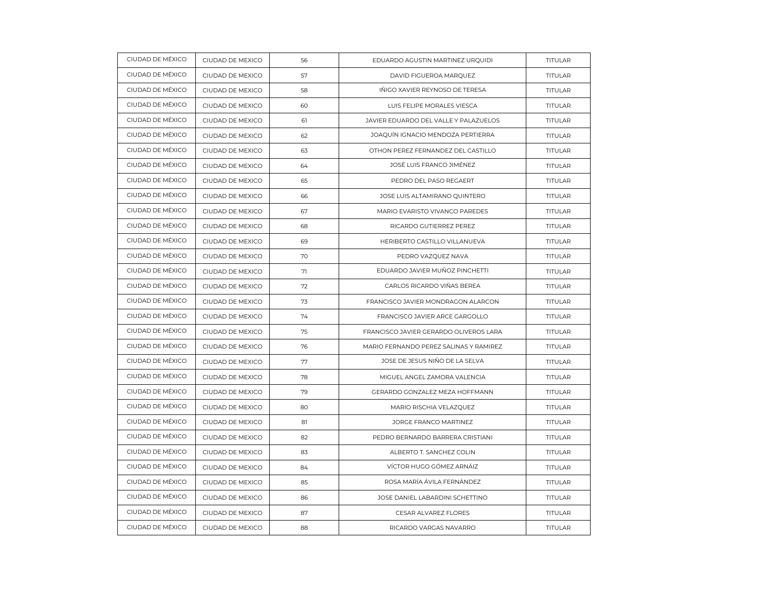| CIUDAD DE MÉXICO | CIUDAD DE MEXICO | 56 | EDUARDO AGUSTIN MARTINEZ URQUIDI | TITULAR |
|---|---|---|---|---|
| CIUDAD DE MÉXICO | CIUDAD DE MEXICO | 57 | DAVID FIGUEROA MARQUEZ | TITULAR |
| CIUDAD DE MÉXICO | CIUDAD DE MEXICO | 58 | IÑIGO XAVIER REYNOSO DE TERESA | TITULAR |
| CIUDAD DE MÉXICO | CIUDAD DE MEXICO | 60 | LUIS FELIPE MORALES VIESCA | TITULAR |
| CIUDAD DE MÉXICO | CIUDAD DE MEXICO | 61 | JAVIER EDUARDO DEL VALLE Y PALAZUELOS | TITULAR |
| CIUDAD DE MÉXICO | CIUDAD DE MEXICO | 62 | JOAQUÍN IGNACIO MENDOZA PERTIERRA | TITULAR |
| CIUDAD DE MÉXICO | CIUDAD DE MEXICO | 63 | OTHON PEREZ FERNANDEZ DEL CASTILLO | TITULAR |
| CIUDAD DE MÉXICO | CIUDAD DE MEXICO | 64 | JOSÉ LUIS FRANCO JIMÉNEZ | TITULAR |
| CIUDAD DE MÉXICO | CIUDAD DE MEXICO | 65 | PEDRO DEL PASO REGAERT | TITULAR |
| CIUDAD DE MÉXICO | CIUDAD DE MEXICO | 66 | JOSE LUIS ALTAMIRANO QUINTERO | TITULAR |
| CIUDAD DE MÉXICO | CIUDAD DE MEXICO | 67 | MARIO EVARISTO VIVANCO PAREDES | TITULAR |
| CIUDAD DE MÉXICO | CIUDAD DE MEXICO | 68 | RICARDO GUTIERREZ PEREZ | TITULAR |
| CIUDAD DE MÉXICO | CIUDAD DE MEXICO | 69 | HERIBERTO CASTILLO VILLANUEVA | TITULAR |
| CIUDAD DE MÉXICO | CIUDAD DE MEXICO | 70 | PEDRO VAZQUEZ NAVA | TITULAR |
| CIUDAD DE MÉXICO | CIUDAD DE MEXICO | 71 | EDUARDO JAVIER MUÑOZ PINCHETTI | TITULAR |
| CIUDAD DE MÉXICO | CIUDAD DE MEXICO | 72 | CARLOS RICARDO VIÑAS BEREA | TITULAR |
| CIUDAD DE MÉXICO | CIUDAD DE MEXICO | 73 | FRANCISCO JAVIER MONDRAGON ALARCON | TITULAR |
| CIUDAD DE MÉXICO | CIUDAD DE MEXICO | 74 | FRANCISCO JAVIER ARCE GARGOLLO | TITULAR |
| CIUDAD DE MÉXICO | CIUDAD DE MEXICO | 75 | FRANCISCO JAVIER GERARDO OLIVEROS LARA | TITULAR |
| CIUDAD DE MÉXICO | CIUDAD DE MEXICO | 76 | MARIO FERNANDO PEREZ SALINAS Y RAMIREZ | TITULAR |
| CIUDAD DE MÉXICO | CIUDAD DE MEXICO | 77 | JOSE DE JESUS NIÑO DE LA SELVA | TITULAR |
| CIUDAD DE MÉXICO | CIUDAD DE MEXICO | 78 | MIGUEL ANGEL ZAMORA VALENCIA | TITULAR |
| CIUDAD DE MÉXICO | CIUDAD DE MEXICO | 79 | GERARDO GONZALEZ MEZA HOFFMANN | TITULAR |
| CIUDAD DE MÉXICO | CIUDAD DE MEXICO | 80 | MARIO RISCHIA VELAZQUEZ | TITULAR |
| CIUDAD DE MÉXICO | CIUDAD DE MEXICO | 81 | JORGE FRANCO MARTINEZ | TITULAR |
| CIUDAD DE MÉXICO | CIUDAD DE MEXICO | 82 | PEDRO BERNARDO BARRERA CRISTIANI | TITULAR |
| CIUDAD DE MÉXICO | CIUDAD DE MEXICO | 83 | ALBERTO T. SANCHEZ COLIN | TITULAR |
| CIUDAD DE MÉXICO | CIUDAD DE MEXICO | 84 | VÍCTOR HUGO GÓMEZ ARNÁIZ | TITULAR |
| CIUDAD DE MÉXICO | CIUDAD DE MEXICO | 85 | ROSA MARÍA ÁVILA FERNÁNDEZ | TITULAR |
| CIUDAD DE MÉXICO | CIUDAD DE MEXICO | 86 | JOSE DANIEL LABARDINI SCHETTINO | TITULAR |
| CIUDAD DE MÉXICO | CIUDAD DE MEXICO | 87 | CESAR ALVAREZ FLORES | TITULAR |
| CIUDAD DE MÉXICO | CIUDAD DE MEXICO | 88 | RICARDO VARGAS NAVARRO | TITULAR |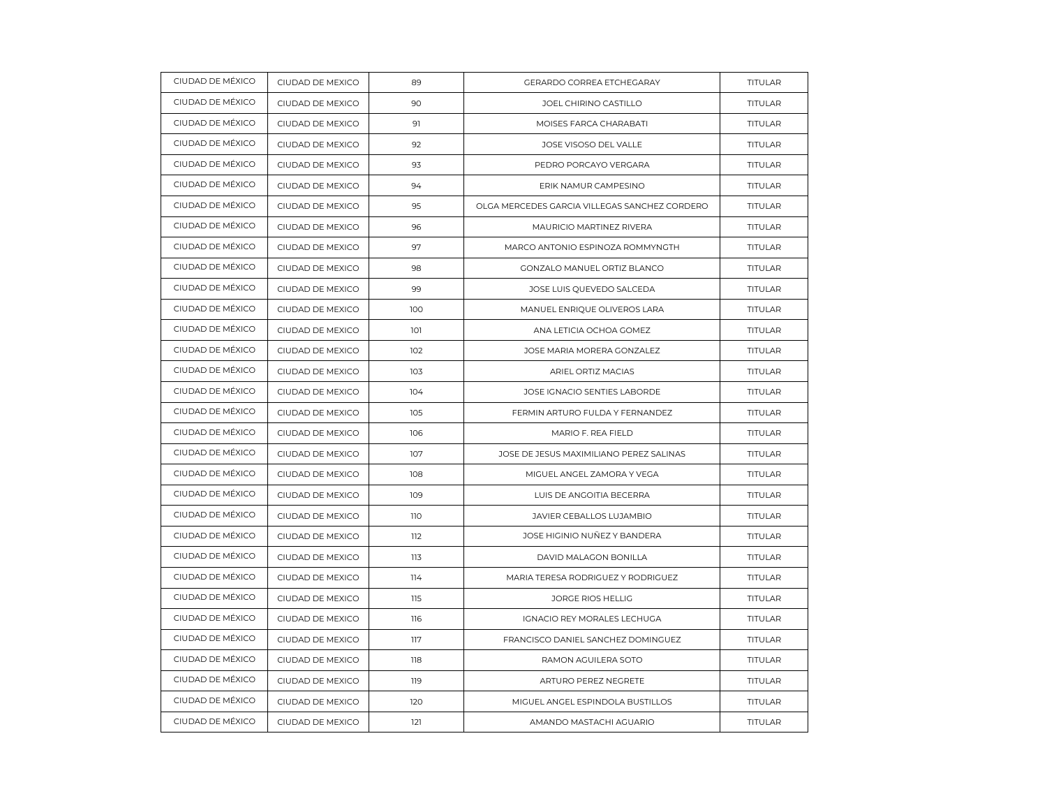| CIUDAD DE MÉXICO | CIUDAD DE MEXICO | 89 | GERARDO CORREA ETCHEGARAY | TITULAR |
|---|---|---|---|---|
| CIUDAD DE MÉXICO | CIUDAD DE MEXICO | 90 | JOEL CHIRINO CASTILLO | TITULAR |
| CIUDAD DE MÉXICO | CIUDAD DE MEXICO | 91 | MOISES FARCA CHARABATI | TITULAR |
| CIUDAD DE MÉXICO | CIUDAD DE MEXICO | 92 | JOSE VISOSO DEL VALLE | TITULAR |
| CIUDAD DE MÉXICO | CIUDAD DE MEXICO | 93 | PEDRO PORCAYO VERGARA | TITULAR |
| CIUDAD DE MÉXICO | CIUDAD DE MEXICO | 94 | ERIK NAMUR CAMPESINO | TITULAR |
| CIUDAD DE MÉXICO | CIUDAD DE MEXICO | 95 | OLGA MERCEDES GARCIA VILLEGAS SANCHEZ CORDERO | TITULAR |
| CIUDAD DE MÉXICO | CIUDAD DE MEXICO | 96 | MAURICIO MARTINEZ RIVERA | TITULAR |
| CIUDAD DE MÉXICO | CIUDAD DE MEXICO | 97 | MARCO ANTONIO ESPINOZA ROMMYNGTH | TITULAR |
| CIUDAD DE MÉXICO | CIUDAD DE MEXICO | 98 | GONZALO MANUEL ORTIZ BLANCO | TITULAR |
| CIUDAD DE MÉXICO | CIUDAD DE MEXICO | 99 | JOSE LUIS QUEVEDO SALCEDA | TITULAR |
| CIUDAD DE MÉXICO | CIUDAD DE MEXICO | 100 | MANUEL ENRIQUE OLIVEROS LARA | TITULAR |
| CIUDAD DE MÉXICO | CIUDAD DE MEXICO | 101 | ANA LETICIA OCHOA GOMEZ | TITULAR |
| CIUDAD DE MÉXICO | CIUDAD DE MEXICO | 102 | JOSE MARIA MORERA GONZALEZ | TITULAR |
| CIUDAD DE MÉXICO | CIUDAD DE MEXICO | 103 | ARIEL ORTIZ MACIAS | TITULAR |
| CIUDAD DE MÉXICO | CIUDAD DE MEXICO | 104 | JOSE IGNACIO SENTIES LABORDE | TITULAR |
| CIUDAD DE MÉXICO | CIUDAD DE MEXICO | 105 | FERMIN ARTURO FULDA Y FERNANDEZ | TITULAR |
| CIUDAD DE MÉXICO | CIUDAD DE MEXICO | 106 | MARIO F. REA FIELD | TITULAR |
| CIUDAD DE MÉXICO | CIUDAD DE MEXICO | 107 | JOSE DE JESUS MAXIMILIANO PEREZ SALINAS | TITULAR |
| CIUDAD DE MÉXICO | CIUDAD DE MEXICO | 108 | MIGUEL ANGEL ZAMORA Y VEGA | TITULAR |
| CIUDAD DE MÉXICO | CIUDAD DE MEXICO | 109 | LUIS DE ANGOITIA BECERRA | TITULAR |
| CIUDAD DE MÉXICO | CIUDAD DE MEXICO | 110 | JAVIER CEBALLOS LUJAMBIO | TITULAR |
| CIUDAD DE MÉXICO | CIUDAD DE MEXICO | 112 | JOSE HIGINIO NUÑEZ Y BANDERA | TITULAR |
| CIUDAD DE MÉXICO | CIUDAD DE MEXICO | 113 | DAVID MALAGON BONILLA | TITULAR |
| CIUDAD DE MÉXICO | CIUDAD DE MEXICO | 114 | MARIA TERESA RODRIGUEZ Y RODRIGUEZ | TITULAR |
| CIUDAD DE MÉXICO | CIUDAD DE MEXICO | 115 | JORGE RIOS HELLIG | TITULAR |
| CIUDAD DE MÉXICO | CIUDAD DE MEXICO | 116 | IGNACIO REY MORALES LECHUGA | TITULAR |
| CIUDAD DE MÉXICO | CIUDAD DE MEXICO | 117 | FRANCISCO DANIEL SANCHEZ DOMINGUEZ | TITULAR |
| CIUDAD DE MÉXICO | CIUDAD DE MEXICO | 118 | RAMON AGUILERA SOTO | TITULAR |
| CIUDAD DE MÉXICO | CIUDAD DE MEXICO | 119 | ARTURO PEREZ NEGRETE | TITULAR |
| CIUDAD DE MÉXICO | CIUDAD DE MEXICO | 120 | MIGUEL ANGEL ESPINDOLA BUSTILLOS | TITULAR |
| CIUDAD DE MÉXICO | CIUDAD DE MEXICO | 121 | AMANDO MASTACHI AGUARIO | TITULAR |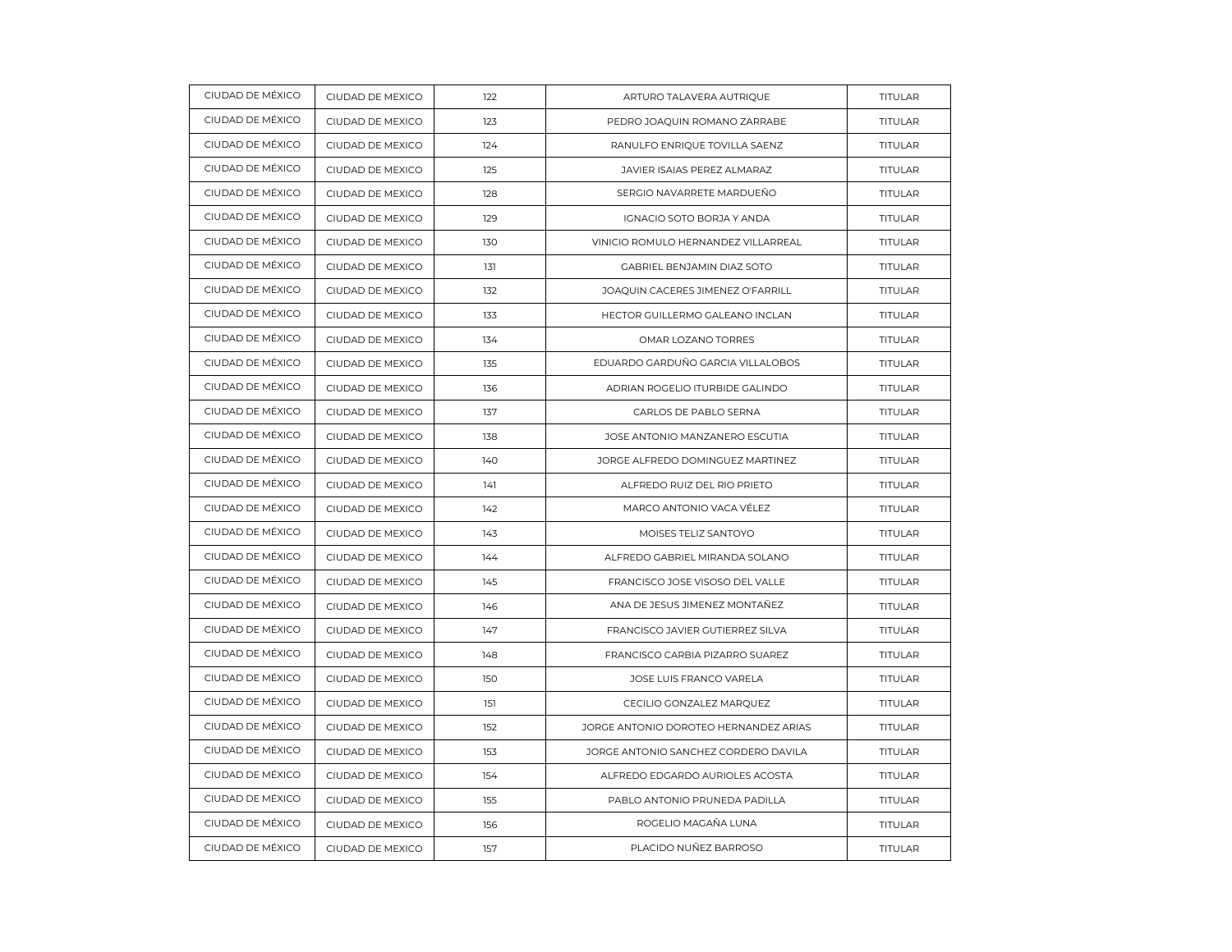| | | | | |
|---|---|---|---|---|
| CIUDAD DE MÉXICO | CIUDAD DE MEXICO | 122 | ARTURO TALAVERA AUTRIQUE | TITULAR |
| CIUDAD DE MÉXICO | CIUDAD DE MEXICO | 123 | PEDRO JOAQUIN ROMANO ZARRABE | TITULAR |
| CIUDAD DE MÉXICO | CIUDAD DE MEXICO | 124 | RANULFO ENRIQUE TOVILLA SAENZ | TITULAR |
| CIUDAD DE MÉXICO | CIUDAD DE MEXICO | 125 | JAVIER ISAIAS PEREZ ALMARAZ | TITULAR |
| CIUDAD DE MÉXICO | CIUDAD DE MEXICO | 128 | SERGIO NAVARRETE MARDUEÑO | TITULAR |
| CIUDAD DE MÉXICO | CIUDAD DE MEXICO | 129 | IGNACIO SOTO BORJA Y ANDA | TITULAR |
| CIUDAD DE MÉXICO | CIUDAD DE MEXICO | 130 | VINICIO ROMULO HERNANDEZ VILLARREAL | TITULAR |
| CIUDAD DE MÉXICO | CIUDAD DE MEXICO | 131 | GABRIEL BENJAMIN DIAZ SOTO | TITULAR |
| CIUDAD DE MÉXICO | CIUDAD DE MEXICO | 132 | JOAQUIN CACERES JIMENEZ O'FARRILL | TITULAR |
| CIUDAD DE MÉXICO | CIUDAD DE MEXICO | 133 | HECTOR GUILLERMO GALEANO INCLAN | TITULAR |
| CIUDAD DE MÉXICO | CIUDAD DE MEXICO | 134 | OMAR LOZANO TORRES | TITULAR |
| CIUDAD DE MÉXICO | CIUDAD DE MEXICO | 135 | EDUARDO GARDUÑO GARCIA VILLALOBOS | TITULAR |
| CIUDAD DE MÉXICO | CIUDAD DE MEXICO | 136 | ADRIAN ROGELIO ITURBIDE GALINDO | TITULAR |
| CIUDAD DE MÉXICO | CIUDAD DE MEXICO | 137 | CARLOS DE PABLO SERNA | TITULAR |
| CIUDAD DE MÉXICO | CIUDAD DE MEXICO | 138 | JOSE ANTONIO MANZANERO ESCUTIA | TITULAR |
| CIUDAD DE MÉXICO | CIUDAD DE MEXICO | 140 | JORGE ALFREDO DOMINGUEZ MARTINEZ | TITULAR |
| CIUDAD DE MÉXICO | CIUDAD DE MEXICO | 141 | ALFREDO RUIZ DEL RIO PRIETO | TITULAR |
| CIUDAD DE MÉXICO | CIUDAD DE MEXICO | 142 | MARCO ANTONIO VACA VÉLEZ | TITULAR |
| CIUDAD DE MÉXICO | CIUDAD DE MEXICO | 143 | MOISES TELIZ SANTOYO | TITULAR |
| CIUDAD DE MÉXICO | CIUDAD DE MEXICO | 144 | ALFREDO GABRIEL MIRANDA SOLANO | TITULAR |
| CIUDAD DE MÉXICO | CIUDAD DE MEXICO | 145 | FRANCISCO JOSE VISOSO DEL VALLE | TITULAR |
| CIUDAD DE MÉXICO | CIUDAD DE MEXICO | 146 | ANA DE JESUS JIMENEZ MONTAÑEZ | TITULAR |
| CIUDAD DE MÉXICO | CIUDAD DE MEXICO | 147 | FRANCISCO JAVIER GUTIERREZ SILVA | TITULAR |
| CIUDAD DE MÉXICO | CIUDAD DE MEXICO | 148 | FRANCISCO CARBIA PIZARRO SUAREZ | TITULAR |
| CIUDAD DE MÉXICO | CIUDAD DE MEXICO | 150 | JOSE LUIS FRANCO VARELA | TITULAR |
| CIUDAD DE MÉXICO | CIUDAD DE MEXICO | 151 | CECILIO GONZALEZ MARQUEZ | TITULAR |
| CIUDAD DE MÉXICO | CIUDAD DE MEXICO | 152 | JORGE ANTONIO DOROTEO HERNANDEZ ARIAS | TITULAR |
| CIUDAD DE MÉXICO | CIUDAD DE MEXICO | 153 | JORGE ANTONIO SANCHEZ CORDERO DAVILA | TITULAR |
| CIUDAD DE MÉXICO | CIUDAD DE MEXICO | 154 | ALFREDO EDGARDO AURIOLES ACOSTA | TITULAR |
| CIUDAD DE MÉXICO | CIUDAD DE MEXICO | 155 | PABLO ANTONIO PRUNEDA PADILLA | TITULAR |
| CIUDAD DE MÉXICO | CIUDAD DE MEXICO | 156 | ROGELIO MAGAÑA LUNA | TITULAR |
| CIUDAD DE MÉXICO | CIUDAD DE MEXICO | 157 | PLACIDO NUÑEZ BARROSO | TITULAR |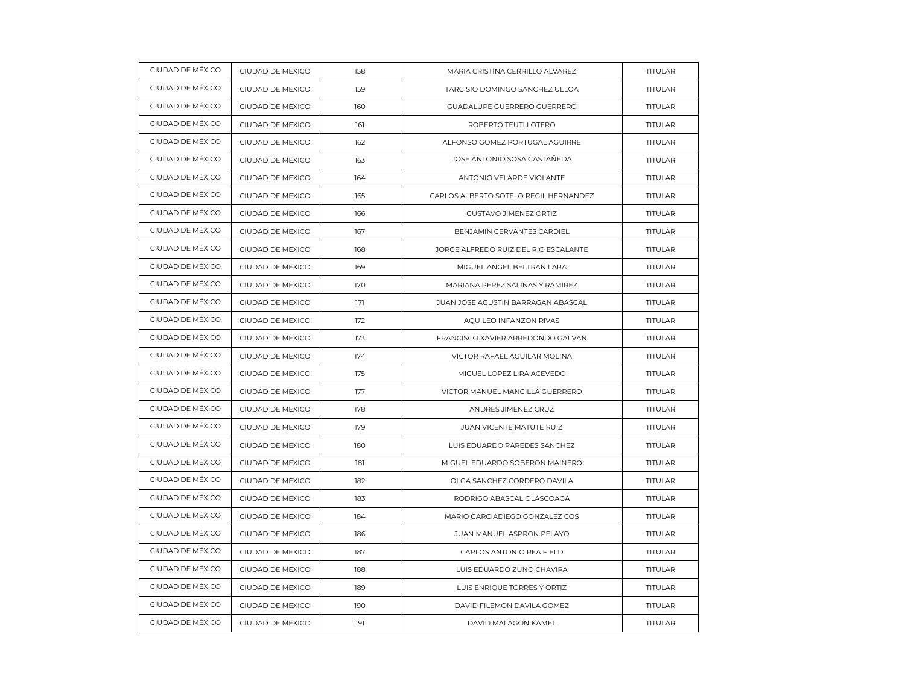| CIUDAD DE MÉXICO | CIUDAD DE MEXICO | 158 | MARIA CRISTINA CERRILLO ALVAREZ | TITULAR |
|---|---|---|---|---|
| CIUDAD DE MÉXICO | CIUDAD DE MEXICO | 159 | TARCISIO DOMINGO SANCHEZ ULLOA | TITULAR |
| CIUDAD DE MÉXICO | CIUDAD DE MEXICO | 160 | GUADALUPE GUERRERO GUERRERO | TITULAR |
| CIUDAD DE MÉXICO | CIUDAD DE MEXICO | 161 | ROBERTO TEUTLI OTERO | TITULAR |
| CIUDAD DE MÉXICO | CIUDAD DE MEXICO | 162 | ALFONSO GOMEZ PORTUGAL AGUIRRE | TITULAR |
| CIUDAD DE MÉXICO | CIUDAD DE MEXICO | 163 | JOSE ANTONIO SOSA CASTAÑEDA | TITULAR |
| CIUDAD DE MÉXICO | CIUDAD DE MEXICO | 164 | ANTONIO VELARDE VIOLANTE | TITULAR |
| CIUDAD DE MÉXICO | CIUDAD DE MEXICO | 165 | CARLOS ALBERTO SOTELO REGIL HERNANDEZ | TITULAR |
| CIUDAD DE MÉXICO | CIUDAD DE MEXICO | 166 | GUSTAVO JIMENEZ ORTIZ | TITULAR |
| CIUDAD DE MÉXICO | CIUDAD DE MEXICO | 167 | BENJAMIN CERVANTES CARDIEL | TITULAR |
| CIUDAD DE MÉXICO | CIUDAD DE MEXICO | 168 | JORGE ALFREDO RUIZ DEL RIO ESCALANTE | TITULAR |
| CIUDAD DE MÉXICO | CIUDAD DE MEXICO | 169 | MIGUEL ANGEL BELTRAN LARA | TITULAR |
| CIUDAD DE MÉXICO | CIUDAD DE MEXICO | 170 | MARIANA PEREZ SALINAS Y RAMIREZ | TITULAR |
| CIUDAD DE MÉXICO | CIUDAD DE MEXICO | 171 | JUAN JOSE AGUSTIN BARRAGAN ABASCAL | TITULAR |
| CIUDAD DE MÉXICO | CIUDAD DE MEXICO | 172 | AQUILEO INFANZON RIVAS | TITULAR |
| CIUDAD DE MÉXICO | CIUDAD DE MEXICO | 173 | FRANCISCO XAVIER ARREDONDO GALVAN | TITULAR |
| CIUDAD DE MÉXICO | CIUDAD DE MEXICO | 174 | VICTOR RAFAEL AGUILAR MOLINA | TITULAR |
| CIUDAD DE MÉXICO | CIUDAD DE MEXICO | 175 | MIGUEL LOPEZ LIRA ACEVEDO | TITULAR |
| CIUDAD DE MÉXICO | CIUDAD DE MEXICO | 177 | VICTOR MANUEL MANCILLA GUERRERO | TITULAR |
| CIUDAD DE MÉXICO | CIUDAD DE MEXICO | 178 | ANDRES JIMENEZ CRUZ | TITULAR |
| CIUDAD DE MÉXICO | CIUDAD DE MEXICO | 179 | JUAN VICENTE MATUTE RUIZ | TITULAR |
| CIUDAD DE MÉXICO | CIUDAD DE MEXICO | 180 | LUIS EDUARDO PAREDES SANCHEZ | TITULAR |
| CIUDAD DE MÉXICO | CIUDAD DE MEXICO | 181 | MIGUEL EDUARDO SOBERON MAINERO | TITULAR |
| CIUDAD DE MÉXICO | CIUDAD DE MEXICO | 182 | OLGA SANCHEZ CORDERO DAVILA | TITULAR |
| CIUDAD DE MÉXICO | CIUDAD DE MEXICO | 183 | RODRIGO ABASCAL OLASCOAGA | TITULAR |
| CIUDAD DE MÉXICO | CIUDAD DE MEXICO | 184 | MARIO GARCIADIEGO GONZALEZ COS | TITULAR |
| CIUDAD DE MÉXICO | CIUDAD DE MEXICO | 186 | JUAN MANUEL ASPRON PELAYO | TITULAR |
| CIUDAD DE MÉXICO | CIUDAD DE MEXICO | 187 | CARLOS ANTONIO REA FIELD | TITULAR |
| CIUDAD DE MÉXICO | CIUDAD DE MEXICO | 188 | LUIS EDUARDO ZUNO CHAVIRA | TITULAR |
| CIUDAD DE MÉXICO | CIUDAD DE MEXICO | 189 | LUIS ENRIQUE TORRES Y ORTIZ | TITULAR |
| CIUDAD DE MÉXICO | CIUDAD DE MEXICO | 190 | DAVID FILEMON DAVILA GOMEZ | TITULAR |
| CIUDAD DE MÉXICO | CIUDAD DE MEXICO | 191 | DAVID MALAGON KAMEL | TITULAR |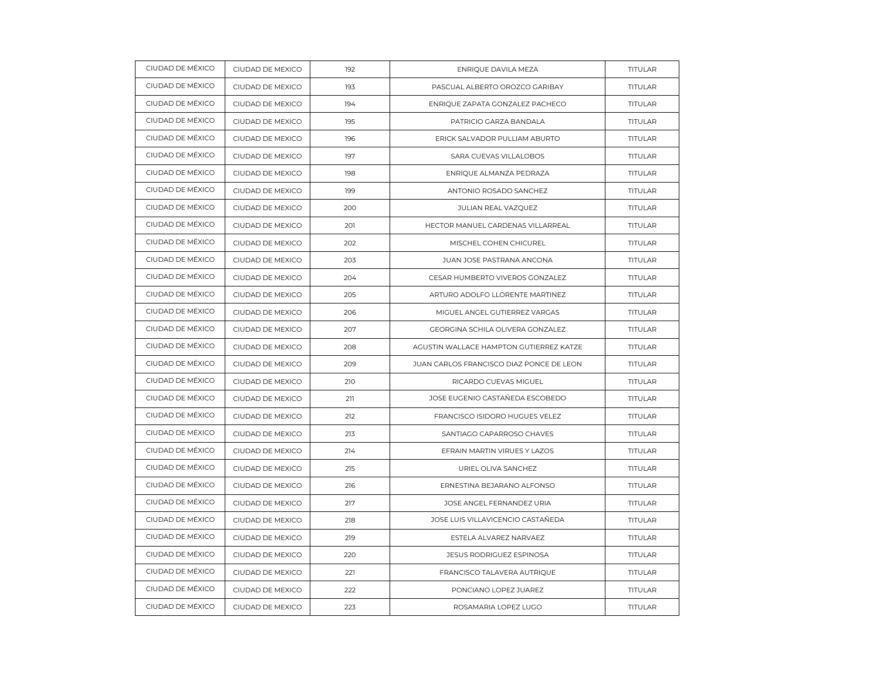| CIUDAD DE MÉXICO | CIUDAD DE MEXICO | 192 | ENRIQUE DAVILA MEZA | TITULAR |
|---|---|---|---|---|
| CIUDAD DE MÉXICO | CIUDAD DE MEXICO | 193 | PASCUAL ALBERTO OROZCO GARIBAY | TITULAR |
| CIUDAD DE MÉXICO | CIUDAD DE MEXICO | 194 | ENRIQUE ZAPATA GONZALEZ PACHECO | TITULAR |
| CIUDAD DE MÉXICO | CIUDAD DE MEXICO | 195 | PATRICIO GARZA BANDALA | TITULAR |
| CIUDAD DE MÉXICO | CIUDAD DE MEXICO | 196 | ERICK SALVADOR PULLIAM ABURTO | TITULAR |
| CIUDAD DE MÉXICO | CIUDAD DE MEXICO | 197 | SARA CUEVAS VILLALOBOS | TITULAR |
| CIUDAD DE MÉXICO | CIUDAD DE MEXICO | 198 | ENRIQUE ALMANZA PEDRAZA | TITULAR |
| CIUDAD DE MÉXICO | CIUDAD DE MEXICO | 199 | ANTONIO ROSADO SANCHEZ | TITULAR |
| CIUDAD DE MÉXICO | CIUDAD DE MEXICO | 200 | JULIAN REAL VAZQUEZ | TITULAR |
| CIUDAD DE MÉXICO | CIUDAD DE MEXICO | 201 | HECTOR MANUEL CARDENAS VILLARREAL | TITULAR |
| CIUDAD DE MÉXICO | CIUDAD DE MEXICO | 202 | MISCHEL COHEN CHICUREL | TITULAR |
| CIUDAD DE MÉXICO | CIUDAD DE MEXICO | 203 | JUAN JOSE PASTRANA ANCONA | TITULAR |
| CIUDAD DE MÉXICO | CIUDAD DE MEXICO | 204 | CESAR HUMBERTO VIVEROS GONZALEZ | TITULAR |
| CIUDAD DE MÉXICO | CIUDAD DE MEXICO | 205 | ARTURO ADOLFO LLORENTE MARTINEZ | TITULAR |
| CIUDAD DE MÉXICO | CIUDAD DE MEXICO | 206 | MIGUEL ANGEL GUTIERREZ VARGAS | TITULAR |
| CIUDAD DE MÉXICO | CIUDAD DE MEXICO | 207 | GEORGINA SCHILA OLIVERA GONZALEZ | TITULAR |
| CIUDAD DE MÉXICO | CIUDAD DE MEXICO | 208 | AGUSTIN WALLACE HAMPTON GUTIERREZ KATZE | TITULAR |
| CIUDAD DE MÉXICO | CIUDAD DE MEXICO | 209 | JUAN CARLOS FRANCISCO DIAZ PONCE DE LEON | TITULAR |
| CIUDAD DE MÉXICO | CIUDAD DE MEXICO | 210 | RICARDO CUEVAS MIGUEL | TITULAR |
| CIUDAD DE MÉXICO | CIUDAD DE MEXICO | 211 | JOSE EUGENIO CASTAÑEDA ESCOBEDO | TITULAR |
| CIUDAD DE MÉXICO | CIUDAD DE MEXICO | 212 | FRANCISCO ISIDORO HUGUES VELEZ | TITULAR |
| CIUDAD DE MÉXICO | CIUDAD DE MEXICO | 213 | SANTIAGO CAPARROSO CHAVES | TITULAR |
| CIUDAD DE MÉXICO | CIUDAD DE MEXICO | 214 | EFRAIN MARTIN VIRUES Y LAZOS | TITULAR |
| CIUDAD DE MÉXICO | CIUDAD DE MEXICO | 215 | URIEL OLIVA SANCHEZ | TITULAR |
| CIUDAD DE MÉXICO | CIUDAD DE MEXICO | 216 | ERNESTINA BEJARANO ALFONSO | TITULAR |
| CIUDAD DE MÉXICO | CIUDAD DE MEXICO | 217 | JOSE ANGEL FERNANDEZ URIA | TITULAR |
| CIUDAD DE MÉXICO | CIUDAD DE MEXICO | 218 | JOSE LUIS VILLAVICENCIO CASTAÑEDA | TITULAR |
| CIUDAD DE MÉXICO | CIUDAD DE MEXICO | 219 | ESTELA ALVAREZ NARVAEZ | TITULAR |
| CIUDAD DE MÉXICO | CIUDAD DE MEXICO | 220 | JESUS RODRIGUEZ ESPINOSA | TITULAR |
| CIUDAD DE MÉXICO | CIUDAD DE MEXICO | 221 | FRANCISCO TALAVERA AUTRIQUE | TITULAR |
| CIUDAD DE MÉXICO | CIUDAD DE MEXICO | 222 | PONCIANO LOPEZ JUAREZ | TITULAR |
| CIUDAD DE MÉXICO | CIUDAD DE MEXICO | 223 | ROSAMARIA LOPEZ LUGO | TITULAR |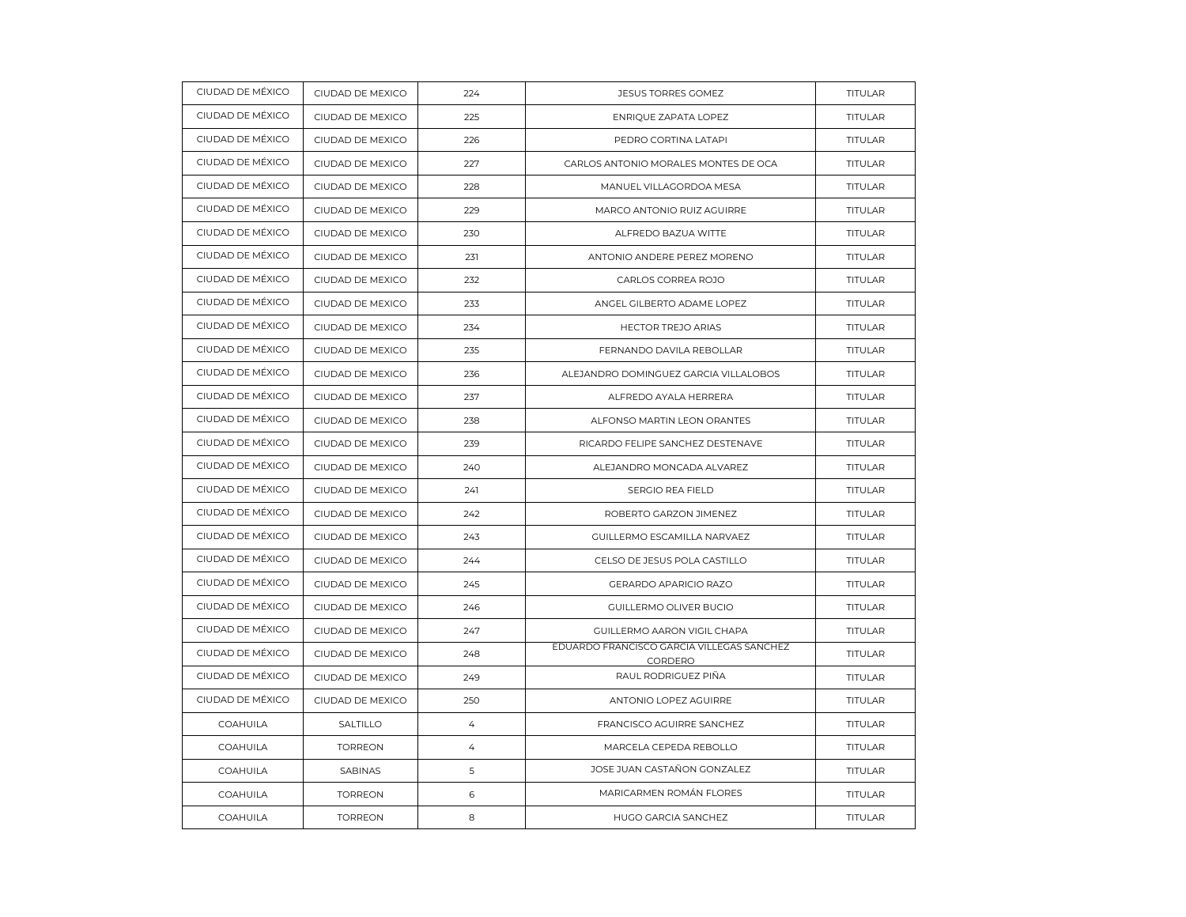| CIUDAD DE MÉXICO | CIUDAD DE MEXICO | 224 | JESUS TORRES GOMEZ | TITULAR |
|---|---|---|---|---|
| CIUDAD DE MÉXICO | CIUDAD DE MEXICO | 225 | ENRIQUE ZAPATA LOPEZ | TITULAR |
| CIUDAD DE MÉXICO | CIUDAD DE MEXICO | 226 | PEDRO CORTINA LATAPI | TITULAR |
| CIUDAD DE MÉXICO | CIUDAD DE MEXICO | 227 | CARLOS ANTONIO MORALES MONTES DE OCA | TITULAR |
| CIUDAD DE MÉXICO | CIUDAD DE MEXICO | 228 | MANUEL VILLAGORDOA MESA | TITULAR |
| CIUDAD DE MÉXICO | CIUDAD DE MEXICO | 229 | MARCO ANTONIO RUIZ AGUIRRE | TITULAR |
| CIUDAD DE MÉXICO | CIUDAD DE MEXICO | 230 | ALFREDO BAZUA WITTE | TITULAR |
| CIUDAD DE MÉXICO | CIUDAD DE MEXICO | 231 | ANTONIO ANDERE PEREZ MORENO | TITULAR |
| CIUDAD DE MÉXICO | CIUDAD DE MEXICO | 232 | CARLOS CORREA ROJO | TITULAR |
| CIUDAD DE MÉXICO | CIUDAD DE MEXICO | 233 | ANGEL GILBERTO ADAME LOPEZ | TITULAR |
| CIUDAD DE MÉXICO | CIUDAD DE MEXICO | 234 | HECTOR TREJO ARIAS | TITULAR |
| CIUDAD DE MÉXICO | CIUDAD DE MEXICO | 235 | FERNANDO DAVILA REBOLLAR | TITULAR |
| CIUDAD DE MÉXICO | CIUDAD DE MEXICO | 236 | ALEJANDRO DOMINGUEZ GARCIA VILLALOBOS | TITULAR |
| CIUDAD DE MÉXICO | CIUDAD DE MEXICO | 237 | ALFREDO AYALA HERRERA | TITULAR |
| CIUDAD DE MÉXICO | CIUDAD DE MEXICO | 238 | ALFONSO MARTIN LEON ORANTES | TITULAR |
| CIUDAD DE MÉXICO | CIUDAD DE MEXICO | 239 | RICARDO FELIPE SANCHEZ DESTENAVE | TITULAR |
| CIUDAD DE MÉXICO | CIUDAD DE MEXICO | 240 | ALEJANDRO MONCADA ALVAREZ | TITULAR |
| CIUDAD DE MÉXICO | CIUDAD DE MEXICO | 241 | SERGIO REA FIELD | TITULAR |
| CIUDAD DE MÉXICO | CIUDAD DE MEXICO | 242 | ROBERTO GARZON JIMENEZ | TITULAR |
| CIUDAD DE MÉXICO | CIUDAD DE MEXICO | 243 | GUILLERMO ESCAMILLA NARVAEZ | TITULAR |
| CIUDAD DE MÉXICO | CIUDAD DE MEXICO | 244 | CELSO DE JESUS POLA CASTILLO | TITULAR |
| CIUDAD DE MÉXICO | CIUDAD DE MEXICO | 245 | GERARDO APARICIO RAZO | TITULAR |
| CIUDAD DE MÉXICO | CIUDAD DE MEXICO | 246 | GUILLERMO OLIVER BUCIO | TITULAR |
| CIUDAD DE MÉXICO | CIUDAD DE MEXICO | 247 | GUILLERMO AARON VIGIL CHAPA | TITULAR |
| CIUDAD DE MÉXICO | CIUDAD DE MEXICO | 248 | EDUARDO FRANCISCO GARCIA VILLEGAS SANCHEZ CORDERO | TITULAR |
| CIUDAD DE MÉXICO | CIUDAD DE MEXICO | 249 | RAUL RODRIGUEZ PIÑA | TITULAR |
| CIUDAD DE MÉXICO | CIUDAD DE MEXICO | 250 | ANTONIO LOPEZ AGUIRRE | TITULAR |
| COAHUILA | SALTILLO | 4 | FRANCISCO AGUIRRE SANCHEZ | TITULAR |
| COAHUILA | TORREON | 4 | MARCELA CEPEDA REBOLLO | TITULAR |
| COAHUILA | SABINAS | 5 | JOSE JUAN CASTAÑON GONZALEZ | TITULAR |
| COAHUILA | TORREON | 6 | MARICARMEN ROMÁN FLORES | TITULAR |
| COAHUILA | TORREON | 8 | HUGO GARCIA SANCHEZ | TITULAR |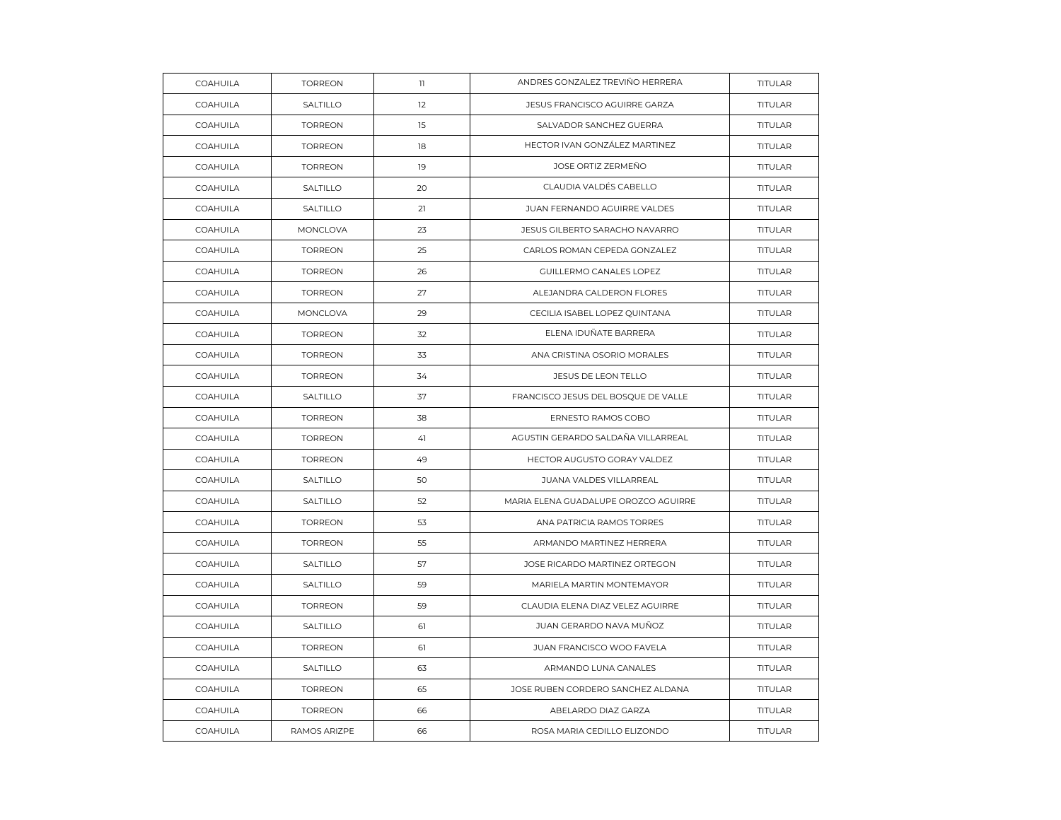| COAHUILA | TORREON | 11 | ANDRES GONZALEZ TREVIÑO HERRERA | TITULAR |
|---|---|---|---|---|
| COAHUILA | SALTILLO | 12 | JESUS FRANCISCO AGUIRRE GARZA | TITULAR |
| COAHUILA | TORREON | 15 | SALVADOR SANCHEZ GUERRA | TITULAR |
| COAHUILA | TORREON | 18 | HECTOR IVAN GONZÁLEZ MARTINEZ | TITULAR |
| COAHUILA | TORREON | 19 | JOSE ORTIZ ZERMEÑO | TITULAR |
| COAHUILA | SALTILLO | 20 | CLAUDIA VALDÉS CABELLO | TITULAR |
| COAHUILA | SALTILLO | 21 | JUAN FERNANDO AGUIRRE VALDES | TITULAR |
| COAHUILA | MONCLOVA | 23 | JESUS GILBERTO SARACHO NAVARRO | TITULAR |
| COAHUILA | TORREON | 25 | CARLOS ROMAN CEPEDA GONZALEZ | TITULAR |
| COAHUILA | TORREON | 26 | GUILLERMO CANALES LOPEZ | TITULAR |
| COAHUILA | TORREON | 27 | ALEJANDRA CALDERON FLORES | TITULAR |
| COAHUILA | MONCLOVA | 29 | CECILIA ISABEL LOPEZ QUINTANA | TITULAR |
| COAHUILA | TORREON | 32 | ELENA IDUÑATE BARRERA | TITULAR |
| COAHUILA | TORREON | 33 | ANA CRISTINA OSORIO MORALES | TITULAR |
| COAHUILA | TORREON | 34 | JESUS DE LEON TELLO | TITULAR |
| COAHUILA | SALTILLO | 37 | FRANCISCO JESUS DEL BOSQUE DE VALLE | TITULAR |
| COAHUILA | TORREON | 38 | ERNESTO RAMOS COBO | TITULAR |
| COAHUILA | TORREON | 41 | AGUSTIN GERARDO SALDAÑA VILLARREAL | TITULAR |
| COAHUILA | TORREON | 49 | HECTOR AUGUSTO GORAY VALDEZ | TITULAR |
| COAHUILA | SALTILLO | 50 | JUANA VALDES VILLARREAL | TITULAR |
| COAHUILA | SALTILLO | 52 | MARIA ELENA GUADALUPE OROZCO AGUIRRE | TITULAR |
| COAHUILA | TORREON | 53 | ANA PATRICIA RAMOS TORRES | TITULAR |
| COAHUILA | TORREON | 55 | ARMANDO MARTINEZ HERRERA | TITULAR |
| COAHUILA | SALTILLO | 57 | JOSE RICARDO MARTINEZ ORTEGON | TITULAR |
| COAHUILA | SALTILLO | 59 | MARIELA MARTIN MONTEMAYOR | TITULAR |
| COAHUILA | TORREON | 59 | CLAUDIA ELENA DIAZ VELEZ AGUIRRE | TITULAR |
| COAHUILA | SALTILLO | 61 | JUAN GERARDO NAVA MUÑOZ | TITULAR |
| COAHUILA | TORREON | 61 | JUAN FRANCISCO WOO FAVELA | TITULAR |
| COAHUILA | SALTILLO | 63 | ARMANDO LUNA CANALES | TITULAR |
| COAHUILA | TORREON | 65 | JOSE RUBEN CORDERO SANCHEZ ALDANA | TITULAR |
| COAHUILA | TORREON | 66 | ABELARDO DIAZ GARZA | TITULAR |
| COAHUILA | RAMOS ARIZPE | 66 | ROSA MARIA CEDILLO ELIZONDO | TITULAR |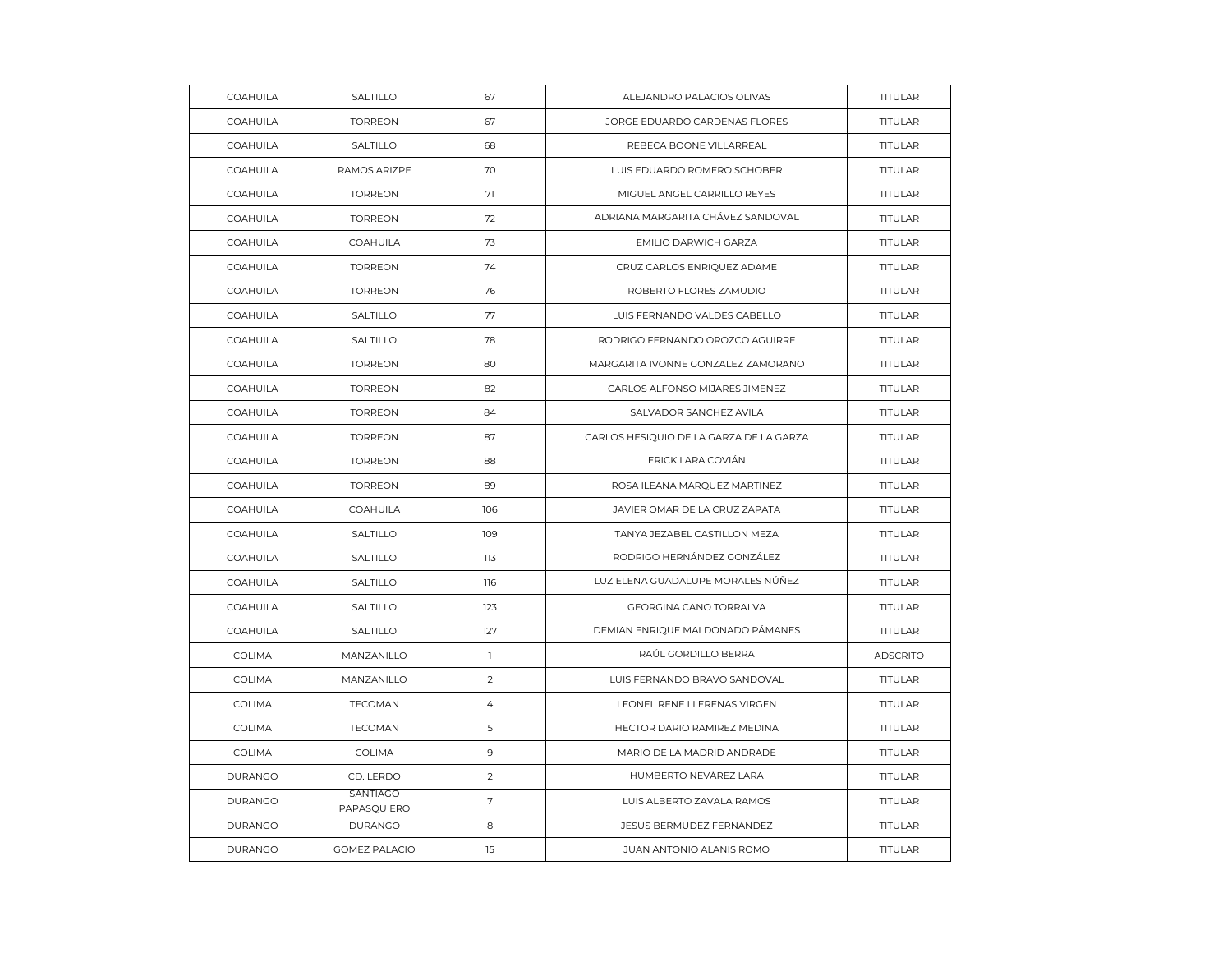| COAHUILA | SALTILLO | 67 | ALEJANDRO PALACIOS OLIVAS | TITULAR |
|---|---|---|---|---|
| COAHUILA | TORREON | 67 | JORGE EDUARDO CARDENAS FLORES | TITULAR |
| COAHUILA | SALTILLO | 68 | REBECA BOONE VILLARREAL | TITULAR |
| COAHUILA | RAMOS ARIZPE | 70 | LUIS EDUARDO ROMERO SCHOBER | TITULAR |
| COAHUILA | TORREON | 71 | MIGUEL ANGEL CARRILLO REYES | TITULAR |
| COAHUILA | TORREON | 72 | ADRIANA MARGARITA CHÁVEZ SANDOVAL | TITULAR |
| COAHUILA | COAHUILA | 73 | EMILIO DARWICH GARZA | TITULAR |
| COAHUILA | TORREON | 74 | CRUZ CARLOS ENRIQUEZ ADAME | TITULAR |
| COAHUILA | TORREON | 76 | ROBERTO FLORES ZAMUDIO | TITULAR |
| COAHUILA | SALTILLO | 77 | LUIS FERNANDO VALDES CABELLO | TITULAR |
| COAHUILA | SALTILLO | 78 | RODRIGO FERNANDO OROZCO AGUIRRE | TITULAR |
| COAHUILA | TORREON | 80 | MARGARITA IVONNE GONZALEZ ZAMORANO | TITULAR |
| COAHUILA | TORREON | 82 | CARLOS ALFONSO MIJARES JIMENEZ | TITULAR |
| COAHUILA | TORREON | 84 | SALVADOR SANCHEZ AVILA | TITULAR |
| COAHUILA | TORREON | 87 | CARLOS HESIQUIO DE LA GARZA DE LA GARZA | TITULAR |
| COAHUILA | TORREON | 88 | ERICK LARA COVIÁN | TITULAR |
| COAHUILA | TORREON | 89 | ROSA ILEANA MARQUEZ MARTINEZ | TITULAR |
| COAHUILA | COAHUILA | 106 | JAVIER OMAR DE LA CRUZ ZAPATA | TITULAR |
| COAHUILA | SALTILLO | 109 | TANYA JEZABEL CASTILLON MEZA | TITULAR |
| COAHUILA | SALTILLO | 113 | RODRIGO HERNÁNDEZ GONZÁLEZ | TITULAR |
| COAHUILA | SALTILLO | 116 | LUZ ELENA GUADALUPE MORALES NÚÑEZ | TITULAR |
| COAHUILA | SALTILLO | 123 | GEORGINA CANO TORRALVA | TITULAR |
| COAHUILA | SALTILLO | 127 | DEMIAN ENRIQUE MALDONADO PÁMANES | TITULAR |
| COLIMA | MANZANILLO | 1 | RAÚL GORDILLO BERRA | ADSCRITO |
| COLIMA | MANZANILLO | 2 | LUIS FERNANDO BRAVO SANDOVAL | TITULAR |
| COLIMA | TECOMAN | 4 | LEONEL RENE LLERENAS VIRGEN | TITULAR |
| COLIMA | TECOMAN | 5 | HECTOR DARIO RAMIREZ MEDINA | TITULAR |
| COLIMA | COLIMA | 9 | MARIO DE LA MADRID ANDRADE | TITULAR |
| DURANGO | CD. LERDO | 2 | HUMBERTO NEVÁREZ LARA | TITULAR |
| DURANGO | SANTIAGO PAPASQUIERO | 7 | LUIS ALBERTO ZAVALA RAMOS | TITULAR |
| DURANGO | DURANGO | 8 | JESUS BERMUDEZ FERNANDEZ | TITULAR |
| DURANGO | GOMEZ PALACIO | 15 | JUAN ANTONIO ALANIS ROMO | TITULAR |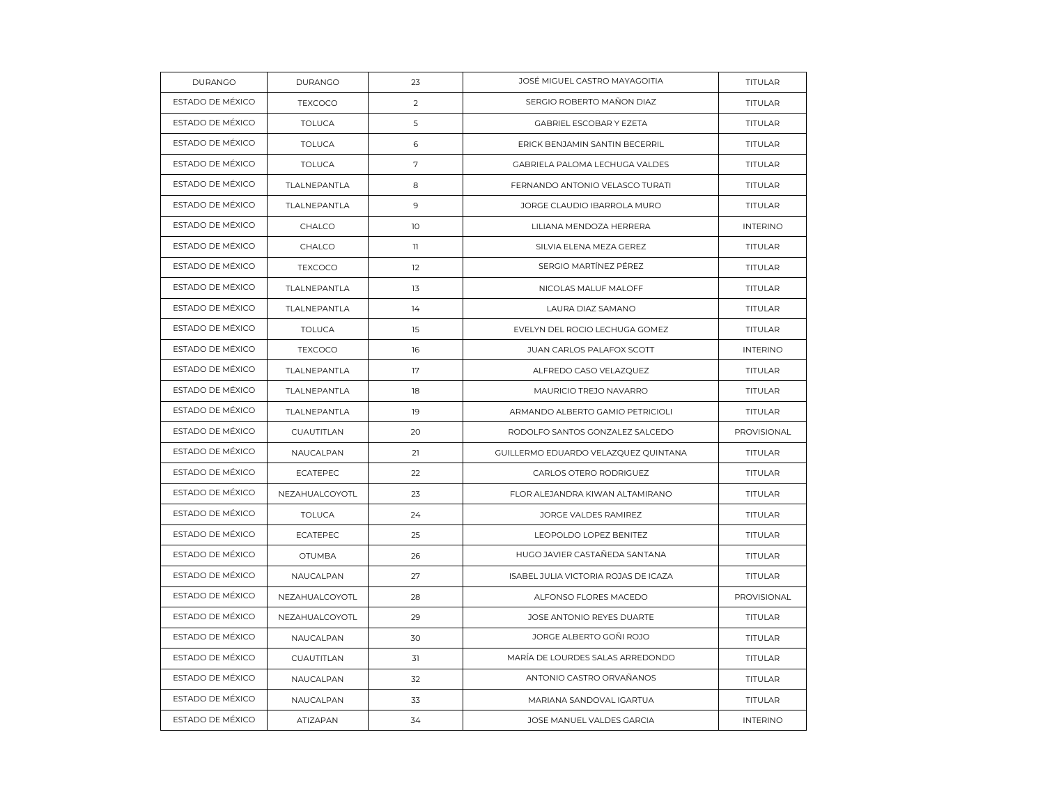| DURANGO | DURANGO | 23 | JOSÉ MIGUEL CASTRO MAYAGOITIA | TITULAR |
|---|---|---|---|---|
| ESTADO DE MÉXICO | TEXCOCO | 2 | SERGIO ROBERTO MAÑON DIAZ | TITULAR |
| ESTADO DE MÉXICO | TOLUCA | 5 | GABRIEL ESCOBAR Y EZETA | TITULAR |
| ESTADO DE MÉXICO | TOLUCA | 6 | ERICK BENJAMIN SANTIN BECERRIL | TITULAR |
| ESTADO DE MÉXICO | TOLUCA | 7 | GABRIELA PALOMA LECHUGA VALDES | TITULAR |
| ESTADO DE MÉXICO | TLALNEPANTLA | 8 | FERNANDO ANTONIO VELASCO TURATI | TITULAR |
| ESTADO DE MÉXICO | TLALNEPANTLA | 9 | JORGE CLAUDIO IBARROLA MURO | TITULAR |
| ESTADO DE MÉXICO | CHALCO | 10 | LILIANA MENDOZA HERRERA | INTERINO |
| ESTADO DE MÉXICO | CHALCO | 11 | SILVIA ELENA MEZA GEREZ | TITULAR |
| ESTADO DE MÉXICO | TEXCOCO | 12 | SERGIO MARTÍNEZ PÉREZ | TITULAR |
| ESTADO DE MÉXICO | TLALNEPANTLA | 13 | NICOLAS MALUF MALOFF | TITULAR |
| ESTADO DE MÉXICO | TLALNEPANTLA | 14 | LAURA DIAZ SAMANO | TITULAR |
| ESTADO DE MÉXICO | TOLUCA | 15 | EVELYN DEL ROCIO LECHUGA GOMEZ | TITULAR |
| ESTADO DE MÉXICO | TEXCOCO | 16 | JUAN CARLOS PALAFOX SCOTT | INTERINO |
| ESTADO DE MÉXICO | TLALNEPANTLA | 17 | ALFREDO CASO VELAZQUEZ | TITULAR |
| ESTADO DE MÉXICO | TLALNEPANTLA | 18 | MAURICIO TREJO NAVARRO | TITULAR |
| ESTADO DE MÉXICO | TLALNEPANTLA | 19 | ARMANDO ALBERTO GAMIO PETRICIOLI | TITULAR |
| ESTADO DE MÉXICO | CUAUTITLAN | 20 | RODOLFO SANTOS GONZALEZ SALCEDO | PROVISIONAL |
| ESTADO DE MÉXICO | NAUCALPAN | 21 | GUILLERMO EDUARDO VELAZQUEZ QUINTANA | TITULAR |
| ESTADO DE MÉXICO | ECATEPEC | 22 | CARLOS OTERO RODRIGUEZ | TITULAR |
| ESTADO DE MÉXICO | NEZAHUALCOYOTL | 23 | FLOR ALEJANDRA KIWAN ALTAMIRANO | TITULAR |
| ESTADO DE MÉXICO | TOLUCA | 24 | JORGE VALDES RAMIREZ | TITULAR |
| ESTADO DE MÉXICO | ECATEPEC | 25 | LEOPOLDO LOPEZ BENITEZ | TITULAR |
| ESTADO DE MÉXICO | OTUMBA | 26 | HUGO JAVIER CASTAÑEDA SANTANA | TITULAR |
| ESTADO DE MÉXICO | NAUCALPAN | 27 | ISABEL JULIA VICTORIA ROJAS DE ICAZA | TITULAR |
| ESTADO DE MÉXICO | NEZAHUALCOYOTL | 28 | ALFONSO FLORES MACEDO | PROVISIONAL |
| ESTADO DE MÉXICO | NEZAHUALCOYOTL | 29 | JOSE ANTONIO REYES DUARTE | TITULAR |
| ESTADO DE MÉXICO | NAUCALPAN | 30 | JORGE ALBERTO GOÑI ROJO | TITULAR |
| ESTADO DE MÉXICO | CUAUTITLAN | 31 | MARÍA DE LOURDES SALAS ARREDONDO | TITULAR |
| ESTADO DE MÉXICO | NAUCALPAN | 32 | ANTONIO CASTRO ORVAÑANOS | TITULAR |
| ESTADO DE MÉXICO | NAUCALPAN | 33 | MARIANA SANDOVAL IGARTUA | TITULAR |
| ESTADO DE MÉXICO | ATIZAPAN | 34 | JOSE MANUEL VALDES GARCIA | INTERINO |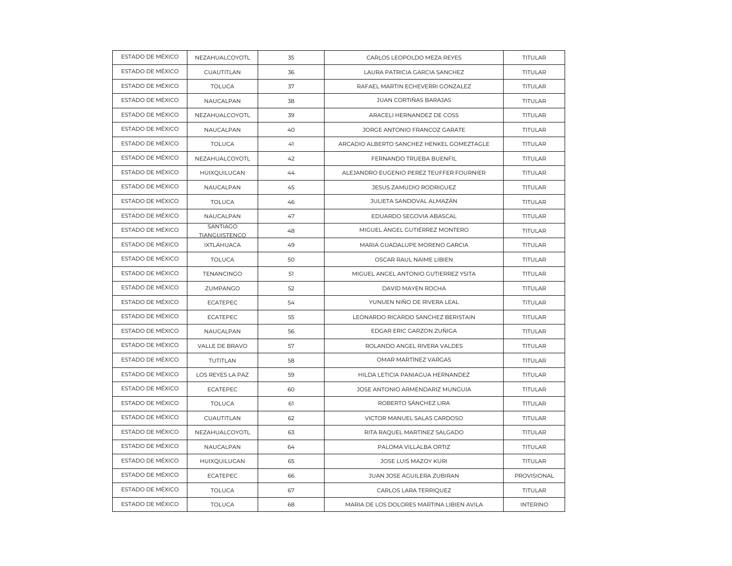| | | | | |
|---|---|---|---|---|
| ESTADO DE MÉXICO | NEZAHUALCOYOTL | 35 | CARLOS LEOPOLDO MEZA REYES | TITULAR |
| ESTADO DE MÉXICO | CUAUTITLAN | 36 | LAURA PATRICIA GARCIA SANCHEZ | TITULAR |
| ESTADO DE MÉXICO | TOLUCA | 37 | RAFAEL MARTIN ECHEVERRI GONZALEZ | TITULAR |
| ESTADO DE MÉXICO | NAUCALPAN | 38 | JUAN CORTIÑAS BARAJAS | TITULAR |
| ESTADO DE MÉXICO | NEZAHUALCOYOTL | 39 | ARACELI HERNANDEZ DE COSS | TITULAR |
| ESTADO DE MÉXICO | NAUCALPAN | 40 | JORGE ANTONIO FRANCOZ GARATE | TITULAR |
| ESTADO DE MÉXICO | TOLUCA | 41 | ARCADIO ALBERTO SANCHEZ HENKEL GOMEZTAGLE | TITULAR |
| ESTADO DE MÉXICO | NEZAHUALCOYOTL | 42 | FERNANDO TRUEBA BUENFIL | TITULAR |
| ESTADO DE MÉXICO | HUIXQUILUCAN | 44 | ALEJANDRO EUGENIO PEREZ TEUFFER FOURNIER | TITULAR |
| ESTADO DE MÉXICO | NAUCALPAN | 45 | JESUS ZAMUDIO RODRIGUEZ | TITULAR |
| ESTADO DE MÉXICO | TOLUCA | 46 | JULIETA SANDOVAL ALMAZÁN | TITULAR |
| ESTADO DE MÉXICO | NAUCALPAN | 47 | EDUARDO SEGOVIA ABASCAL | TITULAR |
| ESTADO DE MÉXICO | SANTIAGO TIANGUISTENCO | 48 | MIGUEL ÁNGEL GUTIÉRREZ MONTERO | TITULAR |
| ESTADO DE MÉXICO | IXTLAHUACA | 49 | MARIA GUADALUPE MORENO GARCIA | TITULAR |
| ESTADO DE MÉXICO | TOLUCA | 50 | OSCAR RAUL NAIME LIBIEN | TITULAR |
| ESTADO DE MÉXICO | TENANCINGO | 51 | MIGUEL ANGEL ANTONIO GUTIERREZ YSITA | TITULAR |
| ESTADO DE MÉXICO | ZUMPANGO | 52 | DAVID MAYEN ROCHA | TITULAR |
| ESTADO DE MÉXICO | ECATEPEC | 54 | YUNUEN NIÑO DE RIVERA LEAL | TITULAR |
| ESTADO DE MÉXICO | ECATEPEC | 55 | LEONARDO RICARDO SANCHEZ BERISTAIN | TITULAR |
| ESTADO DE MÉXICO | NAUCALPAN | 56 | EDGAR ERIC GARZON ZUÑIGA | TITULAR |
| ESTADO DE MÉXICO | VALLE DE BRAVO | 57 | ROLANDO ANGEL RIVERA VALDES | TITULAR |
| ESTADO DE MÉXICO | TUTITLAN | 58 | OMAR MARTÍNEZ VARGAS | TITULAR |
| ESTADO DE MÉXICO | LOS REYES LA PAZ | 59 | HILDA LETICIA PANIAGUA HERNANDEZ | TITULAR |
| ESTADO DE MÉXICO | ECATEPEC | 60 | JOSE ANTONIO ARMENDARIZ MUNGUIA | TITULAR |
| ESTADO DE MÉXICO | TOLUCA | 61 | ROBERTO SÁNCHEZ LIRA | TITULAR |
| ESTADO DE MÉXICO | CUAUTITLAN | 62 | VICTOR MANUEL SALAS CARDOSO | TITULAR |
| ESTADO DE MÉXICO | NEZAHUALCOYOTL | 63 | RITA RAQUEL MARTINEZ SALGADO | TITULAR |
| ESTADO DE MÉXICO | NAUCALPAN | 64 | PALOMA VILLALBA ORTIZ | TITULAR |
| ESTADO DE MÉXICO | HUIXQUILUCAN | 65 | JOSE LUIS MAZOY KURI | TITULAR |
| ESTADO DE MÉXICO | ECATEPEC | 66 | JUAN JOSE AGUILERA ZUBIRAN | PROVISIONAL |
| ESTADO DE MÉXICO | TOLUCA | 67 | CARLOS LARA TERRIQUEZ | TITULAR |
| ESTADO DE MÉXICO | TOLUCA | 68 | MARIA DE LOS DOLORES MARTINA LIBIEN AVILA | INTERINO |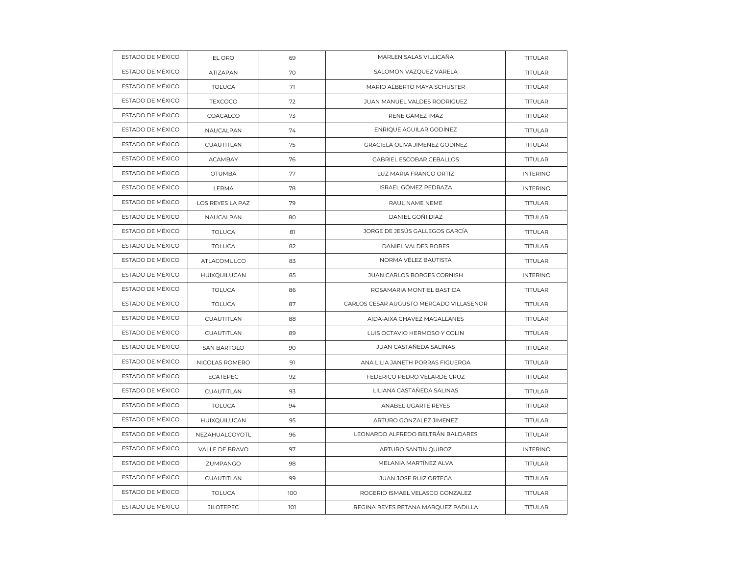| ESTADO DE MÉXICO | EL ORO | 69 | MARLEN SALAS VILLICAÑA | TITULAR |
|---|---|---|---|---|
| ESTADO DE MÉXICO | ATIZAPAN | 70 | SALOMÓN VAZQUEZ VARELA | TITULAR |
| ESTADO DE MÉXICO | TOLUCA | 71 | MARIO ALBERTO MAYA SCHUSTER | TITULAR |
| ESTADO DE MÉXICO | TEXCOCO | 72 | JUAN MANUEL VALDES RODRIGUEZ | TITULAR |
| ESTADO DE MÉXICO | COACALCO | 73 | RENE GAMEZ IMAZ | TITULAR |
| ESTADO DE MÉXICO | NAUCALPAN | 74 | ENRIQUE AGUILAR GODÍNEZ | TITULAR |
| ESTADO DE MÉXICO | CUAUTITLAN | 75 | GRACIELA OLIVA JIMENEZ GODINEZ | TITULAR |
| ESTADO DE MÉXICO | ACAMBAY | 76 | GABRIEL ESCOBAR CEBALLOS | TITULAR |
| ESTADO DE MÉXICO | OTUMBA | 77 | LUZ MARIA FRANCO ORTIZ | INTERINO |
| ESTADO DE MÉXICO | LERMA | 78 | ISRAEL GÓMEZ PEDRAZA | INTERINO |
| ESTADO DE MÉXICO | LOS REYES LA PAZ | 79 | RAUL NAME NEME | TITULAR |
| ESTADO DE MÉXICO | NAUCALPAN | 80 | DANIEL GOÑI DIAZ | TITULAR |
| ESTADO DE MÉXICO | TOLUCA | 81 | JORGE DE JESÚS GALLEGOS GARCÍA | TITULAR |
| ESTADO DE MÉXICO | TOLUCA | 82 | DANIEL VALDES BORES | TITULAR |
| ESTADO DE MÉXICO | ATLACOMULCO | 83 | NORMA VÉLEZ BAUTISTA | TITULAR |
| ESTADO DE MÉXICO | HUIXQUILUCAN | 85 | JUAN CARLOS BORGES CORNISH | INTERINO |
| ESTADO DE MÉXICO | TOLUCA | 86 | ROSAMARIA MONTIEL BASTIDA | TITULAR |
| ESTADO DE MÉXICO | TOLUCA | 87 | CARLOS CESAR AUGUSTO MERCADO VILLASEÑOR | TITULAR |
| ESTADO DE MÉXICO | CUAUTITLAN | 88 | AIDA-AIXA CHAVEZ MAGALLANES | TITULAR |
| ESTADO DE MÉXICO | CUAUTITLAN | 89 | LUIS OCTAVIO HERMOSO Y COLIN | TITULAR |
| ESTADO DE MÉXICO | SAN BARTOLO | 90 | JUAN CASTAÑEDA SALINAS | TITULAR |
| ESTADO DE MÉXICO | NICOLAS ROMERO | 91 | ANA LILIA JANETH PORRAS FIGUEROA | TITULAR |
| ESTADO DE MÉXICO | ECATEPEC | 92 | FEDERICO PEDRO VELARDE CRUZ | TITULAR |
| ESTADO DE MÉXICO | CUAUTITLAN | 93 | LILIANA CASTAÑEDA SALINAS | TITULAR |
| ESTADO DE MÉXICO | TOLUCA | 94 | ANABEL UGARTE REYES | TITULAR |
| ESTADO DE MÉXICO | HUIXQUILUCAN | 95 | ARTURO GONZALEZ JIMENEZ | TITULAR |
| ESTADO DE MÉXICO | NEZAHUALCOYOTL | 96 | LEONARDO ALFREDO BELTRÁN BALDARES | TITULAR |
| ESTADO DE MÉXICO | VALLE DE BRAVO | 97 | ARTURO SANTIN QUIROZ | INTERINO |
| ESTADO DE MÉXICO | ZUMPANGO | 98 | MELANIA MARTÍNEZ ALVA | TITULAR |
| ESTADO DE MÉXICO | CUAUTITLAN | 99 | JUAN JOSE RUIZ ORTEGA | TITULAR |
| ESTADO DE MÉXICO | TOLUCA | 100 | ROGERIO ISMAEL VELASCO GONZALEZ | TITULAR |
| ESTADO DE MÉXICO | JILOTEPEC | 101 | REGINA REYES RETANA MARQUEZ PADILLA | TITULAR |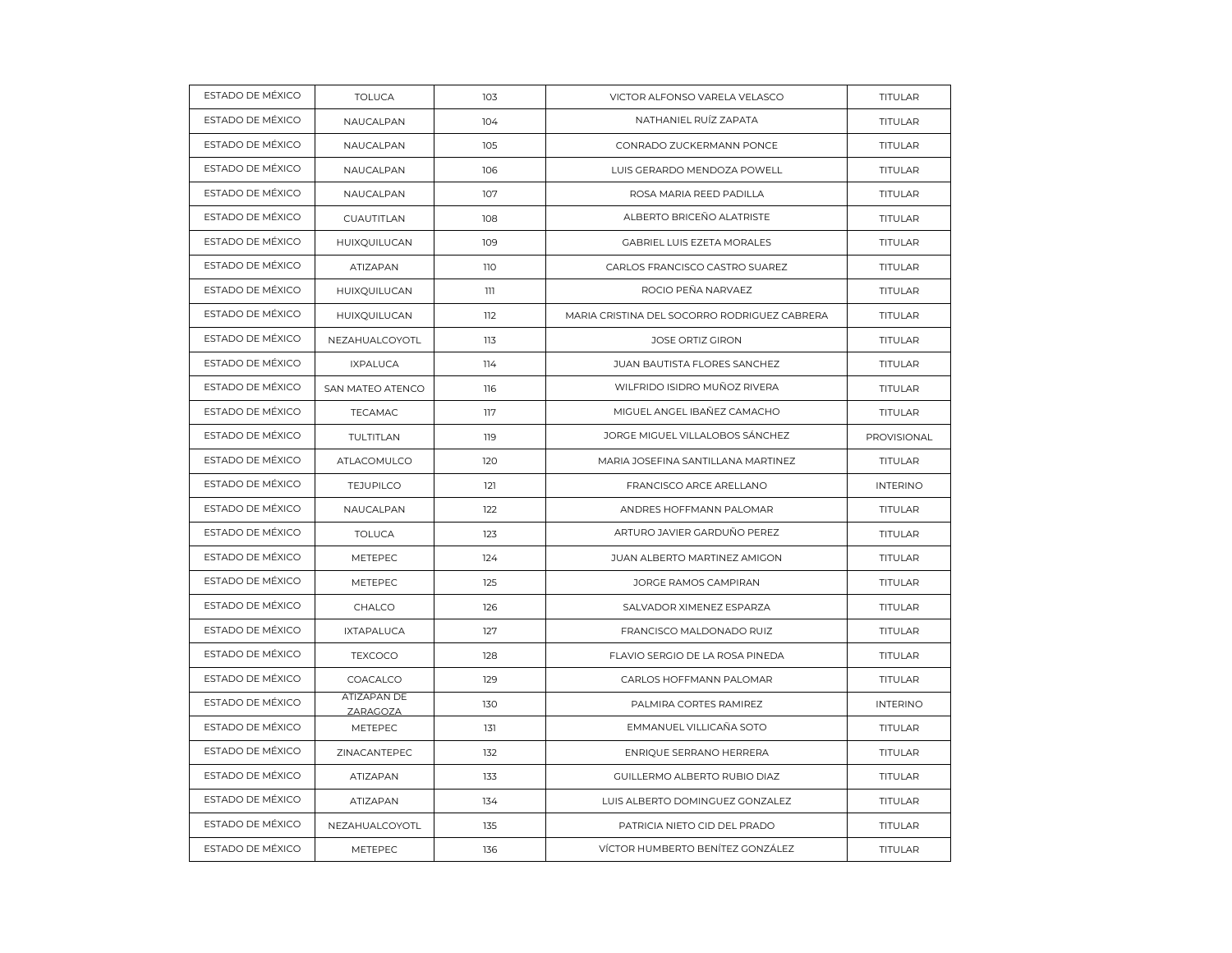| ESTADO DE MÉXICO | TOLUCA | 103 | VICTOR ALFONSO VARELA VELASCO | TITULAR |
|---|---|---|---|---|
| ESTADO DE MÉXICO | NAUCALPAN | 104 | NATHANIEL RUÍZ ZAPATA | TITULAR |
| ESTADO DE MÉXICO | NAUCALPAN | 105 | CONRADO ZUCKERMANN PONCE | TITULAR |
| ESTADO DE MÉXICO | NAUCALPAN | 106 | LUIS GERARDO MENDOZA POWELL | TITULAR |
| ESTADO DE MÉXICO | NAUCALPAN | 107 | ROSA MARIA REED PADILLA | TITULAR |
| ESTADO DE MÉXICO | CUAUTITLAN | 108 | ALBERTO BRICEÑO ALATRISTE | TITULAR |
| ESTADO DE MÉXICO | HUIXQUILUCAN | 109 | GABRIEL LUIS EZETA MORALES | TITULAR |
| ESTADO DE MÉXICO | ATIZAPAN | 110 | CARLOS FRANCISCO CASTRO SUAREZ | TITULAR |
| ESTADO DE MÉXICO | HUIXQUILUCAN | 111 | ROCIO PEÑA NARVAEZ | TITULAR |
| ESTADO DE MÉXICO | HUIXQUILUCAN | 112 | MARIA CRISTINA DEL SOCORRO RODRIGUEZ CABRERA | TITULAR |
| ESTADO DE MÉXICO | NEZAHUALCOYOTL | 113 | JOSE ORTIZ GIRON | TITULAR |
| ESTADO DE MÉXICO | IXPALUCA | 114 | JUAN BAUTISTA FLORES SANCHEZ | TITULAR |
| ESTADO DE MÉXICO | SAN MATEO ATENCO | 116 | WILFRIDO ISIDRO MUÑOZ RIVERA | TITULAR |
| ESTADO DE MÉXICO | TECAMAC | 117 | MIGUEL ANGEL IBAÑEZ CAMACHO | TITULAR |
| ESTADO DE MÉXICO | TULTITLAN | 119 | JORGE MIGUEL VILLALOBOS SÁNCHEZ | PROVISIONAL |
| ESTADO DE MÉXICO | ATLACOMULCO | 120 | MARIA JOSEFINA SANTILLANA MARTINEZ | TITULAR |
| ESTADO DE MÉXICO | TEJUPILCO | 121 | FRANCISCO ARCE ARELLANO | INTERINO |
| ESTADO DE MÉXICO | NAUCALPAN | 122 | ANDRES HOFFMANN PALOMAR | TITULAR |
| ESTADO DE MÉXICO | TOLUCA | 123 | ARTURO JAVIER GARDUÑO PEREZ | TITULAR |
| ESTADO DE MÉXICO | METEPEC | 124 | JUAN ALBERTO MARTINEZ AMIGON | TITULAR |
| ESTADO DE MÉXICO | METEPEC | 125 | JORGE RAMOS CAMPIRAN | TITULAR |
| ESTADO DE MÉXICO | CHALCO | 126 | SALVADOR XIMENEZ ESPARZA | TITULAR |
| ESTADO DE MÉXICO | IXTAPALUCA | 127 | FRANCISCO MALDONADO RUIZ | TITULAR |
| ESTADO DE MÉXICO | TEXCOCO | 128 | FLAVIO SERGIO DE LA ROSA PINEDA | TITULAR |
| ESTADO DE MÉXICO | COACALCO | 129 | CARLOS HOFFMANN PALOMAR | TITULAR |
| ESTADO DE MÉXICO | ATIZAPAN DE ZARAGOZA | 130 | PALMIRA CORTES RAMIREZ | INTERINO |
| ESTADO DE MÉXICO | METEPEC | 131 | EMMANUEL VILLICAÑA SOTO | TITULAR |
| ESTADO DE MÉXICO | ZINACANTEPEC | 132 | ENRIQUE SERRANO HERRERA | TITULAR |
| ESTADO DE MÉXICO | ATIZAPAN | 133 | GUILLERMO ALBERTO RUBIO DIAZ | TITULAR |
| ESTADO DE MÉXICO | ATIZAPAN | 134 | LUIS ALBERTO DOMINGUEZ GONZALEZ | TITULAR |
| ESTADO DE MÉXICO | NEZAHUALCOYOTL | 135 | PATRICIA NIETO CID DEL PRADO | TITULAR |
| ESTADO DE MÉXICO | METEPEC | 136 | VÍCTOR HUMBERTO BENÍTEZ GONZÁLEZ | TITULAR |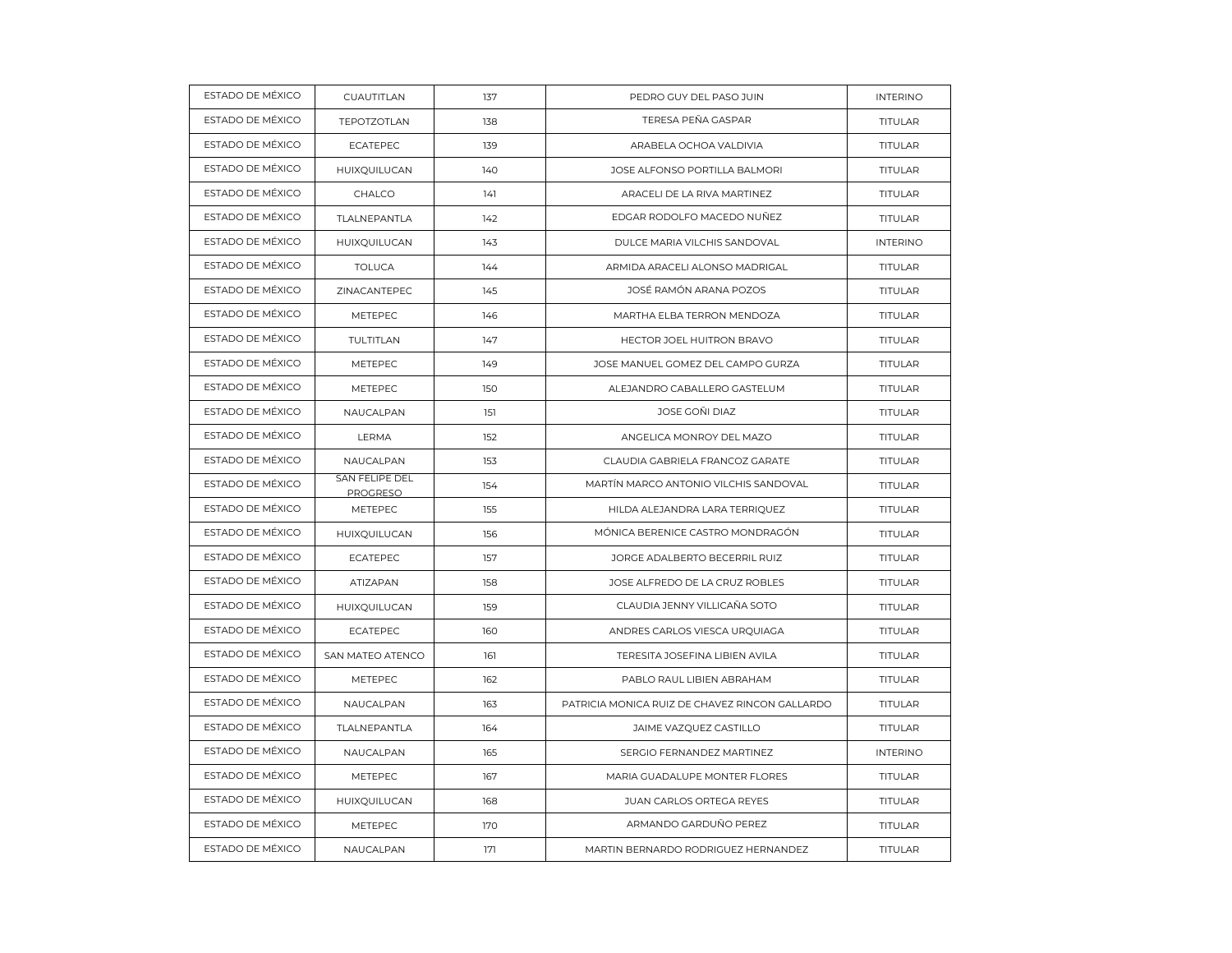| ESTADO DE MÉXICO | CUAUTITLAN | 137 | PEDRO GUY DEL PASO JUIN | INTERINO |
|---|---|---|---|---|
| ESTADO DE MÉXICO | TEPOTZOTLAN | 138 | TERESA PEÑA GASPAR | TITULAR |
| ESTADO DE MÉXICO | ECATEPEC | 139 | ARABELA OCHOA VALDIVIA | TITULAR |
| ESTADO DE MÉXICO | HUIXQUILUCAN | 140 | JOSE ALFONSO PORTILLA BALMORI | TITULAR |
| ESTADO DE MÉXICO | CHALCO | 141 | ARACELI DE LA RIVA MARTINEZ | TITULAR |
| ESTADO DE MÉXICO | TLALNEPANTLA | 142 | EDGAR RODOLFO MACEDO NUÑEZ | TITULAR |
| ESTADO DE MÉXICO | HUIXQUILUCAN | 143 | DULCE MARIA VILCHIS SANDOVAL | INTERINO |
| ESTADO DE MÉXICO | TOLUCA | 144 | ARMIDA ARACELI ALONSO MADRIGAL | TITULAR |
| ESTADO DE MÉXICO | ZINACANTEPEC | 145 | JOSÉ RAMÓN ARANA POZOS | TITULAR |
| ESTADO DE MÉXICO | METEPEC | 146 | MARTHA ELBA TERRON MENDOZA | TITULAR |
| ESTADO DE MÉXICO | TULTITLAN | 147 | HECTOR JOEL HUITRON BRAVO | TITULAR |
| ESTADO DE MÉXICO | METEPEC | 149 | JOSE MANUEL GOMEZ DEL CAMPO GURZA | TITULAR |
| ESTADO DE MÉXICO | METEPEC | 150 | ALEJANDRO CABALLERO GASTELUM | TITULAR |
| ESTADO DE MÉXICO | NAUCALPAN | 151 | JOSE GOÑI DIAZ | TITULAR |
| ESTADO DE MÉXICO | LERMA | 152 | ANGELICA MONROY DEL MAZO | TITULAR |
| ESTADO DE MÉXICO | NAUCALPAN | 153 | CLAUDIA GABRIELA FRANCOZ GARATE | TITULAR |
| ESTADO DE MÉXICO | SAN FELIPE DEL PROGRESO | 154 | MARTÍN MARCO ANTONIO VILCHIS SANDOVAL | TITULAR |
| ESTADO DE MÉXICO | METEPEC | 155 | HILDA ALEJANDRA LARA TERRIQUEZ | TITULAR |
| ESTADO DE MÉXICO | HUIXQUILUCAN | 156 | MÓNICA BERENICE CASTRO MONDRAGÓN | TITULAR |
| ESTADO DE MÉXICO | ECATEPEC | 157 | JORGE ADALBERTO BECERRIL RUIZ | TITULAR |
| ESTADO DE MÉXICO | ATIZAPAN | 158 | JOSE ALFREDO DE LA CRUZ ROBLES | TITULAR |
| ESTADO DE MÉXICO | HUIXQUILUCAN | 159 | CLAUDIA JENNY VILLICAÑA SOTO | TITULAR |
| ESTADO DE MÉXICO | ECATEPEC | 160 | ANDRES CARLOS VIESCA URQUIAGA | TITULAR |
| ESTADO DE MÉXICO | SAN MATEO ATENCO | 161 | TERESITA JOSEFINA LIBIEN AVILA | TITULAR |
| ESTADO DE MÉXICO | METEPEC | 162 | PABLO RAUL LIBIEN ABRAHAM | TITULAR |
| ESTADO DE MÉXICO | NAUCALPAN | 163 | PATRICIA MONICA RUIZ DE CHAVEZ RINCON GALLARDO | TITULAR |
| ESTADO DE MÉXICO | TLALNEPANTLA | 164 | JAIME VAZQUEZ CASTILLO | TITULAR |
| ESTADO DE MÉXICO | NAUCALPAN | 165 | SERGIO FERNANDEZ MARTINEZ | INTERINO |
| ESTADO DE MÉXICO | METEPEC | 167 | MARIA GUADALUPE MONTER FLORES | TITULAR |
| ESTADO DE MÉXICO | HUIXQUILUCAN | 168 | JUAN CARLOS ORTEGA REYES | TITULAR |
| ESTADO DE MÉXICO | METEPEC | 170 | ARMANDO GARDUÑO PEREZ | TITULAR |
| ESTADO DE MÉXICO | NAUCALPAN | 171 | MARTIN BERNARDO RODRIGUEZ HERNANDEZ | TITULAR |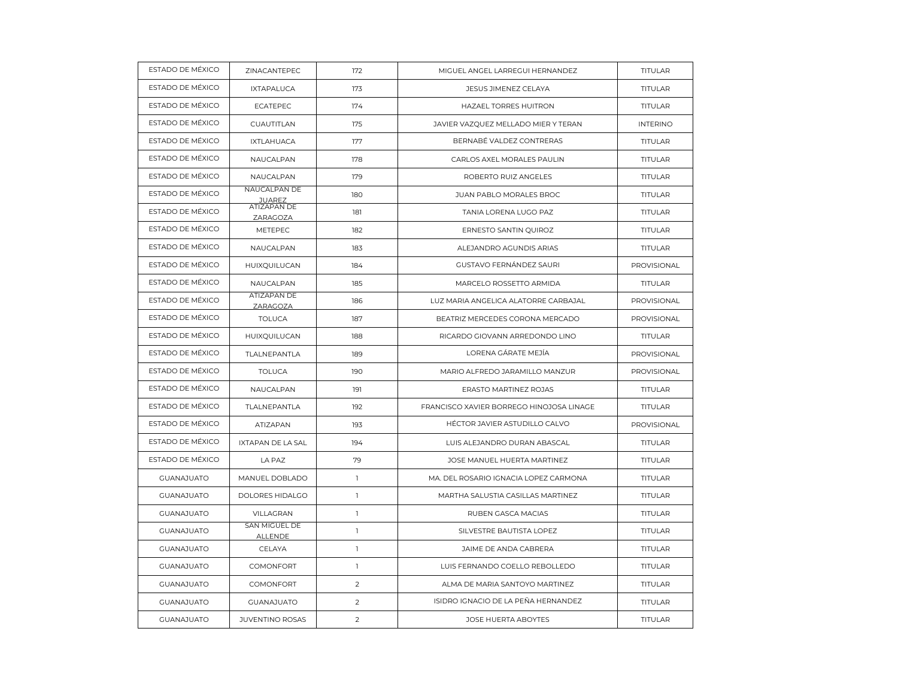| ESTADO DE MÉXICO | ZINACANTEPEC | 172 | MIGUEL ANGEL LARREGUI HERNANDEZ | TITULAR |
|---|---|---|---|---|
| ESTADO DE MÉXICO | IXTAPALUCA | 173 | JESUS JIMENEZ CELAYA | TITULAR |
| ESTADO DE MÉXICO | ECATEPEC | 174 | HAZAEL TORRES HUITRON | TITULAR |
| ESTADO DE MÉXICO | CUAUTITLAN | 175 | JAVIER VAZQUEZ MELLADO MIER Y TERAN | INTERINO |
| ESTADO DE MÉXICO | IXTLAHUACA | 177 | BERNABÉ VALDEZ CONTRERAS | TITULAR |
| ESTADO DE MÉXICO | NAUCALPAN | 178 | CARLOS AXEL MORALES PAULIN | TITULAR |
| ESTADO DE MÉXICO | NAUCALPAN | 179 | ROBERTO RUIZ ANGELES | TITULAR |
| ESTADO DE MÉXICO | NAUCALPAN DE JUAREZ | 180 | JUAN PABLO MORALES BROC | TITULAR |
| ESTADO DE MÉXICO | ATIZAPAN DE ZARAGOZA | 181 | TANIA LORENA LUGO PAZ | TITULAR |
| ESTADO DE MÉXICO | METEPEC | 182 | ERNESTO SANTIN QUIROZ | TITULAR |
| ESTADO DE MÉXICO | NAUCALPAN | 183 | ALEJANDRO AGUNDIS ARIAS | TITULAR |
| ESTADO DE MÉXICO | HUIXQUILUCAN | 184 | GUSTAVO FERNÁNDEZ SAURI | PROVISIONAL |
| ESTADO DE MÉXICO | NAUCALPAN | 185 | MARCELO ROSSETTO ARMIDA | TITULAR |
| ESTADO DE MÉXICO | ATIZAPAN DE ZARAGOZA | 186 | LUZ MARIA ANGELICA ALATORRE CARBAJAL | PROVISIONAL |
| ESTADO DE MÉXICO | TOLUCA | 187 | BEATRIZ MERCEDES CORONA MERCADO | PROVISIONAL |
| ESTADO DE MÉXICO | HUIXQUILUCAN | 188 | RICARDO GIOVANN ARREDONDO LINO | TITULAR |
| ESTADO DE MÉXICO | TLALNEPANTLA | 189 | LORENA GÁRATE MEJÍA | PROVISIONAL |
| ESTADO DE MÉXICO | TOLUCA | 190 | MARIO ALFREDO JARAMILLO MANZUR | PROVISIONAL |
| ESTADO DE MÉXICO | NAUCALPAN | 191 | ERASTO MARTINEZ ROJAS | TITULAR |
| ESTADO DE MÉXICO | TLALNEPANTLA | 192 | FRANCISCO XAVIER BORREGO HINOJOSA LINAGE | TITULAR |
| ESTADO DE MÉXICO | ATIZAPAN | 193 | HÉCTOR JAVIER ASTUDILLO CALVO | PROVISIONAL |
| ESTADO DE MÉXICO | IXTAPAN DE LA SAL | 194 | LUIS ALEJANDRO DURAN ABASCAL | TITULAR |
| ESTADO DE MÉXICO | LA PAZ | 79 | JOSE MANUEL HUERTA MARTINEZ | TITULAR |
| GUANAJUATO | MANUEL DOBLADO | 1 | MA. DEL ROSARIO IGNACIA LOPEZ CARMONA | TITULAR |
| GUANAJUATO | DOLORES HIDALGO | 1 | MARTHA SALUSTIA CASILLAS MARTINEZ | TITULAR |
| GUANAJUATO | VILLAGRAN | 1 | RUBEN GASCA MACIAS | TITULAR |
| GUANAJUATO | SAN MIGUEL DE ALLENDE | 1 | SILVESTRE BAUTISTA LOPEZ | TITULAR |
| GUANAJUATO | CELAYA | 1 | JAIME DE ANDA CABRERA | TITULAR |
| GUANAJUATO | COMONFORT | 1 | LUIS FERNANDO COELLO REBOLLEDO | TITULAR |
| GUANAJUATO | COMONFORT | 2 | ALMA DE MARIA SANTOYO MARTINEZ | TITULAR |
| GUANAJUATO | GUANAJUATO | 2 | ISIDRO IGNACIO DE LA PEÑA HERNANDEZ | TITULAR |
| GUANAJUATO | JUVENTINO ROSAS | 2 | JOSE HUERTA ABOYTES | TITULAR |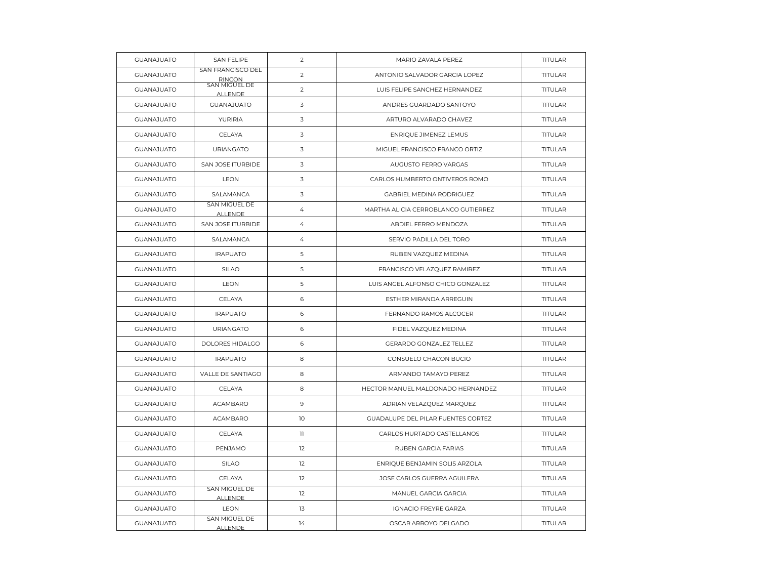| GUANAJUATO | SAN FELIPE | 2 | MARIO ZAVALA PEREZ | TITULAR |
|---|---|---|---|---|
| GUANAJUATO | SAN FRANCISCO DEL RINCON | 2 | ANTONIO SALVADOR GARCIA LOPEZ | TITULAR |
| GUANAJUATO | SAN MIGUEL DE ALLENDE | 2 | LUIS FELIPE SANCHEZ HERNANDEZ | TITULAR |
| GUANAJUATO | GUANAJUATO | 3 | ANDRES GUARDADO SANTOYO | TITULAR |
| GUANAJUATO | YURIRIA | 3 | ARTURO ALVARADO CHAVEZ | TITULAR |
| GUANAJUATO | CELAYA | 3 | ENRIQUE JIMENEZ LEMUS | TITULAR |
| GUANAJUATO | URIANGATO | 3 | MIGUEL FRANCISCO FRANCO ORTIZ | TITULAR |
| GUANAJUATO | SAN JOSE ITURBIDE | 3 | AUGUSTO FERRO VARGAS | TITULAR |
| GUANAJUATO | LEON | 3 | CARLOS HUMBERTO ONTIVEROS ROMO | TITULAR |
| GUANAJUATO | SALAMANCA | 3 | GABRIEL MEDINA RODRIGUEZ | TITULAR |
| GUANAJUATO | SAN MIGUEL DE ALLENDE | 4 | MARTHA ALICIA CERROBLANCO GUTIERREZ | TITULAR |
| GUANAJUATO | SAN JOSE ITURBIDE | 4 | ABDIEL FERRO MENDOZA | TITULAR |
| GUANAJUATO | SALAMANCA | 4 | SERVIO PADILLA DEL TORO | TITULAR |
| GUANAJUATO | IRAPUATO | 5 | RUBEN VAZQUEZ MEDINA | TITULAR |
| GUANAJUATO | SILAO | 5 | FRANCISCO VELAZQUEZ RAMIREZ | TITULAR |
| GUANAJUATO | LEON | 5 | LUIS ANGEL ALFONSO CHICO GONZALEZ | TITULAR |
| GUANAJUATO | CELAYA | 6 | ESTHER MIRANDA ARREGUIN | TITULAR |
| GUANAJUATO | IRAPUATO | 6 | FERNANDO RAMOS ALCOCER | TITULAR |
| GUANAJUATO | URIANGATO | 6 | FIDEL VAZQUEZ MEDINA | TITULAR |
| GUANAJUATO | DOLORES HIDALGO | 6 | GERARDO GONZALEZ TELLEZ | TITULAR |
| GUANAJUATO | IRAPUATO | 8 | CONSUELO CHACON BUCIO | TITULAR |
| GUANAJUATO | VALLE DE SANTIAGO | 8 | ARMANDO TAMAYO PEREZ | TITULAR |
| GUANAJUATO | CELAYA | 8 | HECTOR MANUEL MALDONADO HERNANDEZ | TITULAR |
| GUANAJUATO | ACAMBARO | 9 | ADRIAN VELAZQUEZ MARQUEZ | TITULAR |
| GUANAJUATO | ACAMBARO | 10 | GUADALUPE DEL PILAR FUENTES CORTEZ | TITULAR |
| GUANAJUATO | CELAYA | 11 | CARLOS HURTADO CASTELLANOS | TITULAR |
| GUANAJUATO | PENJAMO | 12 | RUBEN GARCIA FARIAS | TITULAR |
| GUANAJUATO | SILAO | 12 | ENRIQUE BENJAMIN SOLIS ARZOLA | TITULAR |
| GUANAJUATO | CELAYA | 12 | JOSE CARLOS GUERRA AGUILERA | TITULAR |
| GUANAJUATO | SAN MIGUEL DE ALLENDE | 12 | MANUEL GARCIA GARCIA | TITULAR |
| GUANAJUATO | LEON | 13 | IGNACIO FREYRE GARZA | TITULAR |
| GUANAJUATO | SAN MIGUEL DE ALLENDE | 14 | OSCAR ARROYO DELGADO | TITULAR |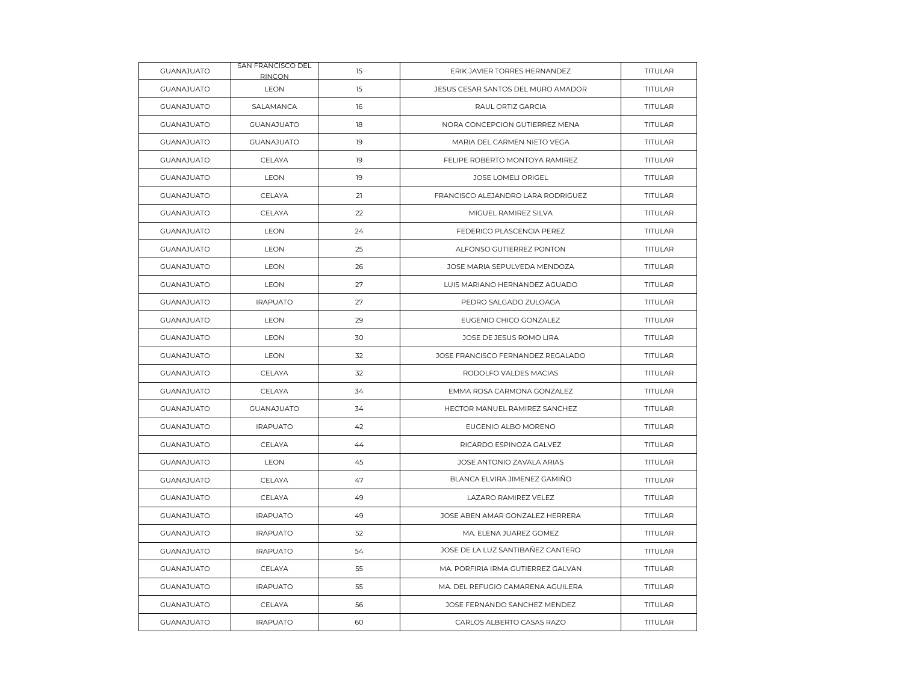| GUANAJUATO | SAN FRANCISCO DEL RINCON | 15 | ERIK JAVIER TORRES HERNANDEZ | TITULAR |
|---|---|---|---|---|
| GUANAJUATO | LEON | 15 | JESUS CESAR SANTOS DEL MURO AMADOR | TITULAR |
| GUANAJUATO | SALAMANCA | 16 | RAUL ORTIZ GARCIA | TITULAR |
| GUANAJUATO | GUANAJUATO | 18 | NORA CONCEPCION GUTIERREZ MENA | TITULAR |
| GUANAJUATO | GUANAJUATO | 19 | MARIA DEL CARMEN NIETO VEGA | TITULAR |
| GUANAJUATO | CELAYA | 19 | FELIPE ROBERTO MONTOYA RAMIREZ | TITULAR |
| GUANAJUATO | LEON | 19 | JOSE LOMELI ORIGEL | TITULAR |
| GUANAJUATO | CELAYA | 21 | FRANCISCO ALEJANDRO LARA RODRIGUEZ | TITULAR |
| GUANAJUATO | CELAYA | 22 | MIGUEL RAMIREZ SILVA | TITULAR |
| GUANAJUATO | LEON | 24 | FEDERICO PLASCENCIA PEREZ | TITULAR |
| GUANAJUATO | LEON | 25 | ALFONSO GUTIERREZ PONTON | TITULAR |
| GUANAJUATO | LEON | 26 | JOSE MARIA SEPULVEDA MENDOZA | TITULAR |
| GUANAJUATO | LEON | 27 | LUIS MARIANO HERNANDEZ AGUADO | TITULAR |
| GUANAJUATO | IRAPUATO | 27 | PEDRO SALGADO ZULOAGA | TITULAR |
| GUANAJUATO | LEON | 29 | EUGENIO CHICO GONZALEZ | TITULAR |
| GUANAJUATO | LEON | 30 | JOSE DE JESUS ROMO LIRA | TITULAR |
| GUANAJUATO | LEON | 32 | JOSE FRANCISCO FERNANDEZ REGALADO | TITULAR |
| GUANAJUATO | CELAYA | 32 | RODOLFO VALDES MACIAS | TITULAR |
| GUANAJUATO | CELAYA | 34 | EMMA ROSA CARMONA GONZALEZ | TITULAR |
| GUANAJUATO | GUANAJUATO | 34 | HECTOR MANUEL RAMIREZ SANCHEZ | TITULAR |
| GUANAJUATO | IRAPUATO | 42 | EUGENIO ALBO MORENO | TITULAR |
| GUANAJUATO | CELAYA | 44 | RICARDO ESPINOZA GALVEZ | TITULAR |
| GUANAJUATO | LEON | 45 | JOSE ANTONIO ZAVALA ARIAS | TITULAR |
| GUANAJUATO | CELAYA | 47 | BLANCA ELVIRA JIMENEZ GAMIÑO | TITULAR |
| GUANAJUATO | CELAYA | 49 | LAZARO RAMIREZ VELEZ | TITULAR |
| GUANAJUATO | IRAPUATO | 49 | JOSE ABEN AMAR GONZALEZ HERRERA | TITULAR |
| GUANAJUATO | IRAPUATO | 52 | MA. ELENA JUAREZ GOMEZ | TITULAR |
| GUANAJUATO | IRAPUATO | 54 | JOSE DE LA LUZ SANTIBAÑEZ CANTERO | TITULAR |
| GUANAJUATO | CELAYA | 55 | MA. PORFIRIA IRMA GUTIERREZ GALVAN | TITULAR |
| GUANAJUATO | IRAPUATO | 55 | MA. DEL REFUGIO CAMARENA AGUILERA | TITULAR |
| GUANAJUATO | CELAYA | 56 | JOSE FERNANDO SANCHEZ MENDEZ | TITULAR |
| GUANAJUATO | IRAPUATO | 60 | CARLOS ALBERTO CASAS RAZO | TITULAR |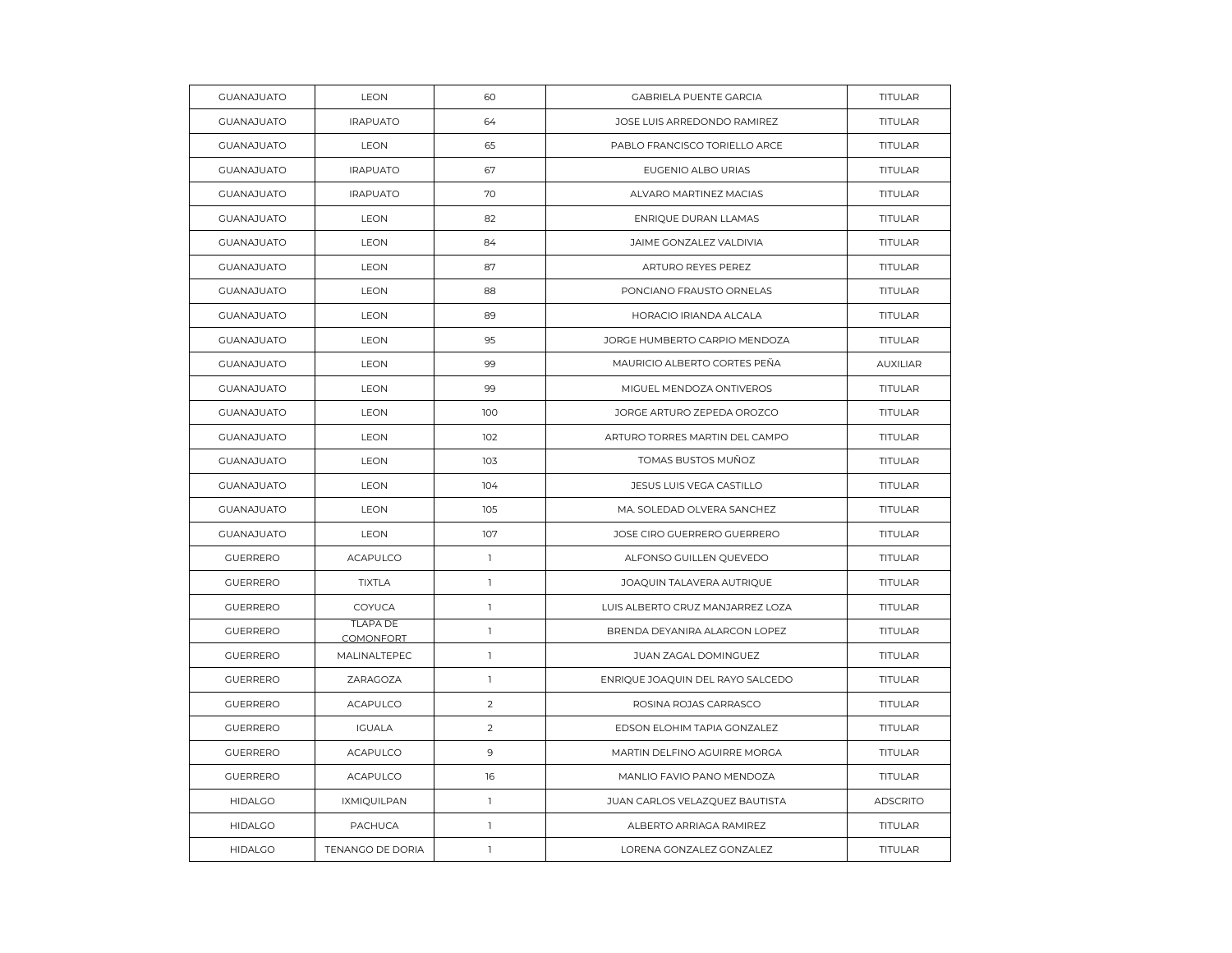| GUANAJUATO | LEON | 60 | GABRIELA PUENTE GARCIA | TITULAR |
|---|---|---|---|---|
| GUANAJUATO | IRAPUATO | 64 | JOSE LUIS ARREDONDO RAMIREZ | TITULAR |
| GUANAJUATO | LEON | 65 | PABLO FRANCISCO TORIELLO ARCE | TITULAR |
| GUANAJUATO | IRAPUATO | 67 | EUGENIO ALBO URIAS | TITULAR |
| GUANAJUATO | IRAPUATO | 70 | ALVARO MARTINEZ MACIAS | TITULAR |
| GUANAJUATO | LEON | 82 | ENRIQUE DURAN LLAMAS | TITULAR |
| GUANAJUATO | LEON | 84 | JAIME GONZALEZ VALDIVIA | TITULAR |
| GUANAJUATO | LEON | 87 | ARTURO REYES PEREZ | TITULAR |
| GUANAJUATO | LEON | 88 | PONCIANO FRAUSTO ORNELAS | TITULAR |
| GUANAJUATO | LEON | 89 | HORACIO IRIANDA ALCALA | TITULAR |
| GUANAJUATO | LEON | 95 | JORGE HUMBERTO CARPIO MENDOZA | TITULAR |
| GUANAJUATO | LEON | 99 | MAURICIO ALBERTO CORTES PEÑA | AUXILIAR |
| GUANAJUATO | LEON | 99 | MIGUEL MENDOZA ONTIVEROS | TITULAR |
| GUANAJUATO | LEON | 100 | JORGE ARTURO ZEPEDA OROZCO | TITULAR |
| GUANAJUATO | LEON | 102 | ARTURO TORRES MARTIN DEL CAMPO | TITULAR |
| GUANAJUATO | LEON | 103 | TOMAS BUSTOS MUÑOZ | TITULAR |
| GUANAJUATO | LEON | 104 | JESUS LUIS VEGA CASTILLO | TITULAR |
| GUANAJUATO | LEON | 105 | MA. SOLEDAD OLVERA SANCHEZ | TITULAR |
| GUANAJUATO | LEON | 107 | JOSE CIRO GUERRERO GUERRERO | TITULAR |
| GUERRERO | ACAPULCO | 1 | ALFONSO GUILLEN QUEVEDO | TITULAR |
| GUERRERO | TIXTLA | 1 | JOAQUIN TALAVERA AUTRIQUE | TITULAR |
| GUERRERO | COYUCA | 1 | LUIS ALBERTO CRUZ MANJARREZ LOZA | TITULAR |
| GUERRERO | TLAPA DE COMONFORT | 1 | BRENDA DEYANIRA ALARCON LOPEZ | TITULAR |
| GUERRERO | MALINALTEPEC | 1 | JUAN ZAGAL DOMINGUEZ | TITULAR |
| GUERRERO | ZARAGOZA | 1 | ENRIQUE JOAQUIN DEL RAYO SALCEDO | TITULAR |
| GUERRERO | ACAPULCO | 2 | ROSINA ROJAS CARRASCO | TITULAR |
| GUERRERO | IGUALA | 2 | EDSON ELOHIM TAPIA GONZALEZ | TITULAR |
| GUERRERO | ACAPULCO | 9 | MARTIN DELFINO AGUIRRE MORGA | TITULAR |
| GUERRERO | ACAPULCO | 16 | MANLIO FAVIO PANO MENDOZA | TITULAR |
| HIDALGO | IXMIQUILPAN | 1 | JUAN CARLOS VELAZQUEZ BAUTISTA | ADSCRITO |
| HIDALGO | PACHUCA | 1 | ALBERTO ARRIAGA RAMIREZ | TITULAR |
| HIDALGO | TENANGO DE DORIA | 1 | LORENA GONZALEZ GONZALEZ | TITULAR |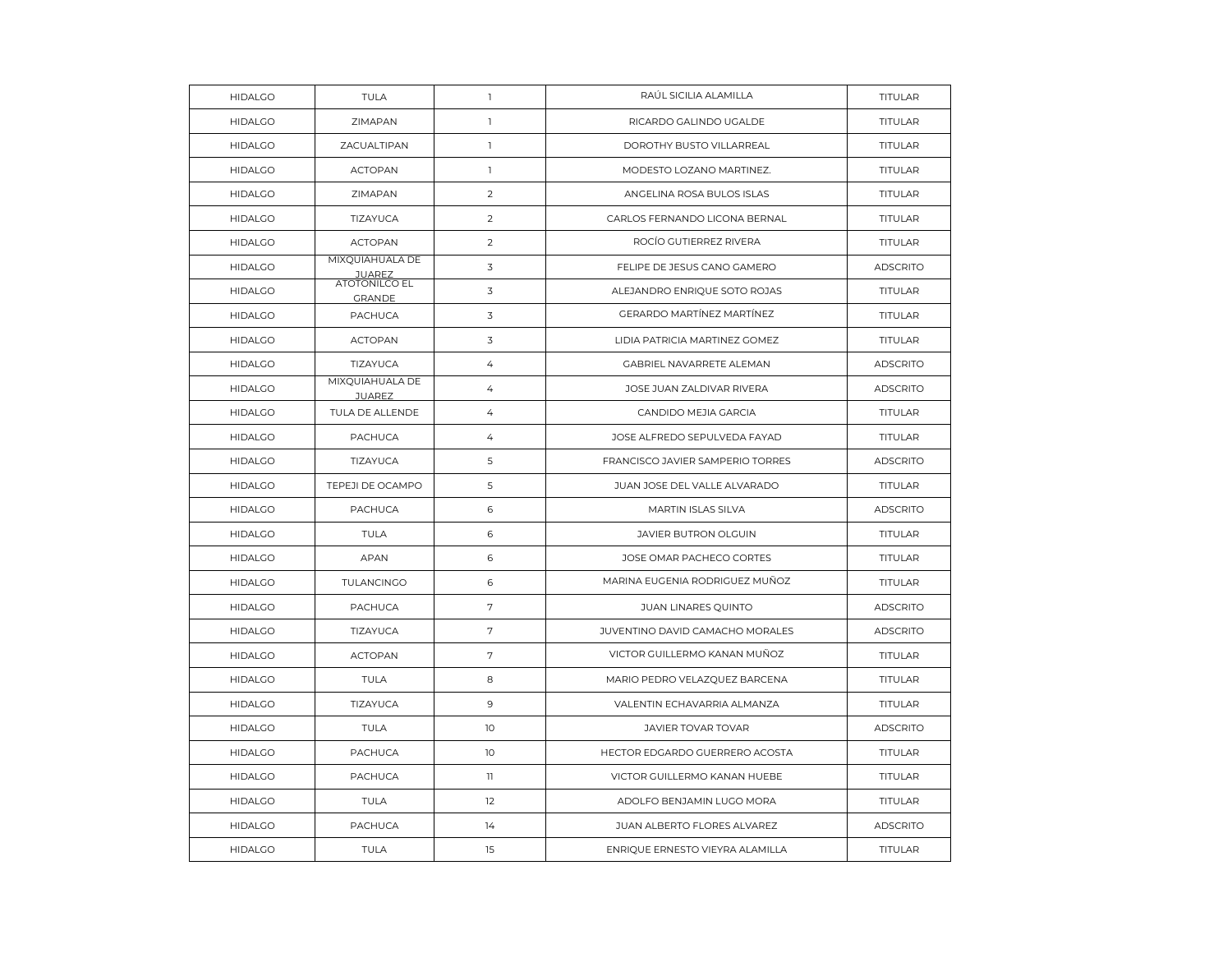| HIDALGO | TULA | 1 | RAÚL SICILIA ALAMILLA | TITULAR |
|---|---|---|---|---|
| HIDALGO | ZIMAPAN | 1 | RICARDO GALINDO UGALDE | TITULAR |
| HIDALGO | ZACUALTIPAN | 1 | DOROTHY BUSTO VILLARREAL | TITULAR |
| HIDALGO | ACTOPAN | 1 | MODESTO LOZANO MARTINEZ. | TITULAR |
| HIDALGO | ZIMAPAN | 2 | ANGELINA ROSA BULOS ISLAS | TITULAR |
| HIDALGO | TIZAYUCA | 2 | CARLOS FERNANDO LICONA BERNAL | TITULAR |
| HIDALGO | ACTOPAN | 2 | ROCÍO GUTIERREZ RIVERA | TITULAR |
| HIDALGO | MIXQUIAHUALA DE JUAREZ | 3 | FELIPE DE JESUS CANO GAMERO | ADSCRITO |
| HIDALGO | ATOTONILCO EL GRANDE | 3 | ALEJANDRO ENRIQUE SOTO ROJAS | TITULAR |
| HIDALGO | PACHUCA | 3 | GERARDO MARTÍNEZ MARTÍNEZ | TITULAR |
| HIDALGO | ACTOPAN | 3 | LIDIA PATRICIA MARTINEZ GOMEZ | TITULAR |
| HIDALGO | TIZAYUCA | 4 | GABRIEL NAVARRETE ALEMAN | ADSCRITO |
| HIDALGO | MIXQUIAHUALA DE JUAREZ | 4 | JOSE JUAN ZALDIVAR RIVERA | ADSCRITO |
| HIDALGO | TULA DE ALLENDE | 4 | CANDIDO MEJIA GARCIA | TITULAR |
| HIDALGO | PACHUCA | 4 | JOSE ALFREDO SEPULVEDA FAYAD | TITULAR |
| HIDALGO | TIZAYUCA | 5 | FRANCISCO JAVIER SAMPERIO TORRES | ADSCRITO |
| HIDALGO | TEPEJI DE OCAMPO | 5 | JUAN JOSE DEL VALLE ALVARADO | TITULAR |
| HIDALGO | PACHUCA | 6 | MARTIN ISLAS SILVA | ADSCRITO |
| HIDALGO | TULA | 6 | JAVIER BUTRON OLGUIN | TITULAR |
| HIDALGO | APAN | 6 | JOSE OMAR PACHECO CORTES | TITULAR |
| HIDALGO | TULANCINGO | 6 | MARINA EUGENIA RODRIGUEZ MUÑOZ | TITULAR |
| HIDALGO | PACHUCA | 7 | JUAN LINARES QUINTO | ADSCRITO |
| HIDALGO | TIZAYUCA | 7 | JUVENTINO DAVID CAMACHO MORALES | ADSCRITO |
| HIDALGO | ACTOPAN | 7 | VICTOR GUILLERMO KANAN MUÑOZ | TITULAR |
| HIDALGO | TULA | 8 | MARIO PEDRO VELAZQUEZ BARCENA | TITULAR |
| HIDALGO | TIZAYUCA | 9 | VALENTIN ECHAVARRIA ALMANZA | TITULAR |
| HIDALGO | TULA | 10 | JAVIER TOVAR TOVAR | ADSCRITO |
| HIDALGO | PACHUCA | 10 | HECTOR EDGARDO GUERRERO ACOSTA | TITULAR |
| HIDALGO | PACHUCA | 11 | VICTOR GUILLERMO KANAN HUEBE | TITULAR |
| HIDALGO | TULA | 12 | ADOLFO BENJAMIN LUGO MORA | TITULAR |
| HIDALGO | PACHUCA | 14 | JUAN ALBERTO FLORES ALVAREZ | ADSCRITO |
| HIDALGO | TULA | 15 | ENRIQUE ERNESTO VIEYRA ALAMILLA | TITULAR |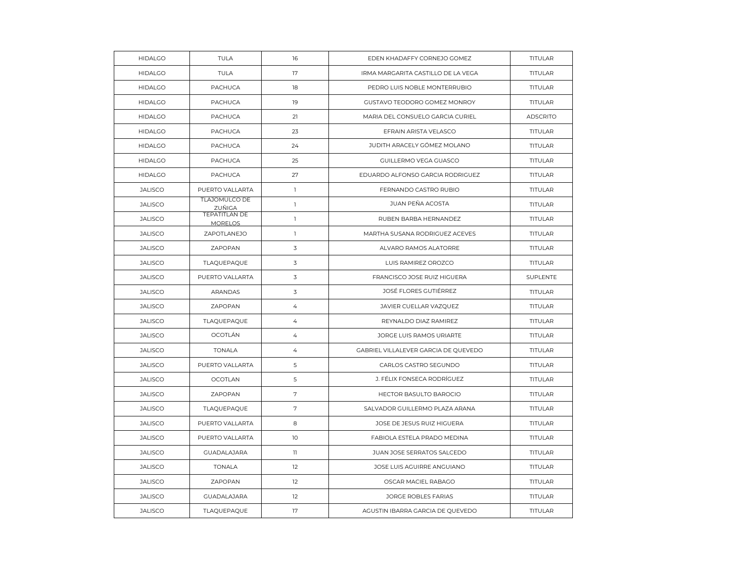| HIDALGO | TULA | 16 | EDEN KHADAFFY CORNEJO GOMEZ | TITULAR |
|---|---|---|---|---|
| HIDALGO | TULA | 17 | IRMA MARGARITA CASTILLO DE LA VEGA | TITULAR |
| HIDALGO | PACHUCA | 18 | PEDRO LUIS NOBLE MONTERRUBIO | TITULAR |
| HIDALGO | PACHUCA | 19 | GUSTAVO TEODORO GOMEZ MONROY | TITULAR |
| HIDALGO | PACHUCA | 21 | MARIA DEL CONSUELO GARCIA CURIEL | ADSCRITO |
| HIDALGO | PACHUCA | 23 | EFRAIN ARISTA VELASCO | TITULAR |
| HIDALGO | PACHUCA | 24 | JUDITH ARACELY GÓMEZ MOLANO | TITULAR |
| HIDALGO | PACHUCA | 25 | GUILLERMO VEGA GUASCO | TITULAR |
| HIDALGO | PACHUCA | 27 | EDUARDO ALFONSO GARCIA RODRIGUEZ | TITULAR |
| JALISCO | PUERTO VALLARTA | 1 | FERNANDO CASTRO RUBIO | TITULAR |
| JALISCO | TLAJOMULCO DE ZUÑIGA | 1 | JUAN PEÑA ACOSTA | TITULAR |
| JALISCO | TEPATITLAN DE MORELOS | 1 | RUBEN BARBA HERNANDEZ | TITULAR |
| JALISCO | ZAPOTLANEJO | 1 | MARTHA SUSANA RODRIGUEZ ACEVES | TITULAR |
| JALISCO | ZAPOPAN | 3 | ALVARO RAMOS ALATORRE | TITULAR |
| JALISCO | TLAQUEPAQUE | 3 | LUIS RAMIREZ OROZCO | TITULAR |
| JALISCO | PUERTO VALLARTA | 3 | FRANCISCO JOSE RUIZ HIGUERA | SUPLENTE |
| JALISCO | ARANDAS | 3 | JOSÉ FLORES GUTIÉRREZ | TITULAR |
| JALISCO | ZAPOPAN | 4 | JAVIER CUELLAR VAZQUEZ | TITULAR |
| JALISCO | TLAQUEPAQUE | 4 | REYNALDO DIAZ RAMIREZ | TITULAR |
| JALISCO | OCOTLÁN | 4 | JORGE LUIS RAMOS URIARTE | TITULAR |
| JALISCO | TONALA | 4 | GABRIEL VILLALEVER GARCIA DE QUEVEDO | TITULAR |
| JALISCO | PUERTO VALLARTA | 5 | CARLOS CASTRO SEGUNDO | TITULAR |
| JALISCO | OCOTLAN | 5 | J. FÉLIX FONSECA RODRÍGUEZ | TITULAR |
| JALISCO | ZAPOPAN | 7 | HECTOR BASULTO BAROCIO | TITULAR |
| JALISCO | TLAQUEPAQUE | 7 | SALVADOR GUILLERMO PLAZA ARANA | TITULAR |
| JALISCO | PUERTO VALLARTA | 8 | JOSE DE JESUS RUIZ HIGUERA | TITULAR |
| JALISCO | PUERTO VALLARTA | 10 | FABIOLA ESTELA PRADO MEDINA | TITULAR |
| JALISCO | GUADALAJARA | 11 | JUAN JOSE SERRATOS SALCEDO | TITULAR |
| JALISCO | TONALA | 12 | JOSE LUIS AGUIRRE ANGUIANO | TITULAR |
| JALISCO | ZAPOPAN | 12 | OSCAR MACIEL RABAGO | TITULAR |
| JALISCO | GUADALAJARA | 12 | JORGE ROBLES FARIAS | TITULAR |
| JALISCO | TLAQUEPAQUE | 17 | AGUSTIN IBARRA GARCIA DE QUEVEDO | TITULAR |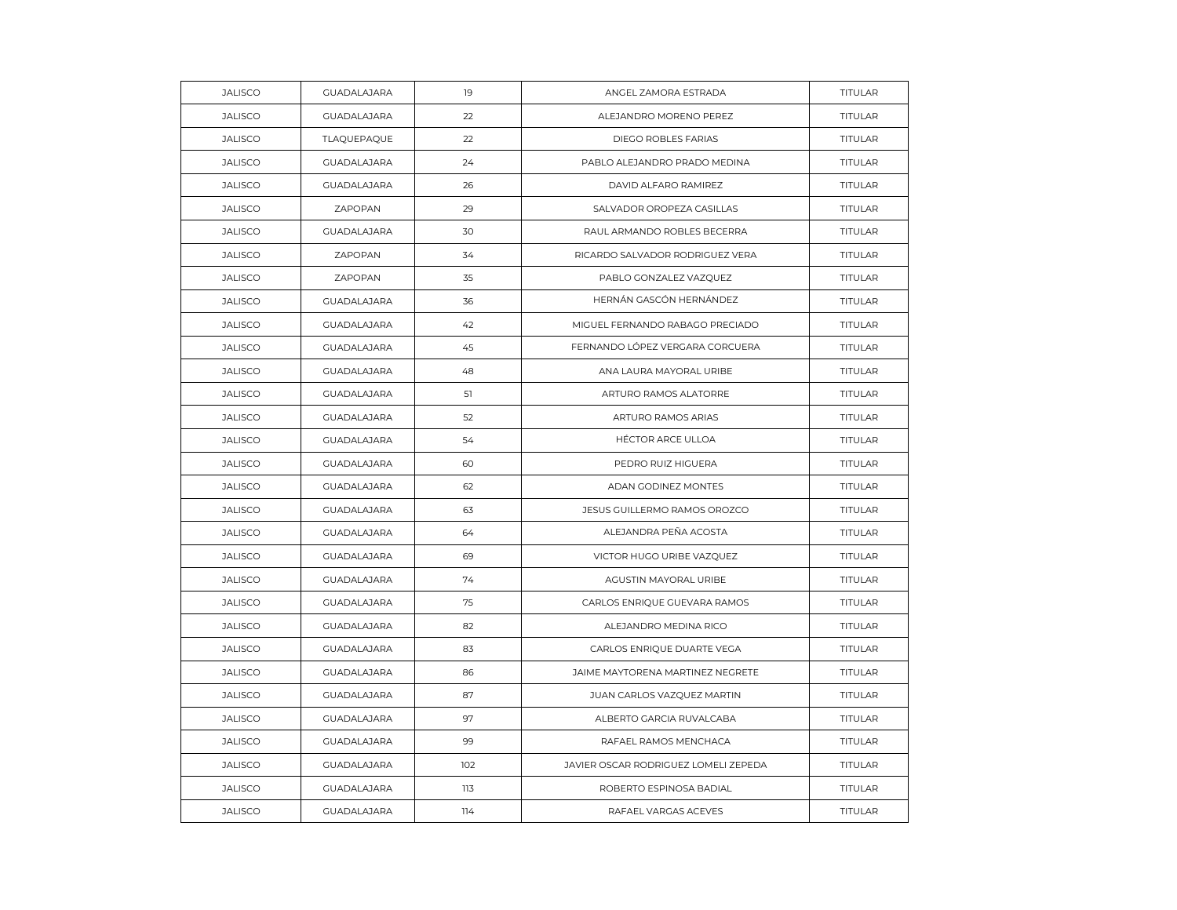| JALISCO | GUADALAJARA | 19 | ANGEL ZAMORA ESTRADA | TITULAR |
|---|---|---|---|---|
| JALISCO | GUADALAJARA | 22 | ALEJANDRO MORENO PEREZ | TITULAR |
| JALISCO | TLAQUEPAQUE | 22 | DIEGO ROBLES FARIAS | TITULAR |
| JALISCO | GUADALAJARA | 24 | PABLO ALEJANDRO PRADO MEDINA | TITULAR |
| JALISCO | GUADALAJARA | 26 | DAVID ALFARO RAMIREZ | TITULAR |
| JALISCO | ZAPOPAN | 29 | SALVADOR OROPEZA CASILLAS | TITULAR |
| JALISCO | GUADALAJARA | 30 | RAUL ARMANDO ROBLES BECERRA | TITULAR |
| JALISCO | ZAPOPAN | 34 | RICARDO SALVADOR RODRIGUEZ VERA | TITULAR |
| JALISCO | ZAPOPAN | 35 | PABLO GONZALEZ VAZQUEZ | TITULAR |
| JALISCO | GUADALAJARA | 36 | HERNÁN GASCÓN HERNÁNDEZ | TITULAR |
| JALISCO | GUADALAJARA | 42 | MIGUEL FERNANDO RABAGO PRECIADO | TITULAR |
| JALISCO | GUADALAJARA | 45 | FERNANDO LÓPEZ VERGARA CORCUERA | TITULAR |
| JALISCO | GUADALAJARA | 48 | ANA LAURA MAYORAL URIBE | TITULAR |
| JALISCO | GUADALAJARA | 51 | ARTURO RAMOS ALATORRE | TITULAR |
| JALISCO | GUADALAJARA | 52 | ARTURO RAMOS ARIAS | TITULAR |
| JALISCO | GUADALAJARA | 54 | HÉCTOR ARCE ULLOA | TITULAR |
| JALISCO | GUADALAJARA | 60 | PEDRO RUIZ HIGUERA | TITULAR |
| JALISCO | GUADALAJARA | 62 | ADAN GODINEZ MONTES | TITULAR |
| JALISCO | GUADALAJARA | 63 | JESUS GUILLERMO RAMOS OROZCO | TITULAR |
| JALISCO | GUADALAJARA | 64 | ALEJANDRA PEÑA ACOSTA | TITULAR |
| JALISCO | GUADALAJARA | 69 | VICTOR HUGO URIBE VAZQUEZ | TITULAR |
| JALISCO | GUADALAJARA | 74 | AGUSTIN MAYORAL URIBE | TITULAR |
| JALISCO | GUADALAJARA | 75 | CARLOS ENRIQUE GUEVARA RAMOS | TITULAR |
| JALISCO | GUADALAJARA | 82 | ALEJANDRO MEDINA RICO | TITULAR |
| JALISCO | GUADALAJARA | 83 | CARLOS ENRIQUE DUARTE VEGA | TITULAR |
| JALISCO | GUADALAJARA | 86 | JAIME MAYTORENA MARTINEZ NEGRETE | TITULAR |
| JALISCO | GUADALAJARA | 87 | JUAN CARLOS VAZQUEZ MARTIN | TITULAR |
| JALISCO | GUADALAJARA | 97 | ALBERTO GARCIA RUVALCABA | TITULAR |
| JALISCO | GUADALAJARA | 99 | RAFAEL RAMOS MENCHACA | TITULAR |
| JALISCO | GUADALAJARA | 102 | JAVIER OSCAR RODRIGUEZ LOMELI ZEPEDA | TITULAR |
| JALISCO | GUADALAJARA | 113 | ROBERTO ESPINOSA BADIAL | TITULAR |
| JALISCO | GUADALAJARA | 114 | RAFAEL VARGAS ACEVES | TITULAR |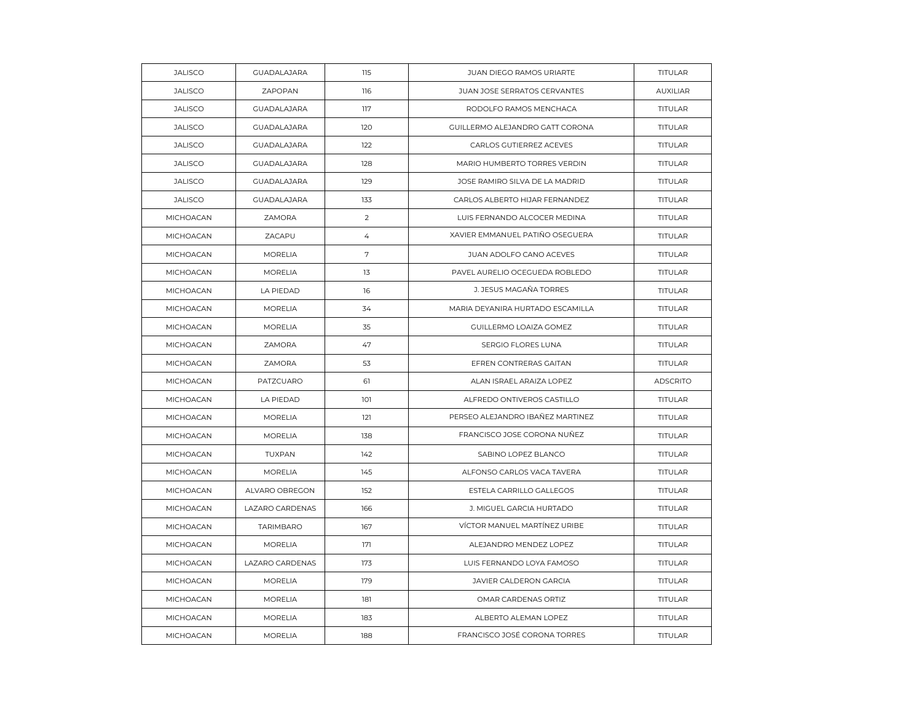| JALISCO | GUADALAJARA | 115 | JUAN DIEGO RAMOS URIARTE | TITULAR |
|---|---|---|---|---|
| JALISCO | ZAPOPAN | 116 | JUAN JOSE SERRATOS CERVANTES | AUXILIAR |
| JALISCO | GUADALAJARA | 117 | RODOLFO RAMOS MENCHACA | TITULAR |
| JALISCO | GUADALAJARA | 120 | GUILLERMO ALEJANDRO GATT CORONA | TITULAR |
| JALISCO | GUADALAJARA | 122 | CARLOS GUTIERREZ ACEVES | TITULAR |
| JALISCO | GUADALAJARA | 128 | MARIO HUMBERTO TORRES VERDIN | TITULAR |
| JALISCO | GUADALAJARA | 129 | JOSE RAMIRO SILVA DE LA MADRID | TITULAR |
| JALISCO | GUADALAJARA | 133 | CARLOS ALBERTO HIJAR FERNANDEZ | TITULAR |
| MICHOACAN | ZAMORA | 2 | LUIS FERNANDO ALCOCER MEDINA | TITULAR |
| MICHOACAN | ZACAPU | 4 | XAVIER EMMANUEL PATIÑO OSEGUERA | TITULAR |
| MICHOACAN | MORELIA | 7 | JUAN ADOLFO CANO ACEVES | TITULAR |
| MICHOACAN | MORELIA | 13 | PAVEL AURELIO OCEGUEDA ROBLEDO | TITULAR |
| MICHOACAN | LA PIEDAD | 16 | J. JESUS MAGAÑA TORRES | TITULAR |
| MICHOACAN | MORELIA | 34 | MARIA DEYANIRA HURTADO ESCAMILLA | TITULAR |
| MICHOACAN | MORELIA | 35 | GUILLERMO LOAIZA GOMEZ | TITULAR |
| MICHOACAN | ZAMORA | 47 | SERGIO FLORES LUNA | TITULAR |
| MICHOACAN | ZAMORA | 53 | EFREN CONTRERAS GAITAN | TITULAR |
| MICHOACAN | PATZCUARO | 61 | ALAN ISRAEL ARAIZA LOPEZ | ADSCRITO |
| MICHOACAN | LA PIEDAD | 101 | ALFREDO ONTIVEROS CASTILLO | TITULAR |
| MICHOACAN | MORELIA | 121 | PERSEO ALEJANDRO IBAÑEZ MARTINEZ | TITULAR |
| MICHOACAN | MORELIA | 138 | FRANCISCO JOSE CORONA NUÑEZ | TITULAR |
| MICHOACAN | TUXPAN | 142 | SABINO LOPEZ BLANCO | TITULAR |
| MICHOACAN | MORELIA | 145 | ALFONSO CARLOS VACA TAVERA | TITULAR |
| MICHOACAN | ALVARO OBREGON | 152 | ESTELA CARRILLO GALLEGOS | TITULAR |
| MICHOACAN | LAZARO CARDENAS | 166 | J. MIGUEL GARCIA HURTADO | TITULAR |
| MICHOACAN | TARIMBARO | 167 | VÍCTOR MANUEL MARTÍNEZ URIBE | TITULAR |
| MICHOACAN | MORELIA | 171 | ALEJANDRO MENDEZ LOPEZ | TITULAR |
| MICHOACAN | LAZARO CARDENAS | 173 | LUIS FERNANDO LOYA FAMOSO | TITULAR |
| MICHOACAN | MORELIA | 179 | JAVIER CALDERON GARCIA | TITULAR |
| MICHOACAN | MORELIA | 181 | OMAR CARDENAS ORTIZ | TITULAR |
| MICHOACAN | MORELIA | 183 | ALBERTO ALEMAN LOPEZ | TITULAR |
| MICHOACAN | MORELIA | 188 | FRANCISCO JOSÉ CORONA TORRES | TITULAR |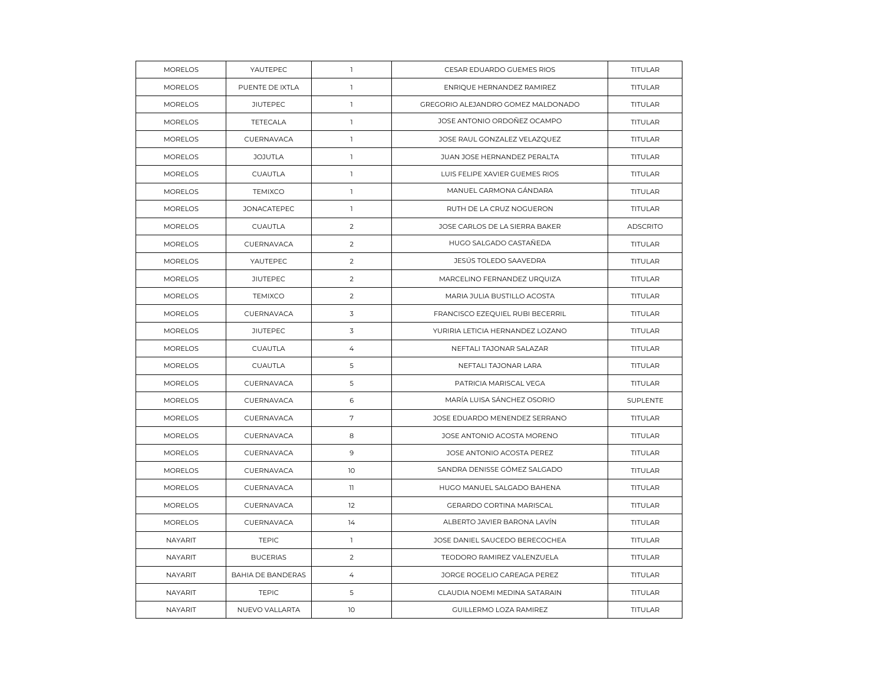| MORELOS | YAUTEPEC | 1 | CESAR EDUARDO GUEMES RIOS | TITULAR |
|---|---|---|---|---|
| MORELOS | PUENTE DE IXTLA | 1 | ENRIQUE HERNANDEZ RAMIREZ | TITULAR |
| MORELOS | JIUTEPEC | 1 | GREGORIO ALEJANDRO GOMEZ MALDONADO | TITULAR |
| MORELOS | TETECALA | 1 | JOSE ANTONIO ORDOÑEZ OCAMPO | TITULAR |
| MORELOS | CUERNAVACA | 1 | JOSE RAUL GONZALEZ VELAZQUEZ | TITULAR |
| MORELOS | JOJUTLA | 1 | JUAN JOSE HERNANDEZ PERALTA | TITULAR |
| MORELOS | CUAUTLA | 1 | LUIS FELIPE XAVIER GUEMES RIOS | TITULAR |
| MORELOS | TEMIXCO | 1 | MANUEL CARMONA GÁNDARA | TITULAR |
| MORELOS | JONACATEPEC | 1 | RUTH DE LA CRUZ NOGUERON | TITULAR |
| MORELOS | CUAUTLA | 2 | JOSE CARLOS DE LA SIERRA BAKER | ADSCRITO |
| MORELOS | CUERNAVACA | 2 | HUGO SALGADO CASTAÑEDA | TITULAR |
| MORELOS | YAUTEPEC | 2 | JESÚS TOLEDO SAAVEDRA | TITULAR |
| MORELOS | JIUTEPEC | 2 | MARCELINO FERNANDEZ URQUIZA | TITULAR |
| MORELOS | TEMIXCO | 2 | MARIA JULIA BUSTILLO ACOSTA | TITULAR |
| MORELOS | CUERNAVACA | 3 | FRANCISCO EZEQUIEL RUBI BECERRIL | TITULAR |
| MORELOS | JIUTEPEC | 3 | YURIRIA LETICIA HERNANDEZ LOZANO | TITULAR |
| MORELOS | CUAUTLA | 4 | NEFTALI TAJONAR SALAZAR | TITULAR |
| MORELOS | CUAUTLA | 5 | NEFTALI TAJONAR LARA | TITULAR |
| MORELOS | CUERNAVACA | 5 | PATRICIA MARISCAL VEGA | TITULAR |
| MORELOS | CUERNAVACA | 6 | MARÍA LUISA SÁNCHEZ OSORIO | SUPLENTE |
| MORELOS | CUERNAVACA | 7 | JOSE EDUARDO MENENDEZ SERRANO | TITULAR |
| MORELOS | CUERNAVACA | 8 | JOSE ANTONIO ACOSTA MORENO | TITULAR |
| MORELOS | CUERNAVACA | 9 | JOSE ANTONIO ACOSTA PEREZ | TITULAR |
| MORELOS | CUERNAVACA | 10 | SANDRA DENISSE GÓMEZ SALGADO | TITULAR |
| MORELOS | CUERNAVACA | 11 | HUGO MANUEL SALGADO BAHENA | TITULAR |
| MORELOS | CUERNAVACA | 12 | GERARDO CORTINA MARISCAL | TITULAR |
| MORELOS | CUERNAVACA | 14 | ALBERTO JAVIER BARONA LAVÍN | TITULAR |
| NAYARIT | TEPIC | 1 | JOSE DANIEL SAUCEDO BERECOCHEA | TITULAR |
| NAYARIT | BUCERIAS | 2 | TEODORO RAMIREZ VALENZUELA | TITULAR |
| NAYARIT | BAHIA DE BANDERAS | 4 | JORGE ROGELIO CAREAGA PEREZ | TITULAR |
| NAYARIT | TEPIC | 5 | CLAUDIA NOEMI MEDINA SATARAIN | TITULAR |
| NAYARIT | NUEVO VALLARTA | 10 | GUILLERMO LOZA RAMIREZ | TITULAR |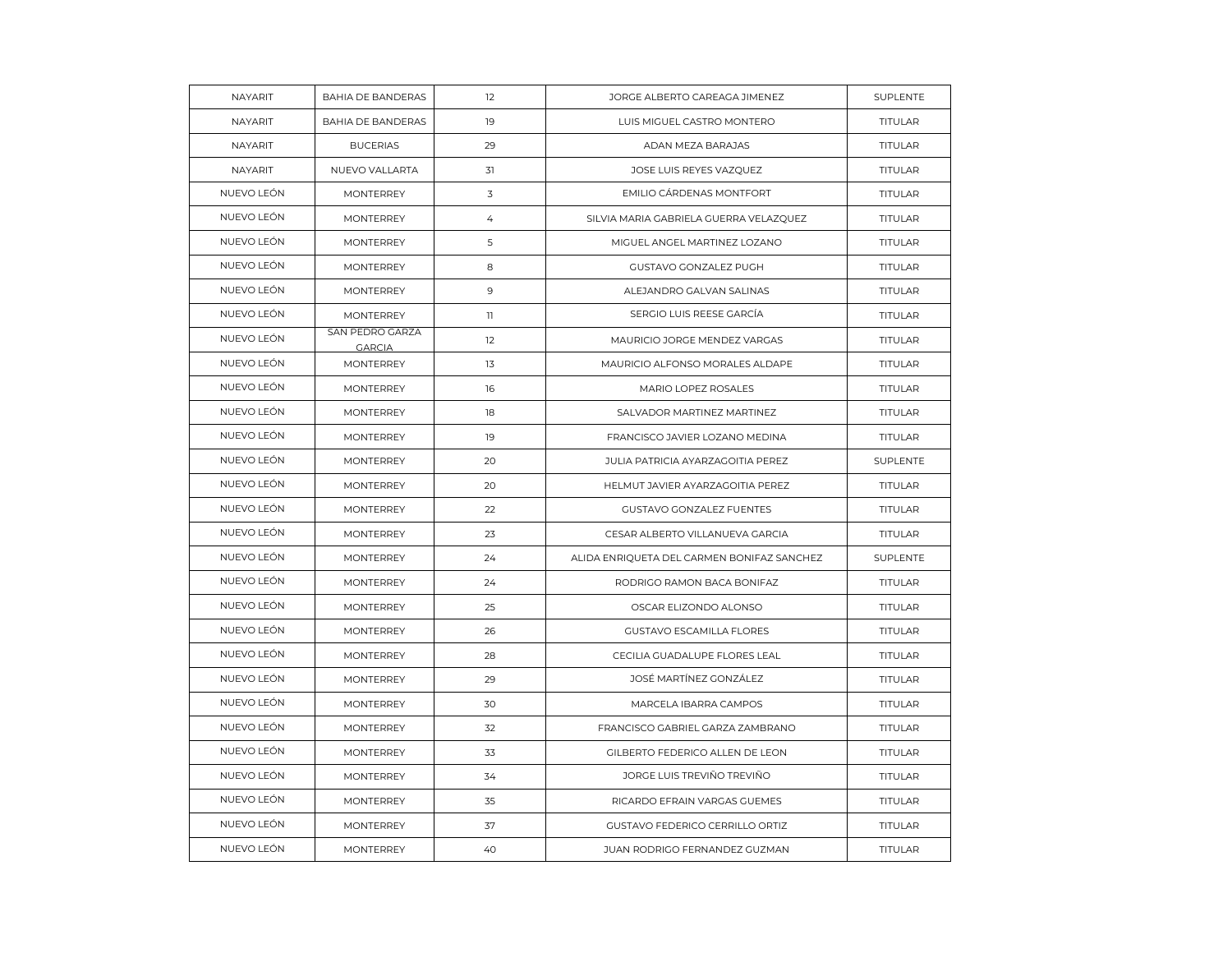| NAYARIT | BAHIA DE BANDERAS | 12 | JORGE ALBERTO CAREAGA JIMENEZ | SUPLENTE |
|---|---|---|---|---|
| NAYARIT | BAHIA DE BANDERAS | 19 | LUIS MIGUEL CASTRO MONTERO | TITULAR |
| NAYARIT | BUCERIAS | 29 | ADAN MEZA BARAJAS | TITULAR |
| NAYARIT | NUEVO VALLARTA | 31 | JOSE LUIS REYES VAZQUEZ | TITULAR |
| NUEVO LEÓN | MONTERREY | 3 | EMILIO CÁRDENAS MONTFORT | TITULAR |
| NUEVO LEÓN | MONTERREY | 4 | SILVIA MARIA GABRIELA GUERRA VELAZQUEZ | TITULAR |
| NUEVO LEÓN | MONTERREY | 5 | MIGUEL ANGEL MARTINEZ LOZANO | TITULAR |
| NUEVO LEÓN | MONTERREY | 8 | GUSTAVO GONZALEZ PUGH | TITULAR |
| NUEVO LEÓN | MONTERREY | 9 | ALEJANDRO GALVAN SALINAS | TITULAR |
| NUEVO LEÓN | MONTERREY | 11 | SERGIO LUIS REESE GARCÍA | TITULAR |
| NUEVO LEÓN | SAN PEDRO GARZA GARCIA | 12 | MAURICIO JORGE MENDEZ VARGAS | TITULAR |
| NUEVO LEÓN | MONTERREY | 13 | MAURICIO ALFONSO MORALES ALDAPE | TITULAR |
| NUEVO LEÓN | MONTERREY | 16 | MARIO LOPEZ ROSALES | TITULAR |
| NUEVO LEÓN | MONTERREY | 18 | SALVADOR MARTINEZ MARTINEZ | TITULAR |
| NUEVO LEÓN | MONTERREY | 19 | FRANCISCO JAVIER LOZANO MEDINA | TITULAR |
| NUEVO LEÓN | MONTERREY | 20 | JULIA PATRICIA AYARZAGOITIA PEREZ | SUPLENTE |
| NUEVO LEÓN | MONTERREY | 20 | HELMUT JAVIER AYARZAGOITIA PEREZ | TITULAR |
| NUEVO LEÓN | MONTERREY | 22 | GUSTAVO GONZALEZ FUENTES | TITULAR |
| NUEVO LEÓN | MONTERREY | 23 | CESAR ALBERTO VILLANUEVA GARCIA | TITULAR |
| NUEVO LEÓN | MONTERREY | 24 | ALIDA ENRIQUETA DEL CARMEN BONIFAZ SANCHEZ | SUPLENTE |
| NUEVO LEÓN | MONTERREY | 24 | RODRIGO RAMON BACA BONIFAZ | TITULAR |
| NUEVO LEÓN | MONTERREY | 25 | OSCAR ELIZONDO ALONSO | TITULAR |
| NUEVO LEÓN | MONTERREY | 26 | GUSTAVO ESCAMILLA FLORES | TITULAR |
| NUEVO LEÓN | MONTERREY | 28 | CECILIA GUADALUPE FLORES LEAL | TITULAR |
| NUEVO LEÓN | MONTERREY | 29 | JOSÉ MARTÍNEZ GONZÁLEZ | TITULAR |
| NUEVO LEÓN | MONTERREY | 30 | MARCELA IBARRA CAMPOS | TITULAR |
| NUEVO LEÓN | MONTERREY | 32 | FRANCISCO GABRIEL GARZA ZAMBRANO | TITULAR |
| NUEVO LEÓN | MONTERREY | 33 | GILBERTO FEDERICO ALLEN DE LEON | TITULAR |
| NUEVO LEÓN | MONTERREY | 34 | JORGE LUIS TREVIÑO TREVIÑO | TITULAR |
| NUEVO LEÓN | MONTERREY | 35 | RICARDO EFRAIN VARGAS GUEMES | TITULAR |
| NUEVO LEÓN | MONTERREY | 37 | GUSTAVO FEDERICO CERRILLO ORTIZ | TITULAR |
| NUEVO LEÓN | MONTERREY | 40 | JUAN RODRIGO FERNANDEZ GUZMAN | TITULAR |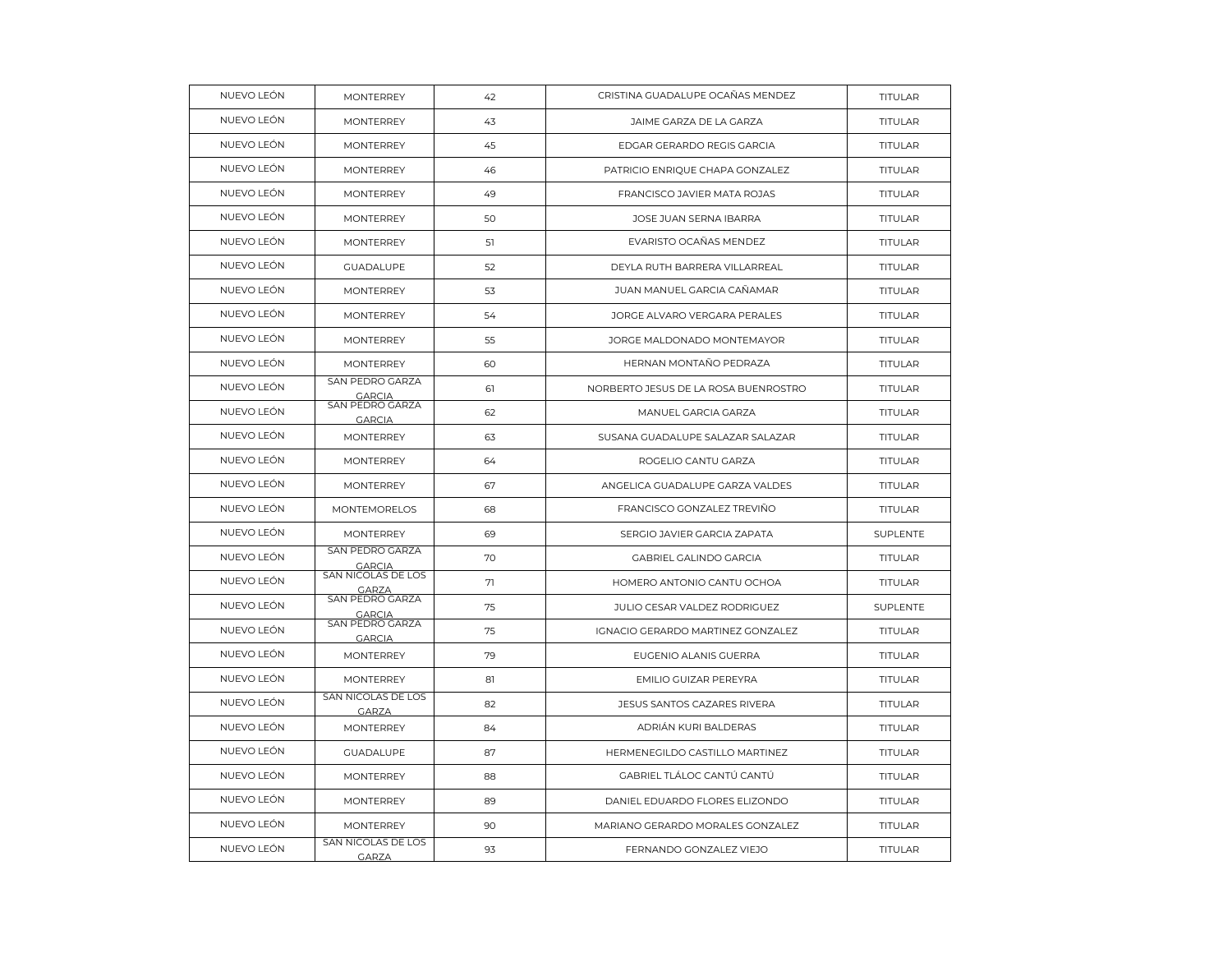| NUEVO LEÓN | MONTERREY | 42 | CRISTINA GUADALUPE OCAÑAS MENDEZ | TITULAR |
|---|---|---|---|---|
| NUEVO LEÓN | MONTERREY | 43 | JAIME GARZA DE LA GARZA | TITULAR |
| NUEVO LEÓN | MONTERREY | 45 | EDGAR GERARDO REGIS GARCIA | TITULAR |
| NUEVO LEÓN | MONTERREY | 46 | PATRICIO ENRIQUE CHAPA GONZALEZ | TITULAR |
| NUEVO LEÓN | MONTERREY | 49 | FRANCISCO JAVIER MATA ROJAS | TITULAR |
| NUEVO LEÓN | MONTERREY | 50 | JOSE JUAN SERNA IBARRA | TITULAR |
| NUEVO LEÓN | MONTERREY | 51 | EVARISTO OCAÑAS MENDEZ | TITULAR |
| NUEVO LEÓN | GUADALUPE | 52 | DEYLA RUTH BARRERA VILLARREAL | TITULAR |
| NUEVO LEÓN | MONTERREY | 53 | JUAN MANUEL GARCIA CAÑAMAR | TITULAR |
| NUEVO LEÓN | MONTERREY | 54 | JORGE ALVARO VERGARA PERALES | TITULAR |
| NUEVO LEÓN | MONTERREY | 55 | JORGE MALDONADO MONTEMAYOR | TITULAR |
| NUEVO LEÓN | MONTERREY | 60 | HERNAN MONTAÑO PEDRAZA | TITULAR |
| NUEVO LEÓN | SAN PEDRO GARZA GARCIA | 61 | NORBERTO JESUS DE LA ROSA BUENROSTRO | TITULAR |
| NUEVO LEÓN | SAN PEDRO GARZA GARCIA | 62 | MANUEL GARCIA GARZA | TITULAR |
| NUEVO LEÓN | MONTERREY | 63 | SUSANA GUADALUPE SALAZAR SALAZAR | TITULAR |
| NUEVO LEÓN | MONTERREY | 64 | ROGELIO CANTU GARZA | TITULAR |
| NUEVO LEÓN | MONTERREY | 67 | ANGELICA GUADALUPE GARZA VALDES | TITULAR |
| NUEVO LEÓN | MONTEMORELOS | 68 | FRANCISCO GONZALEZ TREVIÑO | TITULAR |
| NUEVO LEÓN | MONTERREY | 69 | SERGIO JAVIER GARCIA ZAPATA | SUPLENTE |
| NUEVO LEÓN | SAN PEDRO GARZA GARCIA | 70 | GABRIEL GALINDO GARCIA | TITULAR |
| NUEVO LEÓN | SAN NICOLAS DE LOS GARZA | 71 | HOMERO ANTONIO CANTU OCHOA | TITULAR |
| NUEVO LEÓN | SAN PEDRO GARZA GARCIA | 75 | JULIO CESAR VALDEZ RODRIGUEZ | SUPLENTE |
| NUEVO LEÓN | SAN PEDRO GARZA GARCIA | 75 | IGNACIO GERARDO MARTINEZ GONZALEZ | TITULAR |
| NUEVO LEÓN | MONTERREY | 79 | EUGENIO ALANIS GUERRA | TITULAR |
| NUEVO LEÓN | MONTERREY | 81 | EMILIO GUIZAR PEREYRA | TITULAR |
| NUEVO LEÓN | SAN NICOLAS DE LOS GARZA | 82 | JESUS SANTOS CAZARES RIVERA | TITULAR |
| NUEVO LEÓN | MONTERREY | 84 | ADRIÁN KURI BALDERAS | TITULAR |
| NUEVO LEÓN | GUADALUPE | 87 | HERMENEGILDO CASTILLO MARTINEZ | TITULAR |
| NUEVO LEÓN | MONTERREY | 88 | GABRIEL TLÁLOC CANTÚ CANTÚ | TITULAR |
| NUEVO LEÓN | MONTERREY | 89 | DANIEL EDUARDO FLORES ELIZONDO | TITULAR |
| NUEVO LEÓN | MONTERREY | 90 | MARIANO GERARDO MORALES GONZALEZ | TITULAR |
| NUEVO LEÓN | SAN NICOLAS DE LOS GARZA | 93 | FERNANDO GONZALEZ VIEJO | TITULAR |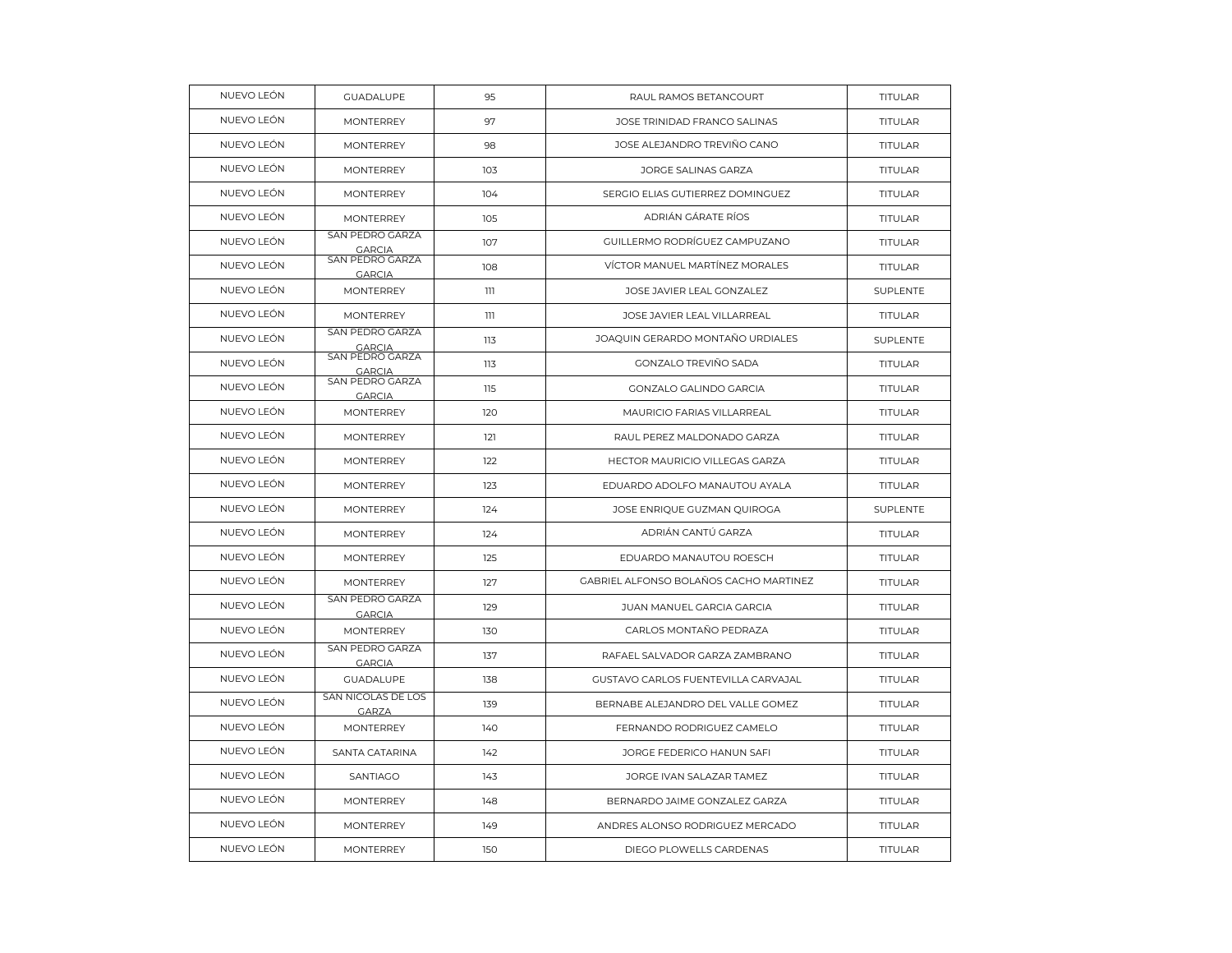| NUEVO LEÓN | GUADALUPE | 95 | RAUL RAMOS BETANCOURT | TITULAR |
|---|---|---|---|---|
| NUEVO LEÓN | MONTERREY | 97 | JOSE TRINIDAD FRANCO SALINAS | TITULAR |
| NUEVO LEÓN | MONTERREY | 98 | JOSE ALEJANDRO TREVIÑO CANO | TITULAR |
| NUEVO LEÓN | MONTERREY | 103 | JORGE SALINAS GARZA | TITULAR |
| NUEVO LEÓN | MONTERREY | 104 | SERGIO ELIAS GUTIERREZ DOMINGUEZ | TITULAR |
| NUEVO LEÓN | MONTERREY | 105 | ADRIÁN GÁRATE RÍOS | TITULAR |
| NUEVO LEÓN | SAN PEDRO GARZA GARCIA | 107 | GUILLERMO RODRÍGUEZ CAMPUZANO | TITULAR |
| NUEVO LEÓN | SAN PEDRO GARZA GARCIA | 108 | VÍCTOR MANUEL MARTÍNEZ MORALES | TITULAR |
| NUEVO LEÓN | MONTERREY | 111 | JOSE JAVIER LEAL GONZALEZ | SUPLENTE |
| NUEVO LEÓN | MONTERREY | 111 | JOSE JAVIER LEAL VILLARREAL | TITULAR |
| NUEVO LEÓN | SAN PEDRO GARZA GARCIA | 113 | JOAQUIN GERARDO MONTAÑO URDIALES | SUPLENTE |
| NUEVO LEÓN | SAN PEDRO GARZA GARCIA | 113 | GONZALO TREVIÑO SADA | TITULAR |
| NUEVO LEÓN | SAN PEDRO GARZA GARCIA | 115 | GONZALO GALINDO GARCIA | TITULAR |
| NUEVO LEÓN | MONTERREY | 120 | MAURICIO FARIAS VILLARREAL | TITULAR |
| NUEVO LEÓN | MONTERREY | 121 | RAUL PEREZ MALDONADO GARZA | TITULAR |
| NUEVO LEÓN | MONTERREY | 122 | HECTOR MAURICIO VILLEGAS GARZA | TITULAR |
| NUEVO LEÓN | MONTERREY | 123 | EDUARDO ADOLFO MANAUTOU AYALA | TITULAR |
| NUEVO LEÓN | MONTERREY | 124 | JOSE ENRIQUE GUZMAN QUIROGA | SUPLENTE |
| NUEVO LEÓN | MONTERREY | 124 | ADRIÁN CANTÚ GARZA | TITULAR |
| NUEVO LEÓN | MONTERREY | 125 | EDUARDO MANAUTOU ROESCH | TITULAR |
| NUEVO LEÓN | MONTERREY | 127 | GABRIEL ALFONSO BOLAÑOS CACHO MARTINEZ | TITULAR |
| NUEVO LEÓN | SAN PEDRO GARZA GARCIA | 129 | JUAN MANUEL GARCIA GARCIA | TITULAR |
| NUEVO LEÓN | MONTERREY | 130 | CARLOS MONTAÑO PEDRAZA | TITULAR |
| NUEVO LEÓN | SAN PEDRO GARZA GARCIA | 137 | RAFAEL SALVADOR GARZA ZAMBRANO | TITULAR |
| NUEVO LEÓN | GUADALUPE | 138 | GUSTAVO CARLOS FUENTEVILLA CARVAJAL | TITULAR |
| NUEVO LEÓN | SAN NICOLAS DE LOS GARZA | 139 | BERNABE ALEJANDRO DEL VALLE GOMEZ | TITULAR |
| NUEVO LEÓN | MONTERREY | 140 | FERNANDO RODRIGUEZ CAMELO | TITULAR |
| NUEVO LEÓN | SANTA CATARINA | 142 | JORGE FEDERICO HANUN SAFI | TITULAR |
| NUEVO LEÓN | SANTIAGO | 143 | JORGE IVAN SALAZAR TAMEZ | TITULAR |
| NUEVO LEÓN | MONTERREY | 148 | BERNARDO JAIME GONZALEZ GARZA | TITULAR |
| NUEVO LEÓN | MONTERREY | 149 | ANDRES ALONSO RODRIGUEZ MERCADO | TITULAR |
| NUEVO LEÓN | MONTERREY | 150 | DIEGO PLOWELLS CARDENAS | TITULAR |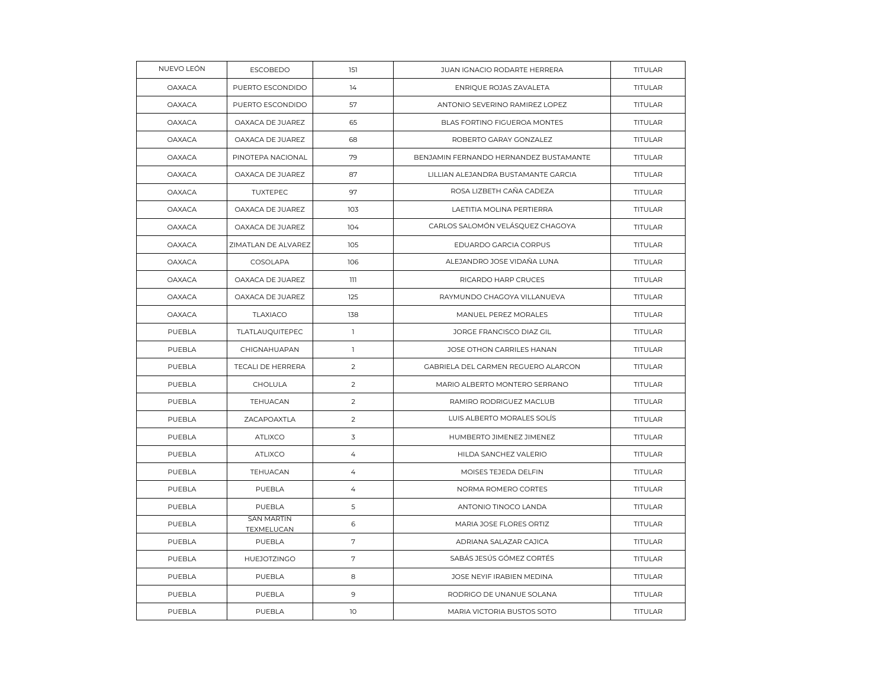| NUEVO LEÓN | ESCOBEDO | 151 | JUAN IGNACIO RODARTE HERRERA | TITULAR |
|---|---|---|---|---|
| OAXACA | PUERTO ESCONDIDO | 14 | ENRIQUE ROJAS ZAVALETA | TITULAR |
| OAXACA | PUERTO ESCONDIDO | 57 | ANTONIO SEVERINO RAMIREZ LOPEZ | TITULAR |
| OAXACA | OAXACA DE JUAREZ | 65 | BLAS FORTINO FIGUEROA MONTES | TITULAR |
| OAXACA | OAXACA DE JUAREZ | 68 | ROBERTO GARAY GONZALEZ | TITULAR |
| OAXACA | PINOTEPA NACIONAL | 79 | BENJAMIN FERNANDO HERNANDEZ BUSTAMANTE | TITULAR |
| OAXACA | OAXACA DE JUAREZ | 87 | LILLIAN ALEJANDRA BUSTAMANTE GARCIA | TITULAR |
| OAXACA | TUXTEPEC | 97 | ROSA LIZBETH CAÑA CADEZA | TITULAR |
| OAXACA | OAXACA DE JUAREZ | 103 | LAETITIA MOLINA PERTIERRA | TITULAR |
| OAXACA | OAXACA DE JUAREZ | 104 | CARLOS SALOMÓN VELÁSQUEZ CHAGOYA | TITULAR |
| OAXACA | ZIMATLAN DE ALVAREZ | 105 | EDUARDO GARCIA CORPUS | TITULAR |
| OAXACA | COSOLAPA | 106 | ALEJANDRO JOSE VIDAÑA LUNA | TITULAR |
| OAXACA | OAXACA DE JUAREZ | 111 | RICARDO HARP CRUCES | TITULAR |
| OAXACA | OAXACA DE JUAREZ | 125 | RAYMUNDO CHAGOYA VILLANUEVA | TITULAR |
| OAXACA | TLAXIACO | 138 | MANUEL PEREZ MORALES | TITULAR |
| PUEBLA | TLATLAUQUITEPEC | 1 | JORGE FRANCISCO DIAZ GIL | TITULAR |
| PUEBLA | CHIGNAHUAPAN | 1 | JOSE OTHON CARRILES HANAN | TITULAR |
| PUEBLA | TECALI DE HERRERA | 2 | GABRIELA DEL CARMEN REGUERO ALARCON | TITULAR |
| PUEBLA | CHOLULA | 2 | MARIO ALBERTO MONTERO SERRANO | TITULAR |
| PUEBLA | TEHUACAN | 2 | RAMIRO RODRIGUEZ MACLUB | TITULAR |
| PUEBLA | ZACAPOAXTLA | 2 | LUIS ALBERTO MORALES SOLÍS | TITULAR |
| PUEBLA | ATLIXCO | 3 | HUMBERTO JIMENEZ JIMENEZ | TITULAR |
| PUEBLA | ATLIXCO | 4 | HILDA SANCHEZ VALERIO | TITULAR |
| PUEBLA | TEHUACAN | 4 | MOISES TEJEDA DELFIN | TITULAR |
| PUEBLA | PUEBLA | 4 | NORMA ROMERO CORTES | TITULAR |
| PUEBLA | PUEBLA | 5 | ANTONIO TINOCO LANDA | TITULAR |
| PUEBLA | SAN MARTIN TEXMELUCAN | 6 | MARIA JOSE FLORES ORTIZ | TITULAR |
| PUEBLA | PUEBLA | 7 | ADRIANA SALAZAR CAJICA | TITULAR |
| PUEBLA | HUEJOTZINGO | 7 | SABÁS JESÚS GÓMEZ CORTÉS | TITULAR |
| PUEBLA | PUEBLA | 8 | JOSE NEYIF IRABIEN MEDINA | TITULAR |
| PUEBLA | PUEBLA | 9 | RODRIGO DE UNANUE SOLANA | TITULAR |
| PUEBLA | PUEBLA | 10 | MARIA VICTORIA BUSTOS SOTO | TITULAR |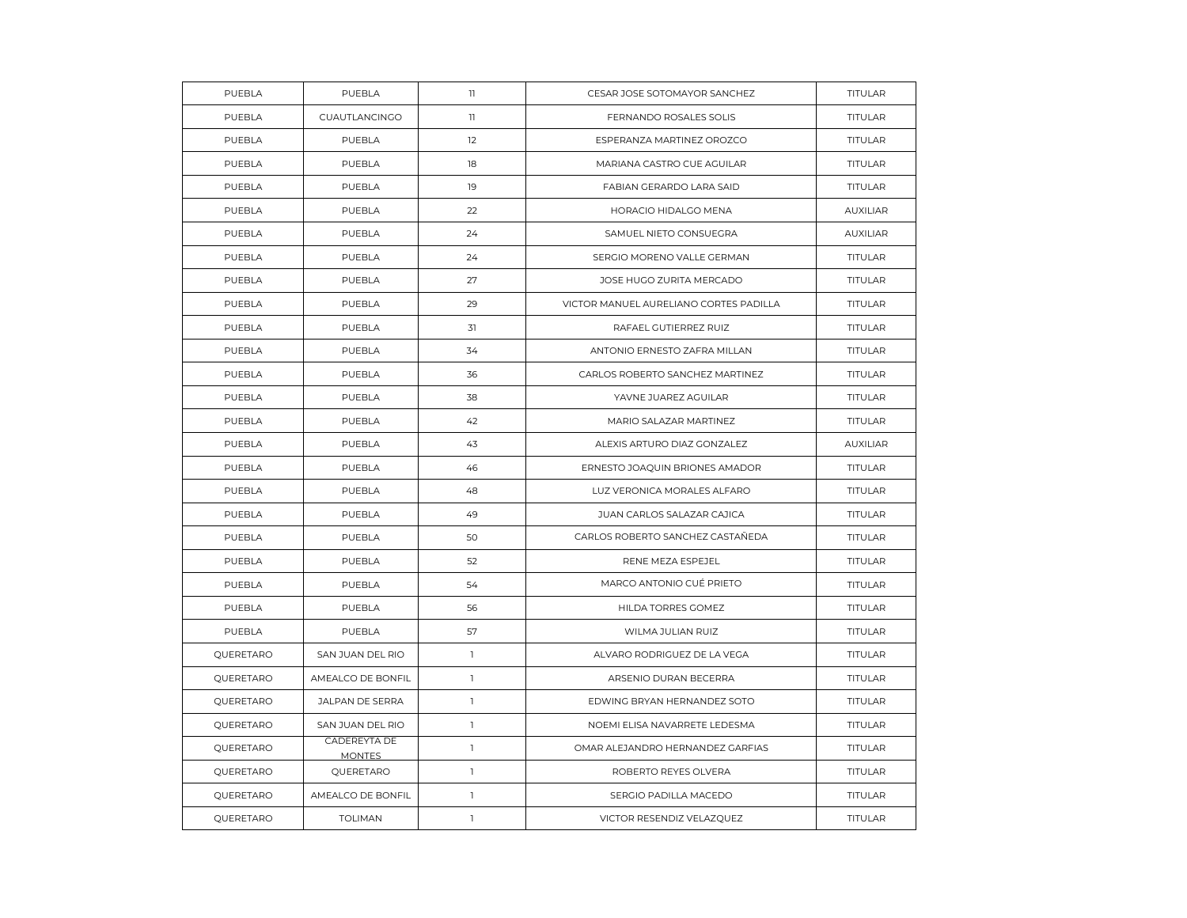| | | | | |
|---|---|---|---|---|
| PUEBLA | PUEBLA | 11 | CESAR JOSE SOTOMAYOR SANCHEZ | TITULAR |
| PUEBLA | CUAUTLANCINGO | 11 | FERNANDO ROSALES SOLIS | TITULAR |
| PUEBLA | PUEBLA | 12 | ESPERANZA MARTINEZ OROZCO | TITULAR |
| PUEBLA | PUEBLA | 18 | MARIANA CASTRO CUE AGUILAR | TITULAR |
| PUEBLA | PUEBLA | 19 | FABIAN GERARDO LARA SAID | TITULAR |
| PUEBLA | PUEBLA | 22 | HORACIO HIDALGO MENA | AUXILIAR |
| PUEBLA | PUEBLA | 24 | SAMUEL NIETO CONSUEGRA | AUXILIAR |
| PUEBLA | PUEBLA | 24 | SERGIO MORENO VALLE GERMAN | TITULAR |
| PUEBLA | PUEBLA | 27 | JOSE HUGO ZURITA MERCADO | TITULAR |
| PUEBLA | PUEBLA | 29 | VICTOR MANUEL AURELIANO CORTES PADILLA | TITULAR |
| PUEBLA | PUEBLA | 31 | RAFAEL GUTIERREZ RUIZ | TITULAR |
| PUEBLA | PUEBLA | 34 | ANTONIO ERNESTO ZAFRA MILLAN | TITULAR |
| PUEBLA | PUEBLA | 36 | CARLOS ROBERTO SANCHEZ MARTINEZ | TITULAR |
| PUEBLA | PUEBLA | 38 | YAVNE JUAREZ AGUILAR | TITULAR |
| PUEBLA | PUEBLA | 42 | MARIO SALAZAR MARTINEZ | TITULAR |
| PUEBLA | PUEBLA | 43 | ALEXIS ARTURO DIAZ GONZALEZ | AUXILIAR |
| PUEBLA | PUEBLA | 46 | ERNESTO JOAQUIN BRIONES AMADOR | TITULAR |
| PUEBLA | PUEBLA | 48 | LUZ VERONICA MORALES ALFARO | TITULAR |
| PUEBLA | PUEBLA | 49 | JUAN CARLOS SALAZAR CAJICA | TITULAR |
| PUEBLA | PUEBLA | 50 | CARLOS ROBERTO SANCHEZ CASTAÑEDA | TITULAR |
| PUEBLA | PUEBLA | 52 | RENE MEZA ESPEJEL | TITULAR |
| PUEBLA | PUEBLA | 54 | MARCO ANTONIO CUÉ PRIETO | TITULAR |
| PUEBLA | PUEBLA | 56 | HILDA TORRES GOMEZ | TITULAR |
| PUEBLA | PUEBLA | 57 | WILMA JULIAN RUIZ | TITULAR |
| QUERETARO | SAN JUAN DEL RIO | 1 | ALVARO RODRIGUEZ DE LA VEGA | TITULAR |
| QUERETARO | AMEALCO DE BONFIL | 1 | ARSENIO DURAN BECERRA | TITULAR |
| QUERETARO | JALPAN DE SERRA | 1 | EDWING BRYAN HERNANDEZ SOTO | TITULAR |
| QUERETARO | SAN JUAN DEL RIO | 1 | NOEMI ELISA NAVARRETE LEDESMA | TITULAR |
| QUERETARO | CADEREYTA DE MONTES | 1 | OMAR ALEJANDRO HERNANDEZ GARFIAS | TITULAR |
| QUERETARO | QUERETARO | 1 | ROBERTO REYES OLVERA | TITULAR |
| QUERETARO | AMEALCO DE BONFIL | 1 | SERGIO PADILLA MACEDO | TITULAR |
| QUERETARO | TOLIMAN | 1 | VICTOR RESENDIZ VELAZQUEZ | TITULAR |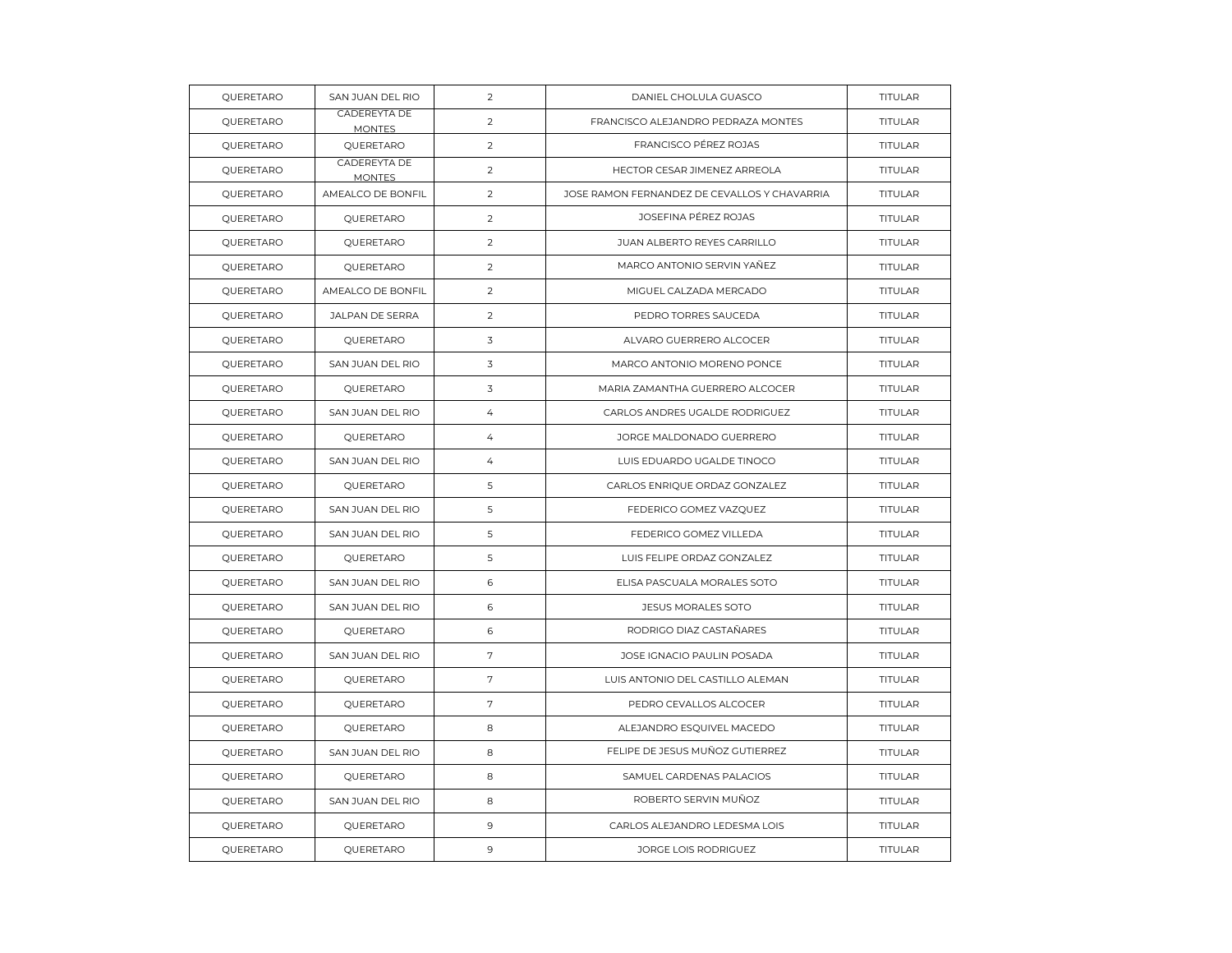| QUERETARO | SAN JUAN DEL RIO | 2 | DANIEL CHOLULA GUASCO | TITULAR |
|---|---|---|---|---|
| QUERETARO | CADEREYTA DE MONTES | 2 | FRANCISCO ALEJANDRO PEDRAZA MONTES | TITULAR |
| QUERETARO | QUERETARO | 2 | FRANCISCO PÉREZ ROJAS | TITULAR |
| QUERETARO | CADEREYTA DE MONTES | 2 | HECTOR CESAR JIMENEZ ARREOLA | TITULAR |
| QUERETARO | AMEALCO DE BONFIL | 2 | JOSE RAMON FERNANDEZ DE CEVALLOS Y CHAVARRIA | TITULAR |
| QUERETARO | QUERETARO | 2 | JOSEFINA PÉREZ ROJAS | TITULAR |
| QUERETARO | QUERETARO | 2 | JUAN ALBERTO REYES CARRILLO | TITULAR |
| QUERETARO | QUERETARO | 2 | MARCO ANTONIO SERVIN YAÑEZ | TITULAR |
| QUERETARO | AMEALCO DE BONFIL | 2 | MIGUEL CALZADA MERCADO | TITULAR |
| QUERETARO | JALPAN DE SERRA | 2 | PEDRO TORRES SAUCEDA | TITULAR |
| QUERETARO | QUERETARO | 3 | ALVARO GUERRERO ALCOCER | TITULAR |
| QUERETARO | SAN JUAN DEL RIO | 3 | MARCO ANTONIO MORENO PONCE | TITULAR |
| QUERETARO | QUERETARO | 3 | MARIA ZAMANTHA GUERRERO ALCOCER | TITULAR |
| QUERETARO | SAN JUAN DEL RIO | 4 | CARLOS ANDRES UGALDE RODRIGUEZ | TITULAR |
| QUERETARO | QUERETARO | 4 | JORGE MALDONADO GUERRERO | TITULAR |
| QUERETARO | SAN JUAN DEL RIO | 4 | LUIS EDUARDO UGALDE TINOCO | TITULAR |
| QUERETARO | QUERETARO | 5 | CARLOS ENRIQUE ORDAZ GONZALEZ | TITULAR |
| QUERETARO | SAN JUAN DEL RIO | 5 | FEDERICO GOMEZ VAZQUEZ | TITULAR |
| QUERETARO | SAN JUAN DEL RIO | 5 | FEDERICO GOMEZ VILLEDA | TITULAR |
| QUERETARO | QUERETARO | 5 | LUIS FELIPE ORDAZ GONZALEZ | TITULAR |
| QUERETARO | SAN JUAN DEL RIO | 6 | ELISA PASCUALA MORALES SOTO | TITULAR |
| QUERETARO | SAN JUAN DEL RIO | 6 | JESUS MORALES SOTO | TITULAR |
| QUERETARO | QUERETARO | 6 | RODRIGO DIAZ CASTAÑARES | TITULAR |
| QUERETARO | SAN JUAN DEL RIO | 7 | JOSE IGNACIO PAULIN POSADA | TITULAR |
| QUERETARO | QUERETARO | 7 | LUIS ANTONIO DEL CASTILLO ALEMAN | TITULAR |
| QUERETARO | QUERETARO | 7 | PEDRO CEVALLOS ALCOCER | TITULAR |
| QUERETARO | QUERETARO | 8 | ALEJANDRO ESQUIVEL MACEDO | TITULAR |
| QUERETARO | SAN JUAN DEL RIO | 8 | FELIPE DE JESUS MUÑOZ GUTIERREZ | TITULAR |
| QUERETARO | QUERETARO | 8 | SAMUEL CARDENAS PALACIOS | TITULAR |
| QUERETARO | SAN JUAN DEL RIO | 8 | ROBERTO SERVIN MUÑOZ | TITULAR |
| QUERETARO | QUERETARO | 9 | CARLOS ALEJANDRO LEDESMA LOIS | TITULAR |
| QUERETARO | QUERETARO | 9 | JORGE LOIS RODRIGUEZ | TITULAR |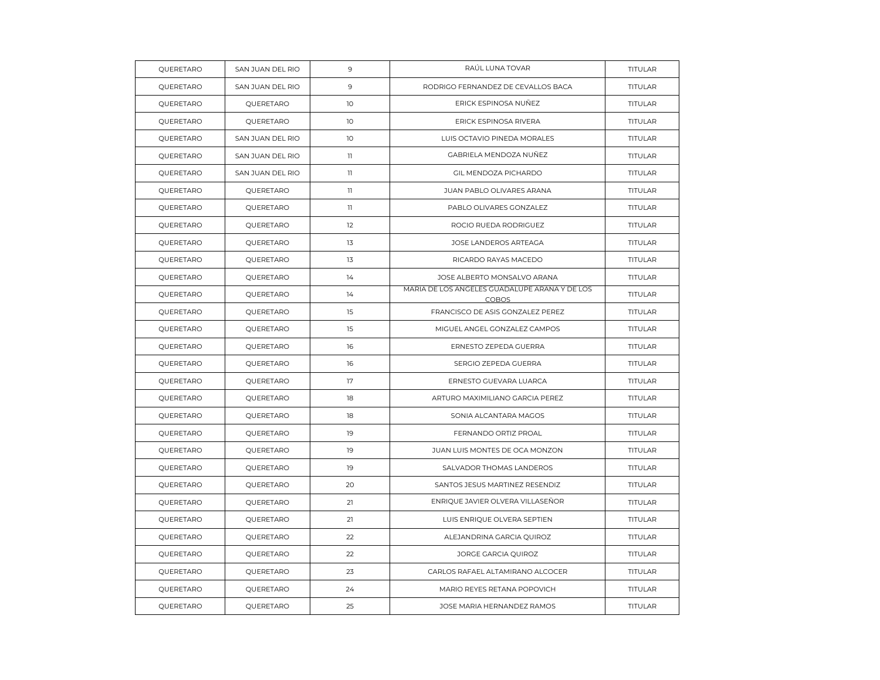| QUERETARO | SAN JUAN DEL RIO | 9 | RAÚL LUNA TOVAR | TITULAR |
|---|---|---|---|---|
| QUERETARO | SAN JUAN DEL RIO | 9 | RODRIGO FERNANDEZ DE CEVALLOS BACA | TITULAR |
| QUERETARO | QUERETARO | 10 | ERICK ESPINOSA NUÑEZ | TITULAR |
| QUERETARO | QUERETARO | 10 | ERICK ESPINOSA RIVERA | TITULAR |
| QUERETARO | SAN JUAN DEL RIO | 10 | LUIS OCTAVIO PINEDA MORALES | TITULAR |
| QUERETARO | SAN JUAN DEL RIO | 11 | GABRIELA MENDOZA NUÑEZ | TITULAR |
| QUERETARO | SAN JUAN DEL RIO | 11 | GIL MENDOZA PICHARDO | TITULAR |
| QUERETARO | QUERETARO | 11 | JUAN PABLO OLIVARES ARANA | TITULAR |
| QUERETARO | QUERETARO | 11 | PABLO OLIVARES GONZALEZ | TITULAR |
| QUERETARO | QUERETARO | 12 | ROCIO RUEDA RODRIGUEZ | TITULAR |
| QUERETARO | QUERETARO | 13 | JOSE LANDEROS ARTEAGA | TITULAR |
| QUERETARO | QUERETARO | 13 | RICARDO RAYAS MACEDO | TITULAR |
| QUERETARO | QUERETARO | 14 | JOSE ALBERTO MONSALVO ARANA | TITULAR |
| QUERETARO | QUERETARO | 14 | MARIA DE LOS ANGELES GUADALUPE ARANA Y DE LOS COBOS | TITULAR |
| QUERETARO | QUERETARO | 15 | FRANCISCO DE ASIS GONZALEZ PEREZ | TITULAR |
| QUERETARO | QUERETARO | 15 | MIGUEL ANGEL GONZALEZ CAMPOS | TITULAR |
| QUERETARO | QUERETARO | 16 | ERNESTO ZEPEDA GUERRA | TITULAR |
| QUERETARO | QUERETARO | 16 | SERGIO ZEPEDA GUERRA | TITULAR |
| QUERETARO | QUERETARO | 17 | ERNESTO GUEVARA LUARCA | TITULAR |
| QUERETARO | QUERETARO | 18 | ARTURO MAXIMILIANO GARCIA PEREZ | TITULAR |
| QUERETARO | QUERETARO | 18 | SONIA ALCANTARA MAGOS | TITULAR |
| QUERETARO | QUERETARO | 19 | FERNANDO ORTIZ PROAL | TITULAR |
| QUERETARO | QUERETARO | 19 | JUAN LUIS MONTES DE OCA MONZON | TITULAR |
| QUERETARO | QUERETARO | 19 | SALVADOR THOMAS LANDEROS | TITULAR |
| QUERETARO | QUERETARO | 20 | SANTOS JESUS MARTINEZ RESENDIZ | TITULAR |
| QUERETARO | QUERETARO | 21 | ENRIQUE JAVIER OLVERA VILLASEÑOR | TITULAR |
| QUERETARO | QUERETARO | 21 | LUIS ENRIQUE OLVERA SEPTIEN | TITULAR |
| QUERETARO | QUERETARO | 22 | ALEJANDRINA GARCIA QUIROZ | TITULAR |
| QUERETARO | QUERETARO | 22 | JORGE GARCIA QUIROZ | TITULAR |
| QUERETARO | QUERETARO | 23 | CARLOS RAFAEL ALTAMIRANO ALCOCER | TITULAR |
| QUERETARO | QUERETARO | 24 | MARIO REYES RETANA POPOVICH | TITULAR |
| QUERETARO | QUERETARO | 25 | JOSE MARIA HERNANDEZ RAMOS | TITULAR |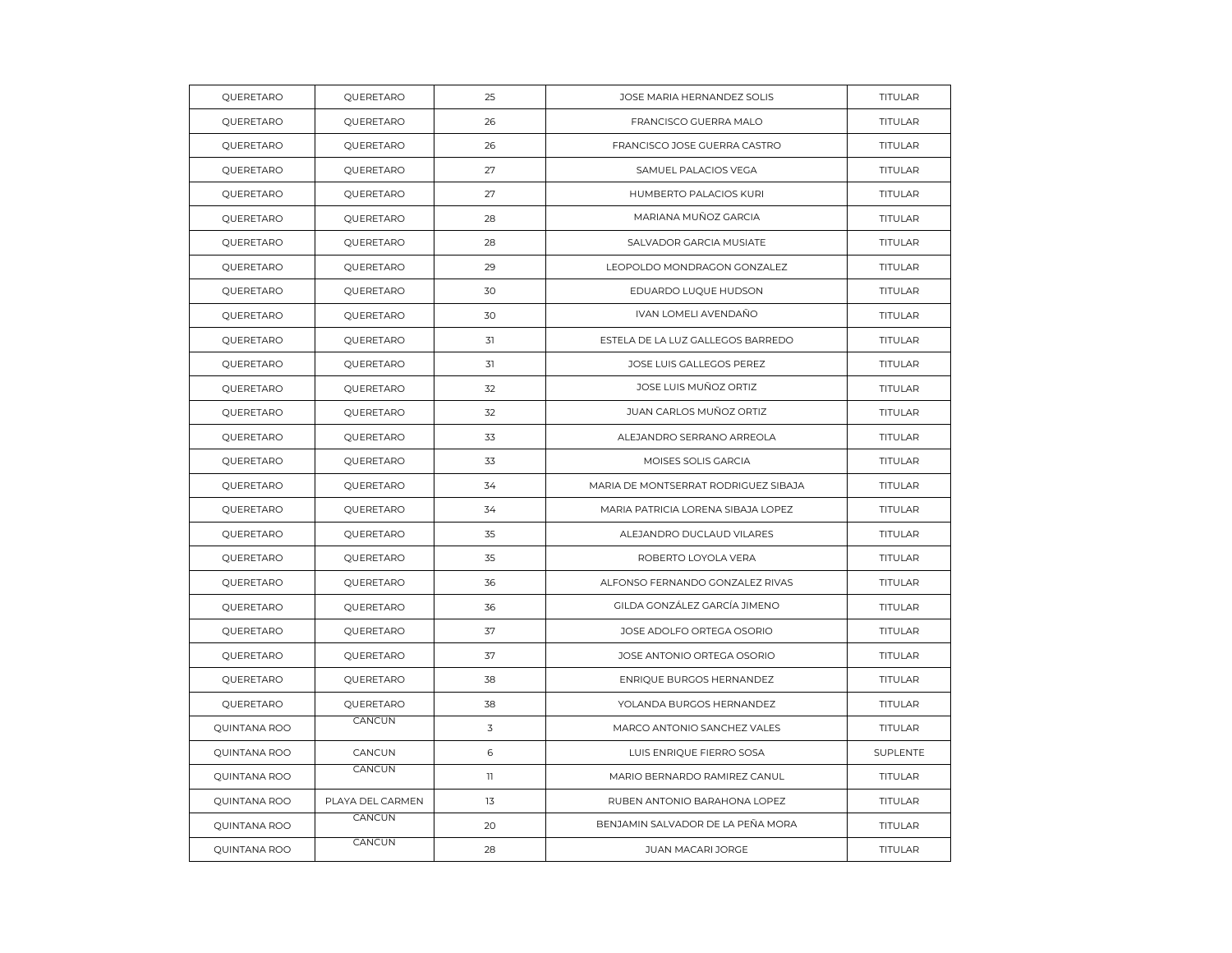| QUERETARO | QUERETARO | 25 | JOSE MARIA HERNANDEZ SOLIS | TITULAR |
|---|---|---|---|---|
| QUERETARO | QUERETARO | 26 | FRANCISCO GUERRA MALO | TITULAR |
| QUERETARO | QUERETARO | 26 | FRANCISCO JOSE GUERRA CASTRO | TITULAR |
| QUERETARO | QUERETARO | 27 | SAMUEL PALACIOS VEGA | TITULAR |
| QUERETARO | QUERETARO | 27 | HUMBERTO PALACIOS KURI | TITULAR |
| QUERETARO | QUERETARO | 28 | MARIANA MUÑOZ GARCIA | TITULAR |
| QUERETARO | QUERETARO | 28 | SALVADOR GARCIA MUSIATE | TITULAR |
| QUERETARO | QUERETARO | 29 | LEOPOLDO MONDRAGON GONZALEZ | TITULAR |
| QUERETARO | QUERETARO | 30 | EDUARDO LUQUE HUDSON | TITULAR |
| QUERETARO | QUERETARO | 30 | IVAN LOMELI AVENDAÑO | TITULAR |
| QUERETARO | QUERETARO | 31 | ESTELA DE LA LUZ GALLEGOS BARREDO | TITULAR |
| QUERETARO | QUERETARO | 31 | JOSE LUIS GALLEGOS PEREZ | TITULAR |
| QUERETARO | QUERETARO | 32 | JOSE LUIS MUÑOZ ORTIZ | TITULAR |
| QUERETARO | QUERETARO | 32 | JUAN CARLOS MUÑOZ ORTIZ | TITULAR |
| QUERETARO | QUERETARO | 33 | ALEJANDRO SERRANO ARREOLA | TITULAR |
| QUERETARO | QUERETARO | 33 | MOISES SOLIS GARCIA | TITULAR |
| QUERETARO | QUERETARO | 34 | MARIA DE MONTSERRAT RODRIGUEZ SIBAJA | TITULAR |
| QUERETARO | QUERETARO | 34 | MARIA PATRICIA LORENA SIBAJA LOPEZ | TITULAR |
| QUERETARO | QUERETARO | 35 | ALEJANDRO DUCLAUD VILARES | TITULAR |
| QUERETARO | QUERETARO | 35 | ROBERTO LOYOLA VERA | TITULAR |
| QUERETARO | QUERETARO | 36 | ALFONSO FERNANDO GONZALEZ RIVAS | TITULAR |
| QUERETARO | QUERETARO | 36 | GILDA GONZÁLEZ GARCÍA JIMENO | TITULAR |
| QUERETARO | QUERETARO | 37 | JOSE ADOLFO ORTEGA OSORIO | TITULAR |
| QUERETARO | QUERETARO | 37 | JOSE ANTONIO ORTEGA OSORIO | TITULAR |
| QUERETARO | QUERETARO | 38 | ENRIQUE BURGOS HERNANDEZ | TITULAR |
| QUERETARO | QUERETARO | 38 | YOLANDA BURGOS HERNANDEZ | TITULAR |
| QUINTANA ROO | CANCUN | 3 | MARCO ANTONIO SANCHEZ VALES | TITULAR |
| QUINTANA ROO | CANCUN | 6 | LUIS ENRIQUE FIERRO SOSA | SUPLENTE |
| QUINTANA ROO | CANCUN | 11 | MARIO BERNARDO RAMIREZ CANUL | TITULAR |
| QUINTANA ROO | PLAYA DEL CARMEN | 13 | RUBEN ANTONIO BARAHONA LOPEZ | TITULAR |
| QUINTANA ROO | CANCUN | 20 | BENJAMIN SALVADOR DE LA PEÑA MORA | TITULAR |
| QUINTANA ROO | CANCUN | 28 | JUAN MACARI JORGE | TITULAR |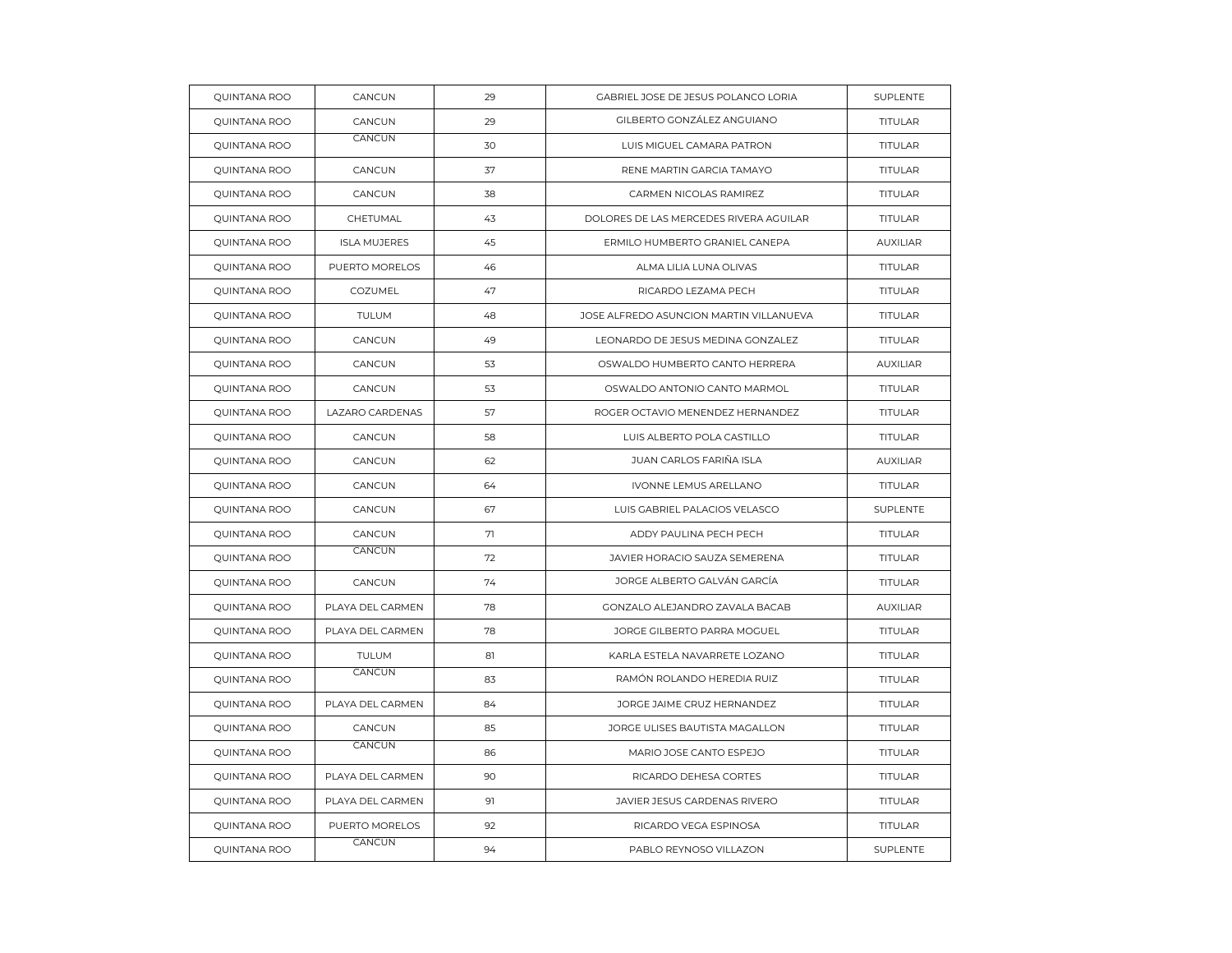| QUINTANA ROO | CANCUN | 29 | GABRIEL JOSE DE JESUS POLANCO LORIA | SUPLENTE |
|---|---|---|---|---|
| QUINTANA ROO | CANCUN | 29 | GILBERTO GONZÁLEZ ANGUIANO | TITULAR |
| QUINTANA ROO | CANCUN | 30 | LUIS MIGUEL CAMARA PATRON | TITULAR |
| QUINTANA ROO | CANCUN | 37 | RENE MARTIN GARCIA TAMAYO | TITULAR |
| QUINTANA ROO | CANCUN | 38 | CARMEN NICOLAS RAMIREZ | TITULAR |
| QUINTANA ROO | CHETUMAL | 43 | DOLORES DE LAS MERCEDES RIVERA AGUILAR | TITULAR |
| QUINTANA ROO | ISLA MUJERES | 45 | ERMILO HUMBERTO GRANIEL CANEPA | AUXILIAR |
| QUINTANA ROO | PUERTO MORELOS | 46 | ALMA LILIA LUNA OLIVAS | TITULAR |
| QUINTANA ROO | COZUMEL | 47 | RICARDO LEZAMA PECH | TITULAR |
| QUINTANA ROO | TULUM | 48 | JOSE ALFREDO ASUNCION MARTIN VILLANUEVA | TITULAR |
| QUINTANA ROO | CANCUN | 49 | LEONARDO DE JESUS MEDINA GONZALEZ | TITULAR |
| QUINTANA ROO | CANCUN | 53 | OSWALDO HUMBERTO CANTO HERRERA | AUXILIAR |
| QUINTANA ROO | CANCUN | 53 | OSWALDO ANTONIO CANTO MARMOL | TITULAR |
| QUINTANA ROO | LAZARO CARDENAS | 57 | ROGER OCTAVIO MENENDEZ HERNANDEZ | TITULAR |
| QUINTANA ROO | CANCUN | 58 | LUIS ALBERTO POLA CASTILLO | TITULAR |
| QUINTANA ROO | CANCUN | 62 | JUAN CARLOS FARIÑA ISLA | AUXILIAR |
| QUINTANA ROO | CANCUN | 64 | IVONNE LEMUS ARELLANO | TITULAR |
| QUINTANA ROO | CANCUN | 67 | LUIS GABRIEL PALACIOS VELASCO | SUPLENTE |
| QUINTANA ROO | CANCUN | 71 | ADDY PAULINA PECH PECH | TITULAR |
| QUINTANA ROO | CANCUN | 72 | JAVIER HORACIO SAUZA SEMERENA | TITULAR |
| QUINTANA ROO | CANCUN | 74 | JORGE ALBERTO GALVÁN GARCÍA | TITULAR |
| QUINTANA ROO | PLAYA DEL CARMEN | 78 | GONZALO ALEJANDRO ZAVALA BACAB | AUXILIAR |
| QUINTANA ROO | PLAYA DEL CARMEN | 78 | JORGE GILBERTO PARRA MOGUEL | TITULAR |
| QUINTANA ROO | TULUM | 81 | KARLA ESTELA NAVARRETE LOZANO | TITULAR |
| QUINTANA ROO | CANCUN | 83 | RAMÓN ROLANDO HEREDIA RUIZ | TITULAR |
| QUINTANA ROO | PLAYA DEL CARMEN | 84 | JORGE JAIME CRUZ HERNANDEZ | TITULAR |
| QUINTANA ROO | CANCUN | 85 | JORGE ULISES BAUTISTA MAGALLON | TITULAR |
| QUINTANA ROO | CANCUN | 86 | MARIO JOSE CANTO ESPEJO | TITULAR |
| QUINTANA ROO | PLAYA DEL CARMEN | 90 | RICARDO DEHESA CORTES | TITULAR |
| QUINTANA ROO | PLAYA DEL CARMEN | 91 | JAVIER JESUS CARDENAS RIVERO | TITULAR |
| QUINTANA ROO | PUERTO MORELOS | 92 | RICARDO VEGA ESPINOSA | TITULAR |
| QUINTANA ROO | CANCUN | 94 | PABLO REYNOSO VILLAZON | SUPLENTE |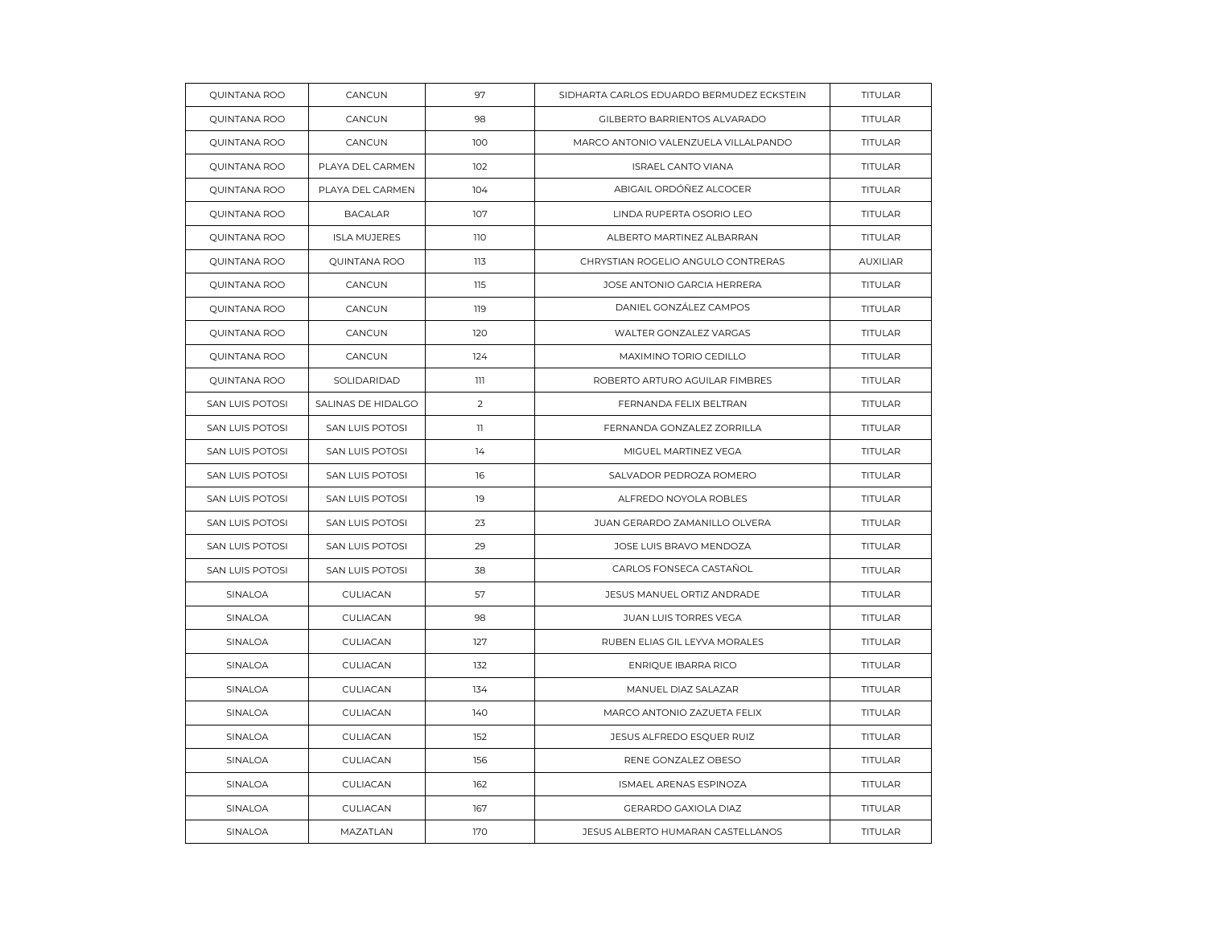| | | | | |
|---|---|---|---|---|
| QUINTANA ROO | CANCUN | 97 | SIDHARTA CARLOS EDUARDO BERMUDEZ ECKSTEIN | TITULAR |
| QUINTANA ROO | CANCUN | 98 | GILBERTO BARRIENTOS ALVARADO | TITULAR |
| QUINTANA ROO | CANCUN | 100 | MARCO ANTONIO VALENZUELA VILLALPANDO | TITULAR |
| QUINTANA ROO | PLAYA DEL CARMEN | 102 | ISRAEL CANTO VIANA | TITULAR |
| QUINTANA ROO | PLAYA DEL CARMEN | 104 | ABIGAIL ORDÓÑEZ ALCOCER | TITULAR |
| QUINTANA ROO | BACALAR | 107 | LINDA RUPERTA OSORIO LEO | TITULAR |
| QUINTANA ROO | ISLA MUJERES | 110 | ALBERTO MARTINEZ ALBARRAN | TITULAR |
| QUINTANA ROO | QUINTANA ROO | 113 | CHRYSTIAN ROGELIO ANGULO CONTRERAS | AUXILIAR |
| QUINTANA ROO | CANCUN | 115 | JOSE ANTONIO GARCIA HERRERA | TITULAR |
| QUINTANA ROO | CANCUN | 119 | DANIEL GONZÁLEZ CAMPOS | TITULAR |
| QUINTANA ROO | CANCUN | 120 | WALTER GONZALEZ VARGAS | TITULAR |
| QUINTANA ROO | CANCUN | 124 | MAXIMINO TORIO CEDILLO | TITULAR |
| QUINTANA ROO | SOLIDARIDAD | 111 | ROBERTO ARTURO AGUILAR FIMBRES | TITULAR |
| SAN LUIS POTOSI | SALINAS DE HIDALGO | 2 | FERNANDA FELIX BELTRAN | TITULAR |
| SAN LUIS POTOSI | SAN LUIS POTOSI | 11 | FERNANDA GONZALEZ ZORRILLA | TITULAR |
| SAN LUIS POTOSI | SAN LUIS POTOSI | 14 | MIGUEL MARTINEZ VEGA | TITULAR |
| SAN LUIS POTOSI | SAN LUIS POTOSI | 16 | SALVADOR PEDROZA ROMERO | TITULAR |
| SAN LUIS POTOSI | SAN LUIS POTOSI | 19 | ALFREDO NOYOLA ROBLES | TITULAR |
| SAN LUIS POTOSI | SAN LUIS POTOSI | 23 | JUAN GERARDO ZAMANILLO OLVERA | TITULAR |
| SAN LUIS POTOSI | SAN LUIS POTOSI | 29 | JOSE LUIS BRAVO MENDOZA | TITULAR |
| SAN LUIS POTOSI | SAN LUIS POTOSI | 38 | CARLOS FONSECA CASTAÑOL | TITULAR |
| SINALOA | CULIACAN | 57 | JESUS MANUEL ORTIZ ANDRADE | TITULAR |
| SINALOA | CULIACAN | 98 | JUAN LUIS TORRES VEGA | TITULAR |
| SINALOA | CULIACAN | 127 | RUBEN ELIAS GIL LEYVA MORALES | TITULAR |
| SINALOA | CULIACAN | 132 | ENRIQUE IBARRA RICO | TITULAR |
| SINALOA | CULIACAN | 134 | MANUEL DIAZ SALAZAR | TITULAR |
| SINALOA | CULIACAN | 140 | MARCO ANTONIO ZAZUETA FELIX | TITULAR |
| SINALOA | CULIACAN | 152 | JESUS ALFREDO ESQUER RUIZ | TITULAR |
| SINALOA | CULIACAN | 156 | RENE GONZALEZ OBESO | TITULAR |
| SINALOA | CULIACAN | 162 | ISMAEL ARENAS ESPINOZA | TITULAR |
| SINALOA | CULIACAN | 167 | GERARDO GAXIOLA DIAZ | TITULAR |
| SINALOA | MAZATLAN | 170 | JESUS ALBERTO HUMARAN CASTELLANOS | TITULAR |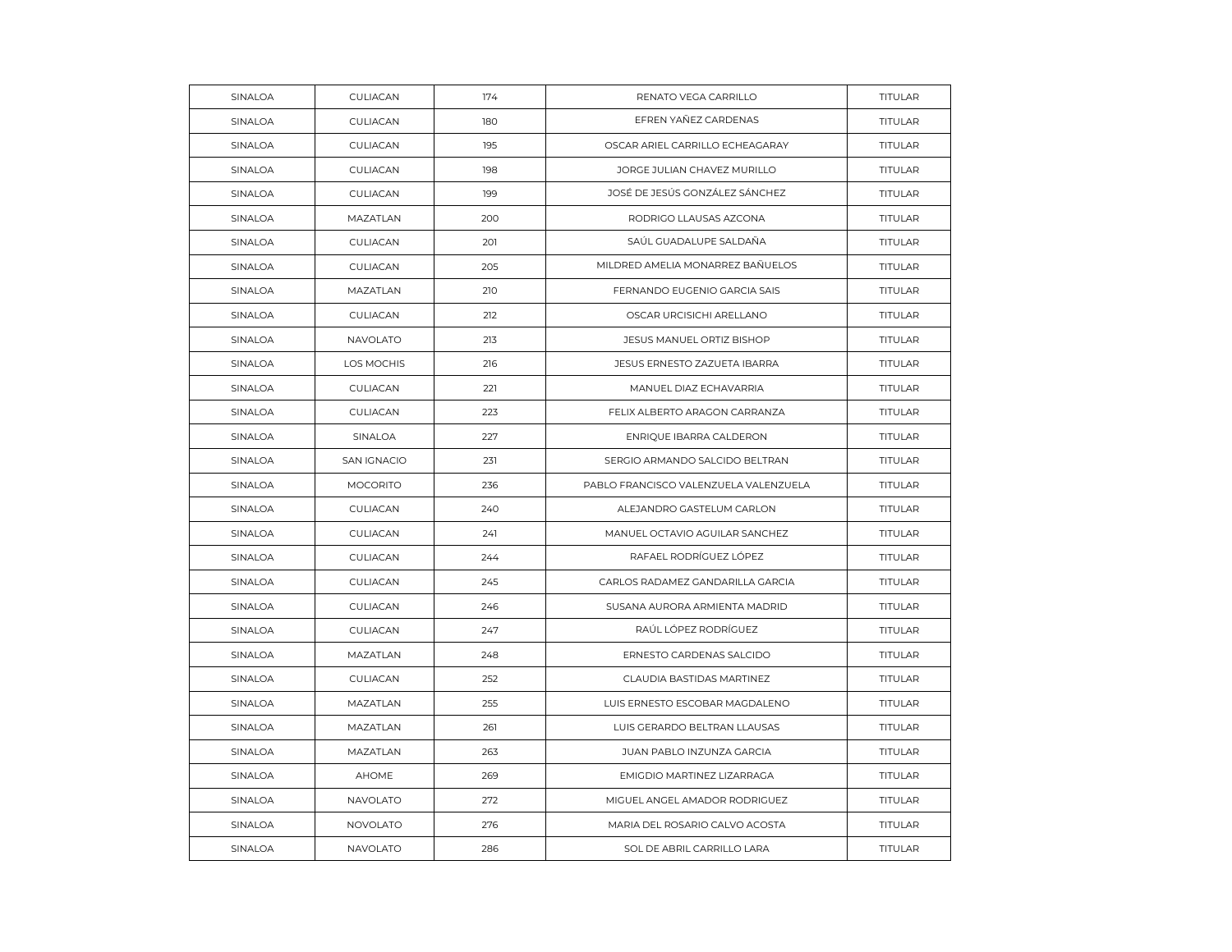| | | | | |
|---|---|---|---|---|
| SINALOA | CULIACAN | 174 | RENATO VEGA CARRILLO | TITULAR |
| SINALOA | CULIACAN | 180 | EFREN YAÑEZ CARDENAS | TITULAR |
| SINALOA | CULIACAN | 195 | OSCAR ARIEL CARRILLO ECHEAGARAY | TITULAR |
| SINALOA | CULIACAN | 198 | JORGE JULIAN CHAVEZ MURILLO | TITULAR |
| SINALOA | CULIACAN | 199 | JOSÉ DE JESÚS GONZÁLEZ SÁNCHEZ | TITULAR |
| SINALOA | MAZATLAN | 200 | RODRIGO LLAUSAS AZCONA | TITULAR |
| SINALOA | CULIACAN | 201 | SAÚL GUADALUPE SALDAÑA | TITULAR |
| SINALOA | CULIACAN | 205 | MILDRED AMELIA MONARREZ BAÑUELOS | TITULAR |
| SINALOA | MAZATLAN | 210 | FERNANDO EUGENIO GARCIA SAIS | TITULAR |
| SINALOA | CULIACAN | 212 | OSCAR URCISICHI ARELLANO | TITULAR |
| SINALOA | NAVOLATO | 213 | JESUS MANUEL ORTIZ BISHOP | TITULAR |
| SINALOA | LOS MOCHIS | 216 | JESUS ERNESTO ZAZUETA IBARRA | TITULAR |
| SINALOA | CULIACAN | 221 | MANUEL DIAZ ECHAVARRIA | TITULAR |
| SINALOA | CULIACAN | 223 | FELIX ALBERTO ARAGON CARRANZA | TITULAR |
| SINALOA | SINALOA | 227 | ENRIQUE IBARRA CALDERON | TITULAR |
| SINALOA | SAN IGNACIO | 231 | SERGIO ARMANDO SALCIDO BELTRAN | TITULAR |
| SINALOA | MOCORITO | 236 | PABLO FRANCISCO VALENZUELA VALENZUELA | TITULAR |
| SINALOA | CULIACAN | 240 | ALEJANDRO GASTELUM CARLON | TITULAR |
| SINALOA | CULIACAN | 241 | MANUEL OCTAVIO AGUILAR SANCHEZ | TITULAR |
| SINALOA | CULIACAN | 244 | RAFAEL RODRÍGUEZ LÓPEZ | TITULAR |
| SINALOA | CULIACAN | 245 | CARLOS RADAMEZ GANDARILLA GARCIA | TITULAR |
| SINALOA | CULIACAN | 246 | SUSANA AURORA ARMIENTA MADRID | TITULAR |
| SINALOA | CULIACAN | 247 | RAÚL LÓPEZ RODRÍGUEZ | TITULAR |
| SINALOA | MAZATLAN | 248 | ERNESTO CARDENAS SALCIDO | TITULAR |
| SINALOA | CULIACAN | 252 | CLAUDIA BASTIDAS MARTINEZ | TITULAR |
| SINALOA | MAZATLAN | 255 | LUIS ERNESTO ESCOBAR MAGDALENO | TITULAR |
| SINALOA | MAZATLAN | 261 | LUIS GERARDO BELTRAN LLAUSAS | TITULAR |
| SINALOA | MAZATLAN | 263 | JUAN PABLO INZUNZA GARCIA | TITULAR |
| SINALOA | AHOME | 269 | EMIGDIO MARTINEZ LIZARRAGA | TITULAR |
| SINALOA | NAVOLATO | 272 | MIGUEL ANGEL AMADOR RODRIGUEZ | TITULAR |
| SINALOA | NOVOLATO | 276 | MARIA DEL ROSARIO CALVO ACOSTA | TITULAR |
| SINALOA | NAVOLATO | 286 | SOL DE ABRIL CARRILLO LARA | TITULAR |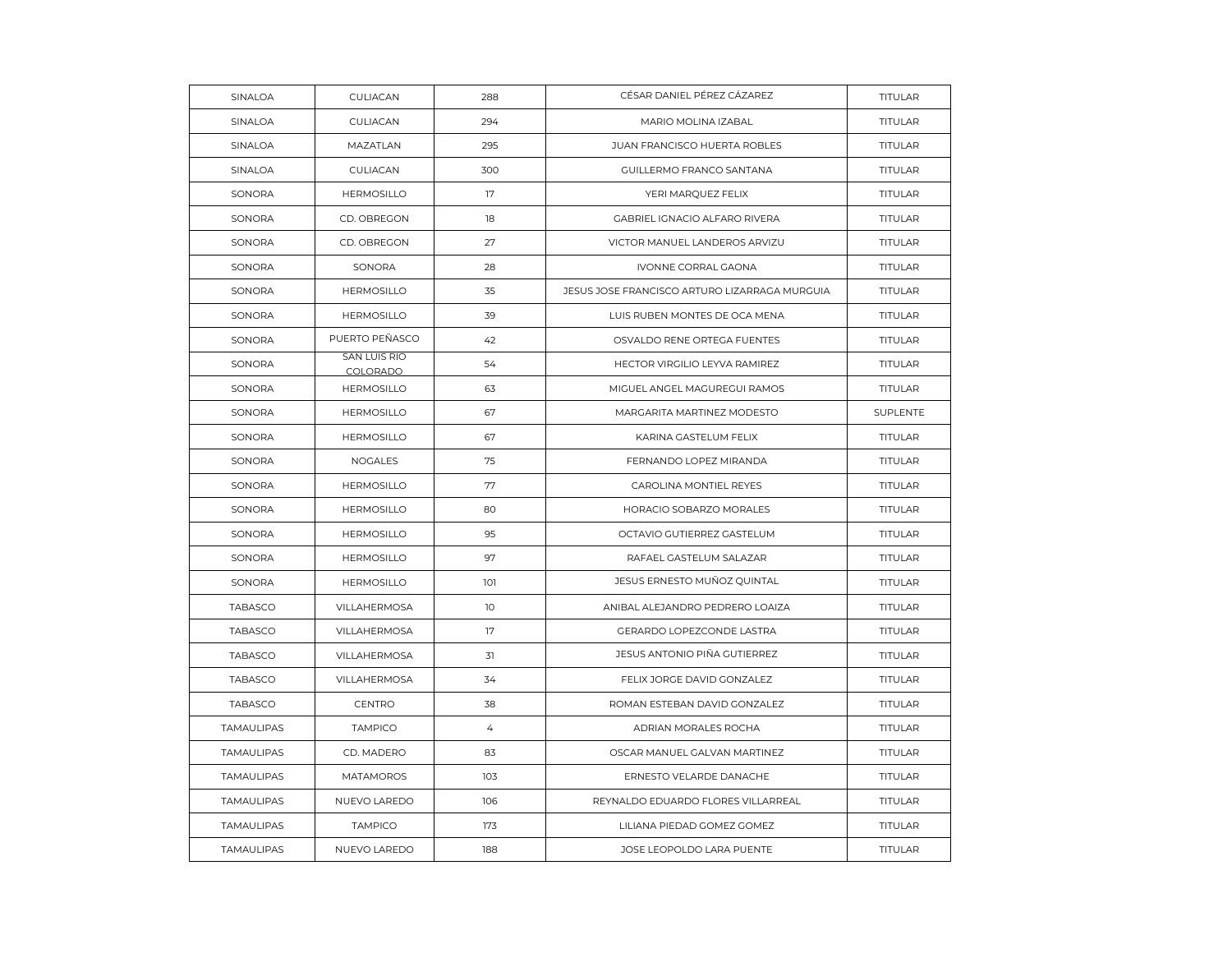| | | | | |
|---|---|---|---|---|
| SINALOA | CULIACAN | 288 | CÉSAR DANIEL PÉREZ CÁZAREZ | TITULAR |
| SINALOA | CULIACAN | 294 | MARIO MOLINA IZABAL | TITULAR |
| SINALOA | MAZATLAN | 295 | JUAN FRANCISCO HUERTA ROBLES | TITULAR |
| SINALOA | CULIACAN | 300 | GUILLERMO FRANCO SANTANA | TITULAR |
| SONORA | HERMOSILLO | 17 | YERI MARQUEZ FELIX | TITULAR |
| SONORA | CD. OBREGON | 18 | GABRIEL IGNACIO ALFARO RIVERA | TITULAR |
| SONORA | CD. OBREGON | 27 | VICTOR MANUEL LANDEROS ARVIZU | TITULAR |
| SONORA | SONORA | 28 | IVONNE CORRAL GAONA | TITULAR |
| SONORA | HERMOSILLO | 35 | JESUS JOSE FRANCISCO ARTURO LIZARRAGA MURGUIA | TITULAR |
| SONORA | HERMOSILLO | 39 | LUIS RUBEN MONTES DE OCA MENA | TITULAR |
| SONORA | PUERTO PEÑASCO | 42 | OSVALDO RENE ORTEGA FUENTES | TITULAR |
| SONORA | SAN LUIS RIO COLORADO | 54 | HECTOR VIRGILIO LEYVA RAMIREZ | TITULAR |
| SONORA | HERMOSILLO | 63 | MIGUEL ANGEL MAGUREGUI RAMOS | TITULAR |
| SONORA | HERMOSILLO | 67 | MARGARITA MARTINEZ MODESTO | SUPLENTE |
| SONORA | HERMOSILLO | 67 | KARINA GASTELUM FELIX | TITULAR |
| SONORA | NOGALES | 75 | FERNANDO LOPEZ MIRANDA | TITULAR |
| SONORA | HERMOSILLO | 77 | CAROLINA MONTIEL REYES | TITULAR |
| SONORA | HERMOSILLO | 80 | HORACIO SOBARZO MORALES | TITULAR |
| SONORA | HERMOSILLO | 95 | OCTAVIO GUTIERREZ GASTELUM | TITULAR |
| SONORA | HERMOSILLO | 97 | RAFAEL GASTELUM SALAZAR | TITULAR |
| SONORA | HERMOSILLO | 101 | JESUS ERNESTO MUÑOZ QUINTAL | TITULAR |
| TABASCO | VILLAHERMOSA | 10 | ANIBAL ALEJANDRO PEDRERO LOAIZA | TITULAR |
| TABASCO | VILLAHERMOSA | 17 | GERARDO LOPEZCONDE LASTRA | TITULAR |
| TABASCO | VILLAHERMOSA | 31 | JESUS ANTONIO PIÑA GUTIERREZ | TITULAR |
| TABASCO | VILLAHERMOSA | 34 | FELIX JORGE DAVID GONZALEZ | TITULAR |
| TABASCO | CENTRO | 38 | ROMAN ESTEBAN DAVID GONZALEZ | TITULAR |
| TAMAULIPAS | TAMPICO | 4 | ADRIAN MORALES ROCHA | TITULAR |
| TAMAULIPAS | CD. MADERO | 83 | OSCAR MANUEL GALVAN MARTINEZ | TITULAR |
| TAMAULIPAS | MATAMOROS | 103 | ERNESTO VELARDE DANACHE | TITULAR |
| TAMAULIPAS | NUEVO LAREDO | 106 | REYNALDO EDUARDO FLORES VILLARREAL | TITULAR |
| TAMAULIPAS | TAMPICO | 173 | LILIANA PIEDAD GOMEZ GOMEZ | TITULAR |
| TAMAULIPAS | NUEVO LAREDO | 188 | JOSE LEOPOLDO LARA PUENTE | TITULAR |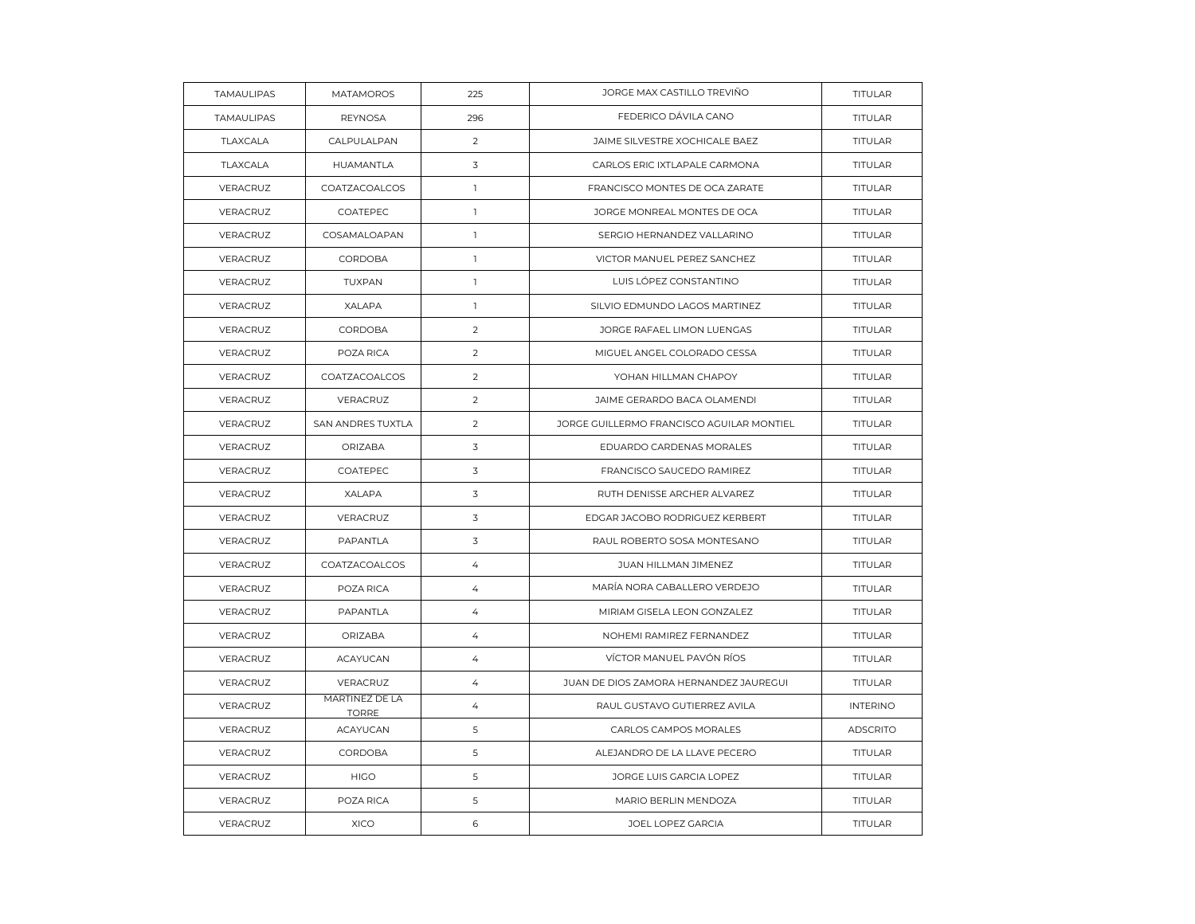| TAMAULIPAS | MATAMOROS | 225 | JORGE MAX CASTILLO TREVIÑO | TITULAR |
|---|---|---|---|---|
| TAMAULIPAS | REYNOSA | 296 | FEDERICO DÁVILA CANO | TITULAR |
| TLAXCALA | CALPULALPAN | 2 | JAIME SILVESTRE XOCHICALE BAEZ | TITULAR |
| TLAXCALA | HUAMANTLA | 3 | CARLOS ERIC IXTLAPALE CARMONA | TITULAR |
| VERACRUZ | COATZACOALCOS | 1 | FRANCISCO MONTES DE OCA ZARATE | TITULAR |
| VERACRUZ | COATEPEC | 1 | JORGE MONREAL MONTES DE OCA | TITULAR |
| VERACRUZ | COSAMALOAPAN | 1 | SERGIO HERNANDEZ VALLARINO | TITULAR |
| VERACRUZ | CORDOBA | 1 | VICTOR MANUEL PEREZ SANCHEZ | TITULAR |
| VERACRUZ | TUXPAN | 1 | LUIS LÓPEZ CONSTANTINO | TITULAR |
| VERACRUZ | XALAPA | 1 | SILVIO EDMUNDO LAGOS MARTINEZ | TITULAR |
| VERACRUZ | CORDOBA | 2 | JORGE RAFAEL LIMON LUENGAS | TITULAR |
| VERACRUZ | POZA RICA | 2 | MIGUEL ANGEL COLORADO CESSA | TITULAR |
| VERACRUZ | COATZACOALCOS | 2 | YOHAN HILLMAN CHAPOY | TITULAR |
| VERACRUZ | VERACRUZ | 2 | JAIME GERARDO BACA OLAMENDI | TITULAR |
| VERACRUZ | SAN ANDRES TUXTLA | 2 | JORGE GUILLERMO FRANCISCO AGUILAR MONTIEL | TITULAR |
| VERACRUZ | ORIZABA | 3 | EDUARDO CARDENAS MORALES | TITULAR |
| VERACRUZ | COATEPEC | 3 | FRANCISCO SAUCEDO RAMIREZ | TITULAR |
| VERACRUZ | XALAPA | 3 | RUTH DENISSE ARCHER ALVAREZ | TITULAR |
| VERACRUZ | VERACRUZ | 3 | EDGAR JACOBO RODRIGUEZ KERBERT | TITULAR |
| VERACRUZ | PAPANTLA | 3 | RAUL ROBERTO SOSA MONTESANO | TITULAR |
| VERACRUZ | COATZACOALCOS | 4 | JUAN HILLMAN JIMENEZ | TITULAR |
| VERACRUZ | POZA RICA | 4 | MARÍA NORA CABALLERO VERDEJO | TITULAR |
| VERACRUZ | PAPANTLA | 4 | MIRIAM GISELA LEON GONZALEZ | TITULAR |
| VERACRUZ | ORIZABA | 4 | NOHEMI RAMIREZ FERNANDEZ | TITULAR |
| VERACRUZ | ACAYUCAN | 4 | VÍCTOR MANUEL PAVÓN RÍOS | TITULAR |
| VERACRUZ | VERACRUZ | 4 | JUAN DE DIOS ZAMORA HERNANDEZ JAUREGUI | TITULAR |
| VERACRUZ | MARTINEZ DE LA TORRE | 4 | RAUL GUSTAVO GUTIERREZ AVILA | INTERINO |
| VERACRUZ | ACAYUCAN | 5 | CARLOS CAMPOS MORALES | ADSCRITO |
| VERACRUZ | CORDOBA | 5 | ALEJANDRO DE LA LLAVE PECERO | TITULAR |
| VERACRUZ | HIGO | 5 | JORGE LUIS GARCIA LOPEZ | TITULAR |
| VERACRUZ | POZA RICA | 5 | MARIO BERLIN MENDOZA | TITULAR |
| VERACRUZ | XICO | 6 | JOEL LOPEZ GARCIA | TITULAR |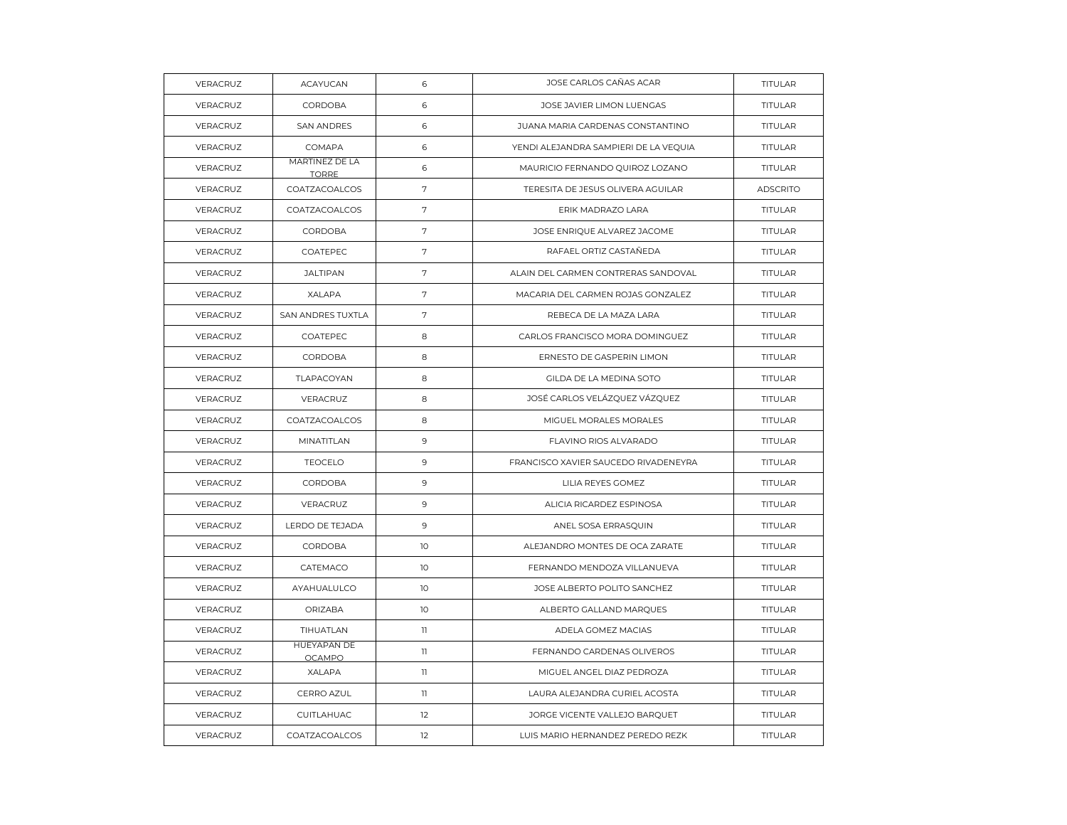| VERACRUZ | ACAYUCAN | 6 | JOSE CARLOS CAÑAS ACAR | TITULAR |
|---|---|---|---|---|
| VERACRUZ | CORDOBA | 6 | JOSE JAVIER LIMON LUENGAS | TITULAR |
| VERACRUZ | SAN ANDRES | 6 | JUANA MARIA CARDENAS CONSTANTINO | TITULAR |
| VERACRUZ | COMAPA | 6 | YENDI ALEJANDRA SAMPIERI DE LA VEQUIA | TITULAR |
| VERACRUZ | MARTINEZ DE LA TORRE | 6 | MAURICIO FERNANDO QUIROZ LOZANO | TITULAR |
| VERACRUZ | COATZACOALCOS | 7 | TERESITA DE JESUS OLIVERA AGUILAR | ADSCRITO |
| VERACRUZ | COATZACOALCOS | 7 | ERIK MADRAZO LARA | TITULAR |
| VERACRUZ | CORDOBA | 7 | JOSE ENRIQUE ALVAREZ JACOME | TITULAR |
| VERACRUZ | COATEPEC | 7 | RAFAEL ORTIZ CASTAÑEDA | TITULAR |
| VERACRUZ | JALTIPAN | 7 | ALAIN DEL CARMEN CONTRERAS SANDOVAL | TITULAR |
| VERACRUZ | XALAPA | 7 | MACARIA DEL CARMEN ROJAS GONZALEZ | TITULAR |
| VERACRUZ | SAN ANDRES TUXTLA | 7 | REBECA DE LA MAZA LARA | TITULAR |
| VERACRUZ | COATEPEC | 8 | CARLOS FRANCISCO MORA DOMINGUEZ | TITULAR |
| VERACRUZ | CORDOBA | 8 | ERNESTO DE GASPERIN LIMON | TITULAR |
| VERACRUZ | TLAPACOYAN | 8 | GILDA DE LA MEDINA SOTO | TITULAR |
| VERACRUZ | VERACRUZ | 8 | JOSÉ CARLOS VELÁZQUEZ VÁZQUEZ | TITULAR |
| VERACRUZ | COATZACOALCOS | 8 | MIGUEL MORALES MORALES | TITULAR |
| VERACRUZ | MINATITLAN | 9 | FLAVINO RIOS ALVARADO | TITULAR |
| VERACRUZ | TEOCELO | 9 | FRANCISCO XAVIER SAUCEDO RIVADENEYRA | TITULAR |
| VERACRUZ | CORDOBA | 9 | LILIA REYES GOMEZ | TITULAR |
| VERACRUZ | VERACRUZ | 9 | ALICIA RICARDEZ ESPINOSA | TITULAR |
| VERACRUZ | LERDO DE TEJADA | 9 | ANEL SOSA ERRASQUIN | TITULAR |
| VERACRUZ | CORDOBA | 10 | ALEJANDRO MONTES DE OCA ZARATE | TITULAR |
| VERACRUZ | CATEMACO | 10 | FERNANDO MENDOZA VILLANUEVA | TITULAR |
| VERACRUZ | AYAHUALULCO | 10 | JOSE ALBERTO POLITO SANCHEZ | TITULAR |
| VERACRUZ | ORIZABA | 10 | ALBERTO GALLAND MARQUES | TITULAR |
| VERACRUZ | TIHUATLAN | 11 | ADELA GOMEZ MACIAS | TITULAR |
| VERACRUZ | HUEYAPAN DE OCAMPO | 11 | FERNANDO CARDENAS OLIVEROS | TITULAR |
| VERACRUZ | XALAPA | 11 | MIGUEL ANGEL DIAZ PEDROZA | TITULAR |
| VERACRUZ | CERRO AZUL | 11 | LAURA ALEJANDRA CURIEL ACOSTA | TITULAR |
| VERACRUZ | CUITLAHUAC | 12 | JORGE VICENTE VALLEJO BARQUET | TITULAR |
| VERACRUZ | COATZACOALCOS | 12 | LUIS MARIO HERNANDEZ PEREDO REZK | TITULAR |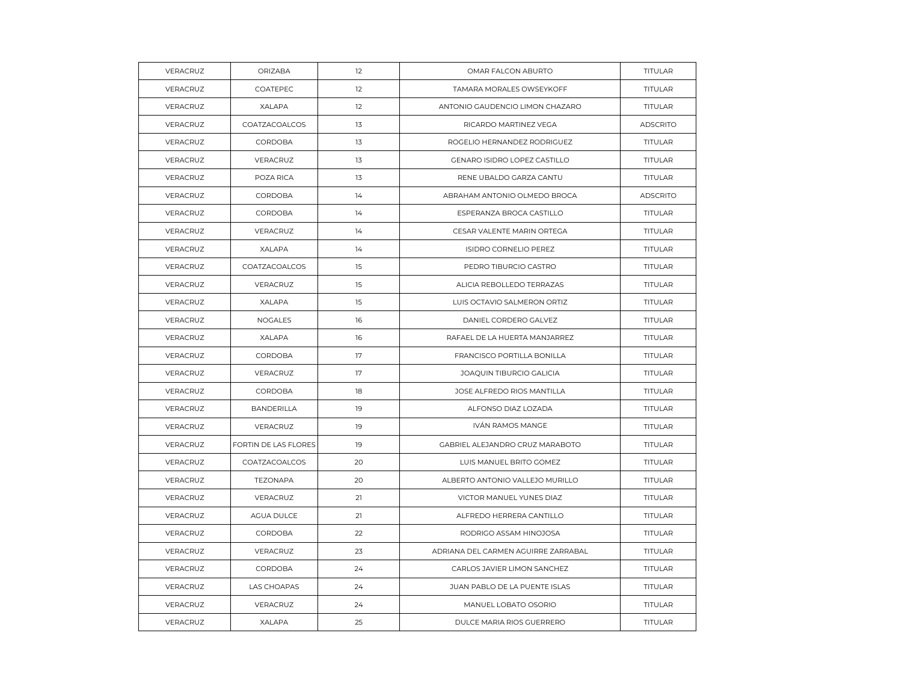| VERACRUZ | ORIZABA | 12 | OMAR FALCON ABURTO | TITULAR |
|---|---|---|---|---|
| VERACRUZ | COATEPEC | 12 | TAMARA MORALES OWSEYKOFF | TITULAR |
| VERACRUZ | XALAPA | 12 | ANTONIO GAUDENCIO LIMON CHAZARO | TITULAR |
| VERACRUZ | COATZACOALCOS | 13 | RICARDO MARTINEZ VEGA | ADSCRITO |
| VERACRUZ | CORDOBA | 13 | ROGELIO HERNANDEZ RODRIGUEZ | TITULAR |
| VERACRUZ | VERACRUZ | 13 | GENARO ISIDRO LOPEZ CASTILLO | TITULAR |
| VERACRUZ | POZA RICA | 13 | RENE UBALDO GARZA CANTU | TITULAR |
| VERACRUZ | CORDOBA | 14 | ABRAHAM ANTONIO OLMEDO BROCA | ADSCRITO |
| VERACRUZ | CORDOBA | 14 | ESPERANZA BROCA CASTILLO | TITULAR |
| VERACRUZ | VERACRUZ | 14 | CESAR VALENTE MARIN ORTEGA | TITULAR |
| VERACRUZ | XALAPA | 14 | ISIDRO CORNELIO PEREZ | TITULAR |
| VERACRUZ | COATZACOALCOS | 15 | PEDRO TIBURCIO CASTRO | TITULAR |
| VERACRUZ | VERACRUZ | 15 | ALICIA REBOLLEDO TERRAZAS | TITULAR |
| VERACRUZ | XALAPA | 15 | LUIS OCTAVIO SALMERON ORTIZ | TITULAR |
| VERACRUZ | NOGALES | 16 | DANIEL CORDERO GALVEZ | TITULAR |
| VERACRUZ | XALAPA | 16 | RAFAEL DE LA HUERTA MANJARREZ | TITULAR |
| VERACRUZ | CORDOBA | 17 | FRANCISCO PORTILLA BONILLA | TITULAR |
| VERACRUZ | VERACRUZ | 17 | JOAQUIN TIBURCIO GALICIA | TITULAR |
| VERACRUZ | CORDOBA | 18 | JOSE ALFREDO RIOS MANTILLA | TITULAR |
| VERACRUZ | BANDERILLA | 19 | ALFONSO DIAZ LOZADA | TITULAR |
| VERACRUZ | VERACRUZ | 19 | IVÁN RAMOS MANGE | TITULAR |
| VERACRUZ | FORTIN DE LAS FLORES | 19 | GABRIEL ALEJANDRO CRUZ MARABOTO | TITULAR |
| VERACRUZ | COATZACOALCOS | 20 | LUIS MANUEL BRITO GOMEZ | TITULAR |
| VERACRUZ | TEZONAPA | 20 | ALBERTO ANTONIO VALLEJO MURILLO | TITULAR |
| VERACRUZ | VERACRUZ | 21 | VICTOR MANUEL YUNES DIAZ | TITULAR |
| VERACRUZ | AGUA DULCE | 21 | ALFREDO HERRERA CANTILLO | TITULAR |
| VERACRUZ | CORDOBA | 22 | RODRIGO ASSAM HINOJOSA | TITULAR |
| VERACRUZ | VERACRUZ | 23 | ADRIANA DEL CARMEN AGUIRRE ZARRABAL | TITULAR |
| VERACRUZ | CORDOBA | 24 | CARLOS JAVIER LIMON SANCHEZ | TITULAR |
| VERACRUZ | LAS CHOAPAS | 24 | JUAN PABLO DE LA PUENTE ISLAS | TITULAR |
| VERACRUZ | VERACRUZ | 24 | MANUEL LOBATO OSORIO | TITULAR |
| VERACRUZ | XALAPA | 25 | DULCE MARIA RIOS GUERRERO | TITULAR |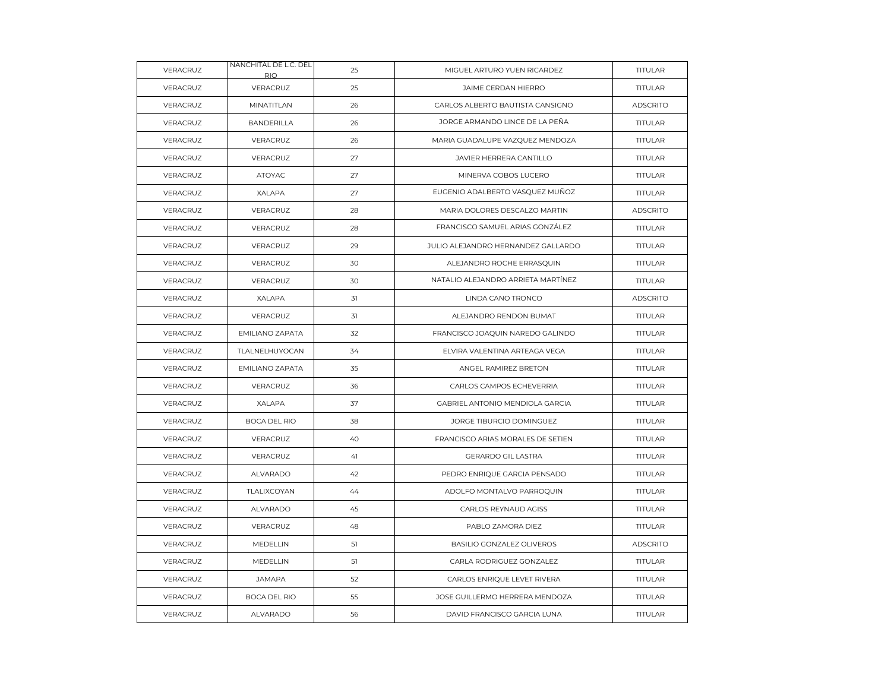| VERACRUZ | NANCHITAL DE L.C. DEL RIO | 25 | MIGUEL ARTURO YUEN RICARDEZ | TITULAR |
|---|---|---|---|---|
| VERACRUZ | VERACRUZ | 25 | JAIME CERDAN HIERRO | TITULAR |
| VERACRUZ | MINATITLAN | 26 | CARLOS ALBERTO BAUTISTA CANSIGNO | ADSCRITO |
| VERACRUZ | BANDERILLA | 26 | JORGE ARMANDO LINCE DE LA PEÑA | TITULAR |
| VERACRUZ | VERACRUZ | 26 | MARIA GUADALUPE VAZQUEZ MENDOZA | TITULAR |
| VERACRUZ | VERACRUZ | 27 | JAVIER HERRERA CANTILLO | TITULAR |
| VERACRUZ | ATOYAC | 27 | MINERVA COBOS LUCERO | TITULAR |
| VERACRUZ | XALAPA | 27 | EUGENIO ADALBERTO VASQUEZ MUÑOZ | TITULAR |
| VERACRUZ | VERACRUZ | 28 | MARIA DOLORES DESCALZO MARTIN | ADSCRITO |
| VERACRUZ | VERACRUZ | 28 | FRANCISCO SAMUEL ARIAS GONZÁLEZ | TITULAR |
| VERACRUZ | VERACRUZ | 29 | JULIO ALEJANDRO HERNANDEZ GALLARDO | TITULAR |
| VERACRUZ | VERACRUZ | 30 | ALEJANDRO ROCHE ERRASQUIN | TITULAR |
| VERACRUZ | VERACRUZ | 30 | NATALIO ALEJANDRO ARRIETA MARTÍNEZ | TITULAR |
| VERACRUZ | XALAPA | 31 | LINDA CANO TRONCO | ADSCRITO |
| VERACRUZ | VERACRUZ | 31 | ALEJANDRO RENDON BUMAT | TITULAR |
| VERACRUZ | EMILIANO ZAPATA | 32 | FRANCISCO JOAQUIN NAREDO GALINDO | TITULAR |
| VERACRUZ | TLALNELHUYOCAN | 34 | ELVIRA VALENTINA ARTEAGA VEGA | TITULAR |
| VERACRUZ | EMILIANO ZAPATA | 35 | ANGEL RAMIREZ BRETON | TITULAR |
| VERACRUZ | VERACRUZ | 36 | CARLOS CAMPOS ECHEVERRIA | TITULAR |
| VERACRUZ | XALAPA | 37 | GABRIEL ANTONIO MENDIOLA GARCIA | TITULAR |
| VERACRUZ | BOCA DEL RIO | 38 | JORGE TIBURCIO DOMINGUEZ | TITULAR |
| VERACRUZ | VERACRUZ | 40 | FRANCISCO ARIAS MORALES DE SETIEN | TITULAR |
| VERACRUZ | VERACRUZ | 41 | GERARDO GIL LASTRA | TITULAR |
| VERACRUZ | ALVARADO | 42 | PEDRO ENRIQUE GARCIA PENSADO | TITULAR |
| VERACRUZ | TLALIXCOYAN | 44 | ADOLFO MONTALVO PARROQUIN | TITULAR |
| VERACRUZ | ALVARADO | 45 | CARLOS REYNAUD AGISS | TITULAR |
| VERACRUZ | VERACRUZ | 48 | PABLO ZAMORA DIEZ | TITULAR |
| VERACRUZ | MEDELLIN | 51 | BASILIO GONZALEZ OLIVEROS | ADSCRITO |
| VERACRUZ | MEDELLIN | 51 | CARLA RODRIGUEZ GONZALEZ | TITULAR |
| VERACRUZ | JAMAPA | 52 | CARLOS ENRIQUE LEVET RIVERA | TITULAR |
| VERACRUZ | BOCA DEL RIO | 55 | JOSE GUILLERMO HERRERA MENDOZA | TITULAR |
| VERACRUZ | ALVARADO | 56 | DAVID FRANCISCO GARCIA LUNA | TITULAR |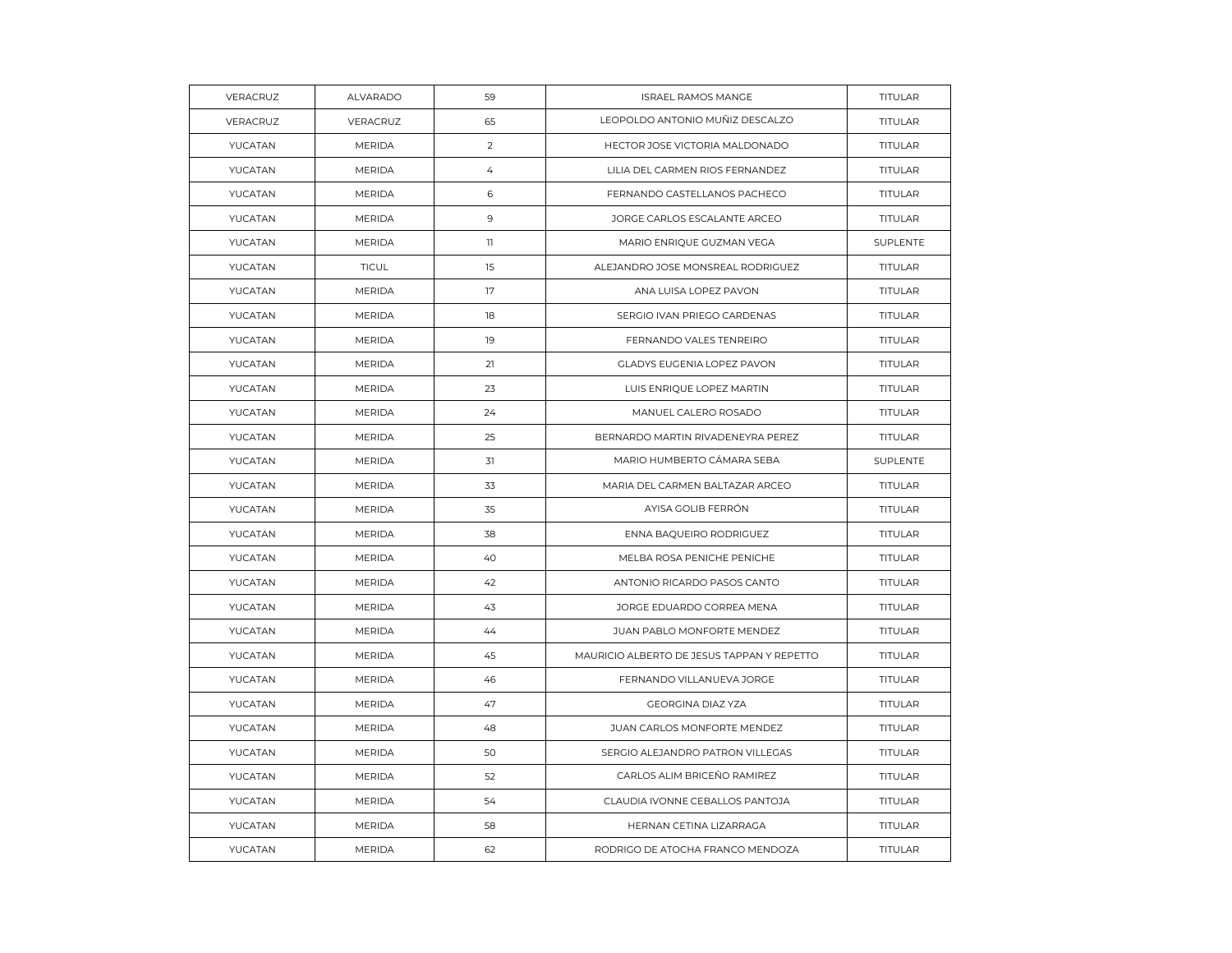| VERACRUZ | ALVARADO | 59 | ISRAEL RAMOS MANGE | TITULAR |
|---|---|---|---|---|
| VERACRUZ | VERACRUZ | 65 | LEOPOLDO ANTONIO MUÑIZ DESCALZO | TITULAR |
| YUCATAN | MERIDA | 2 | HECTOR JOSE VICTORIA MALDONADO | TITULAR |
| YUCATAN | MERIDA | 4 | LILIA DEL CARMEN RIOS FERNANDEZ | TITULAR |
| YUCATAN | MERIDA | 6 | FERNANDO CASTELLANOS PACHECO | TITULAR |
| YUCATAN | MERIDA | 9 | JORGE CARLOS ESCALANTE ARCEO | TITULAR |
| YUCATAN | MERIDA | 11 | MARIO ENRIQUE GUZMAN VEGA | SUPLENTE |
| YUCATAN | TICUL | 15 | ALEJANDRO JOSE MONSREAL RODRIGUEZ | TITULAR |
| YUCATAN | MERIDA | 17 | ANA LUISA LOPEZ PAVON | TITULAR |
| YUCATAN | MERIDA | 18 | SERGIO IVAN PRIEGO CARDENAS | TITULAR |
| YUCATAN | MERIDA | 19 | FERNANDO VALES TENREIRO | TITULAR |
| YUCATAN | MERIDA | 21 | GLADYS EUGENIA LOPEZ PAVON | TITULAR |
| YUCATAN | MERIDA | 23 | LUIS ENRIQUE LOPEZ MARTIN | TITULAR |
| YUCATAN | MERIDA | 24 | MANUEL CALERO ROSADO | TITULAR |
| YUCATAN | MERIDA | 25 | BERNARDO MARTIN RIVADENEYRA PEREZ | TITULAR |
| YUCATAN | MERIDA | 31 | MARIO HUMBERTO CÁMARA SEBA | SUPLENTE |
| YUCATAN | MERIDA | 33 | MARIA DEL CARMEN BALTAZAR ARCEO | TITULAR |
| YUCATAN | MERIDA | 35 | AYISA GOLIB FERRÓN | TITULAR |
| YUCATAN | MERIDA | 38 | ENNA BAQUEIRO RODRIGUEZ | TITULAR |
| YUCATAN | MERIDA | 40 | MELBA ROSA PENICHE PENICHE | TITULAR |
| YUCATAN | MERIDA | 42 | ANTONIO RICARDO PASOS CANTO | TITULAR |
| YUCATAN | MERIDA | 43 | JORGE EDUARDO CORREA MENA | TITULAR |
| YUCATAN | MERIDA | 44 | JUAN PABLO MONFORTE MENDEZ | TITULAR |
| YUCATAN | MERIDA | 45 | MAURICIO ALBERTO DE JESUS TAPPAN Y REPETTO | TITULAR |
| YUCATAN | MERIDA | 46 | FERNANDO VILLANUEVA JORGE | TITULAR |
| YUCATAN | MERIDA | 47 | GEORGINA DIAZ YZA | TITULAR |
| YUCATAN | MERIDA | 48 | JUAN CARLOS MONFORTE MENDEZ | TITULAR |
| YUCATAN | MERIDA | 50 | SERGIO ALEJANDRO PATRON VILLEGAS | TITULAR |
| YUCATAN | MERIDA | 52 | CARLOS ALIM BRICEÑO RAMIREZ | TITULAR |
| YUCATAN | MERIDA | 54 | CLAUDIA IVONNE CEBALLOS PANTOJA | TITULAR |
| YUCATAN | MERIDA | 58 | HERNAN CETINA LIZARRAGA | TITULAR |
| YUCATAN | MERIDA | 62 | RODRIGO DE ATOCHA FRANCO MENDOZA | TITULAR |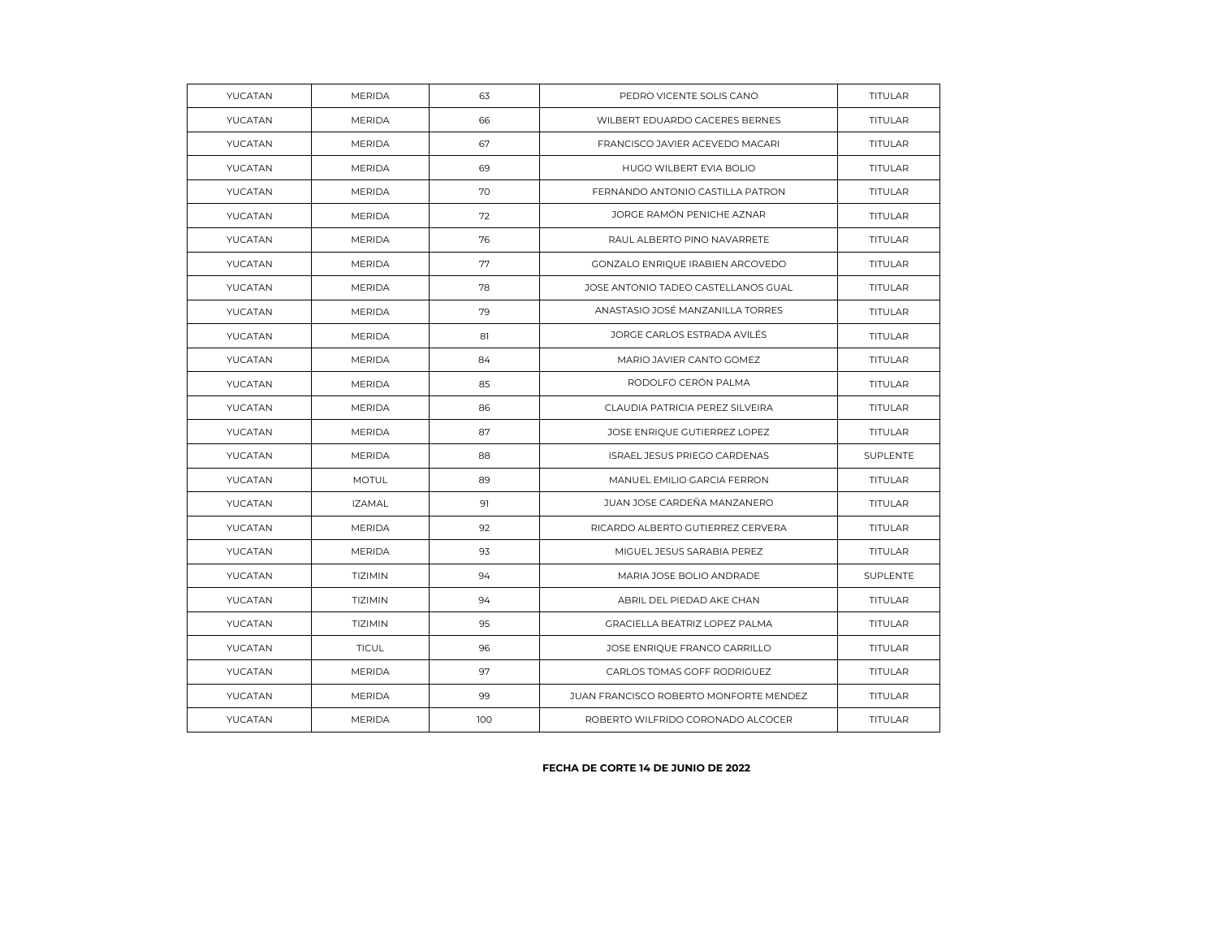| | | | | |
|---|---|---|---|---|
| YUCATAN | MERIDA | 63 | PEDRO VICENTE SOLIS CANO | TITULAR |
| YUCATAN | MERIDA | 66 | WILBERT EDUARDO CACERES BERNES | TITULAR |
| YUCATAN | MERIDA | 67 | FRANCISCO JAVIER ACEVEDO MACARI | TITULAR |
| YUCATAN | MERIDA | 69 | HUGO WILBERT EVIA BOLIO | TITULAR |
| YUCATAN | MERIDA | 70 | FERNANDO ANTONIO CASTILLA PATRON | TITULAR |
| YUCATAN | MERIDA | 72 | JORGE RAMÓN PENICHE AZNAR | TITULAR |
| YUCATAN | MERIDA | 76 | RAUL ALBERTO PINO NAVARRETE | TITULAR |
| YUCATAN | MERIDA | 77 | GONZALO ENRIQUE IRABIEN ARCOVEDO | TITULAR |
| YUCATAN | MERIDA | 78 | JOSE ANTONIO TADEO CASTELLANOS GUAL | TITULAR |
| YUCATAN | MERIDA | 79 | ANASTASIO JOSÉ MANZANILLA TORRES | TITULAR |
| YUCATAN | MERIDA | 81 | JORGE CARLOS ESTRADA AVILÉS | TITULAR |
| YUCATAN | MERIDA | 84 | MARIO JAVIER CANTO GOMEZ | TITULAR |
| YUCATAN | MERIDA | 85 | RODOLFO CERÓN PALMA | TITULAR |
| YUCATAN | MERIDA | 86 | CLAUDIA PATRICIA PEREZ SILVEIRA | TITULAR |
| YUCATAN | MERIDA | 87 | JOSE ENRIQUE GUTIERREZ LOPEZ | TITULAR |
| YUCATAN | MERIDA | 88 | ISRAEL JESUS PRIEGO CARDENAS | SUPLENTE |
| YUCATAN | MOTUL | 89 | MANUEL EMILIO GARCIA FERRON | TITULAR |
| YUCATAN | IZAMAL | 91 | JUAN JOSE CARDEÑA MANZANERO | TITULAR |
| YUCATAN | MERIDA | 92 | RICARDO ALBERTO GUTIERREZ CERVERA | TITULAR |
| YUCATAN | MERIDA | 93 | MIGUEL JESUS SARABIA PEREZ | TITULAR |
| YUCATAN | TIZIMIN | 94 | MARIA JOSE BOLIO ANDRADE | SUPLENTE |
| YUCATAN | TIZIMIN | 94 | ABRIL DEL PIEDAD AKE CHAN | TITULAR |
| YUCATAN | TIZIMIN | 95 | GRACIELLA BEATRIZ LOPEZ PALMA | TITULAR |
| YUCATAN | TICUL | 96 | JOSE ENRIQUE FRANCO CARRILLO | TITULAR |
| YUCATAN | MERIDA | 97 | CARLOS TOMAS GOFF RODRIGUEZ | TITULAR |
| YUCATAN | MERIDA | 99 | JUAN FRANCISCO ROBERTO MONFORTE MENDEZ | TITULAR |
| YUCATAN | MERIDA | 100 | ROBERTO WILFRIDO CORONADO ALCOCER | TITULAR |

**FECHA DE CORTE 14 DE JUNIO DE 2022**